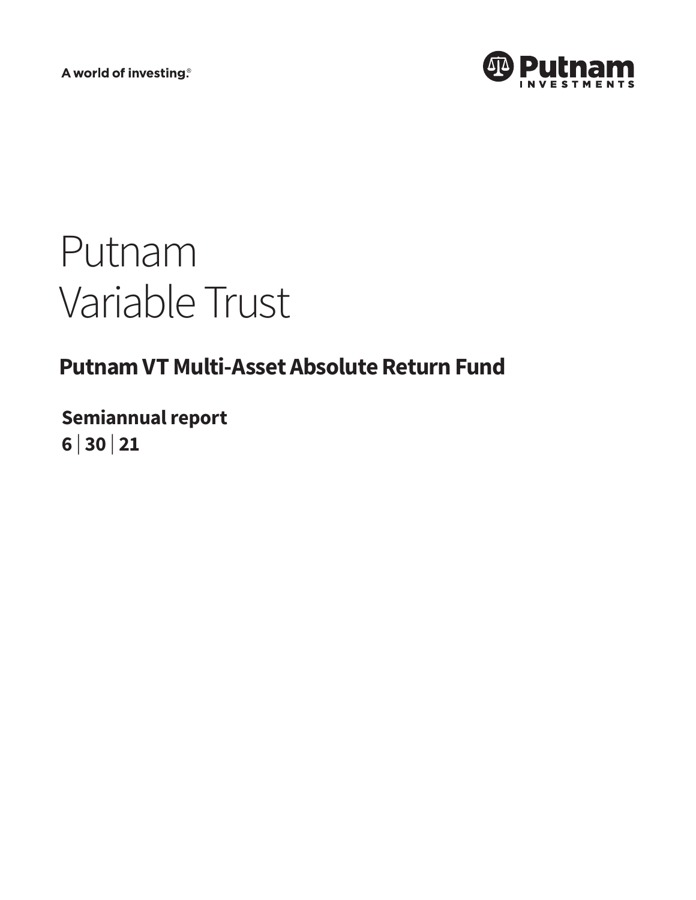A world of investing.®

Putnam INVESTMENTS

# Putnam Variable Trust

## Putnam VT Multi-Asset Absolute Return Fund

**Semiannual report**

**6 | 30 | 21**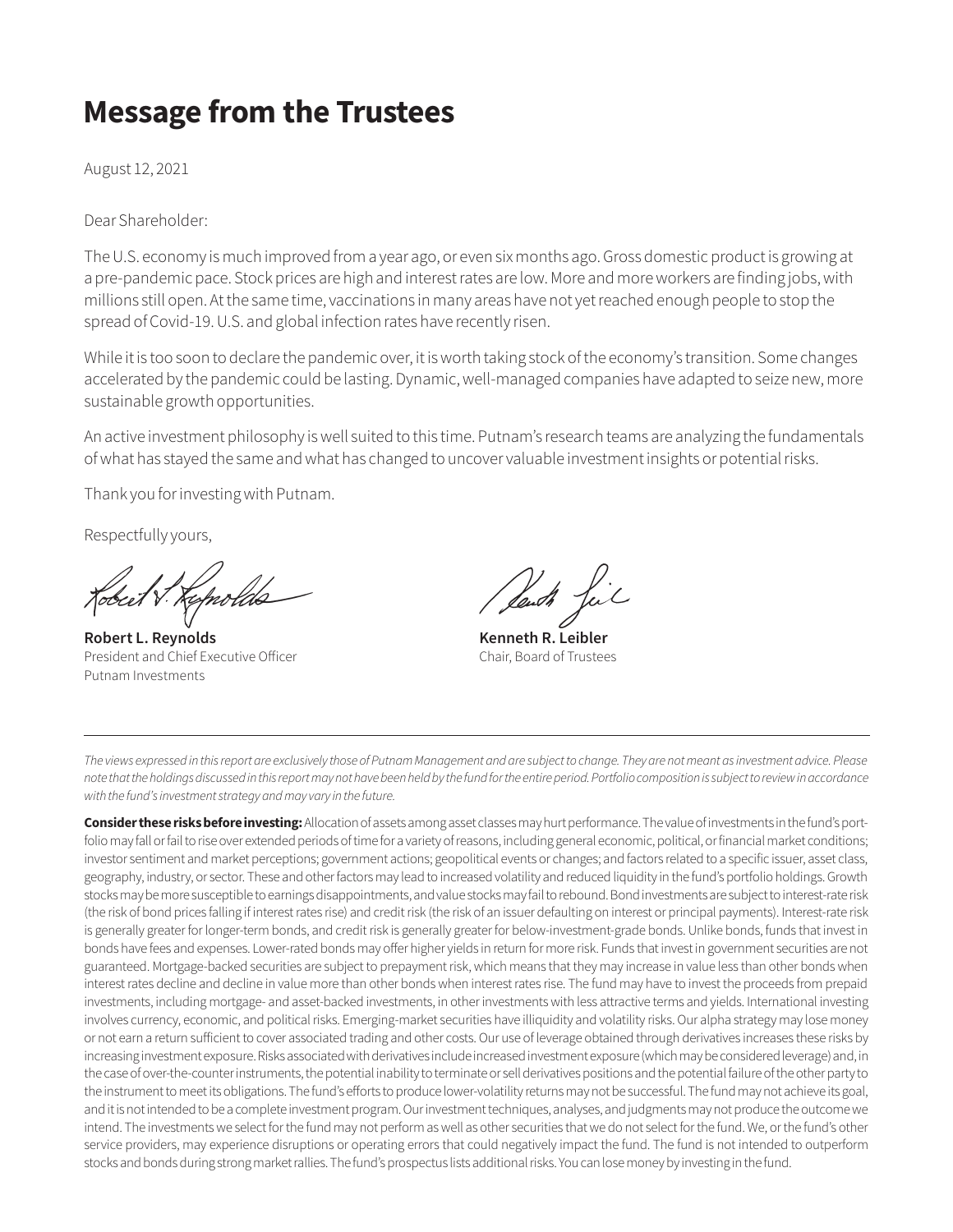# Message from the Trustees

August 12, 2021

Dear Shareholder:

The U.S. economy is much improved from a year ago, or even six months ago. Gross domestic product is growing at a pre-pandemic pace. Stock prices are high and interest rates are low. More and more workers are finding jobs, with millions still open. At the same time, vaccinations in many areas have not yet reached enough people to stop the spread of Covid-19. U.S. and global infection rates have recently risen.

While it is too soon to declare the pandemic over, it is worth taking stock of the economy's transition. Some changes accelerated by the pandemic could be lasting. Dynamic, well-managed companies have adapted to seize new, more sustainable growth opportunities.

An active investment philosophy is well suited to this time. Putnam's research teams are analyzing the fundamentals of what has stayed the same and what has changed to uncover valuable investment insights or potential risks.

Thank you for investing with Putnam.

Respectfully yours,

**Robert L. Reynolds**
President and Chief Executive Officer
Putnam Investments

**Kenneth R. Leibler**
Chair, Board of Trustees

---

*The views expressed in this report are exclusively those of Putnam Management and are subject to change. They are not meant as investment advice. Please note that the holdings discussed in this report may not have been held by the fund for the entire period. Portfolio composition is subject to review in accordance with the fund's investment strategy and may vary in the future.*

**Consider these risks before investing:** Allocation of assets among asset classes may hurt performance. The value of investments in the fund's portfolio may fall or fail to rise over extended periods of time for a variety of reasons, including general economic, political, or financial market conditions; investor sentiment and market perceptions; government actions; geopolitical events or changes; and factors related to a specific issuer, asset class, geography, industry, or sector. These and other factors may lead to increased volatility and reduced liquidity in the fund's portfolio holdings. Growth stocks may be more susceptible to earnings disappointments, and value stocks may fail to rebound. Bond investments are subject to interest-rate risk (the risk of bond prices falling if interest rates rise) and credit risk (the risk of an issuer defaulting on interest or principal payments). Interest-rate risk is generally greater for longer-term bonds, and credit risk is generally greater for below-investment-grade bonds. Unlike bonds, funds that invest in bonds have fees and expenses. Lower-rated bonds may offer higher yields in return for more risk. Funds that invest in government securities are not guaranteed. Mortgage-backed securities are subject to prepayment risk, which means that they may increase in value less than other bonds when interest rates decline and decline in value more than other bonds when interest rates rise. The fund may have to invest the proceeds from prepaid investments, including mortgage- and asset-backed investments, in other investments with less attractive terms and yields. International investing involves currency, economic, and political risks. Emerging-market securities have illiquidity and volatility risks. Our alpha strategy may lose money or not earn a return sufficient to cover associated trading and other costs. Our use of leverage obtained through derivatives increases these risks by increasing investment exposure. Risks associated with derivatives include increased investment exposure (which may be considered leverage) and, in the case of over-the-counter instruments, the potential inability to terminate or sell derivatives positions and the potential failure of the other party to the instrument to meet its obligations. The fund's efforts to produce lower-volatility returns may not be successful. The fund may not achieve its goal, and it is not intended to be a complete investment program. Our investment techniques, analyses, and judgments may not produce the outcome we intend. The investments we select for the fund may not perform as well as other securities that we do not select for the fund. We, or the fund's other service providers, may experience disruptions or operating errors that could negatively impact the fund. The fund is not intended to outperform stocks and bonds during strong market rallies. The fund's prospectus lists additional risks. You can lose money by investing in the fund.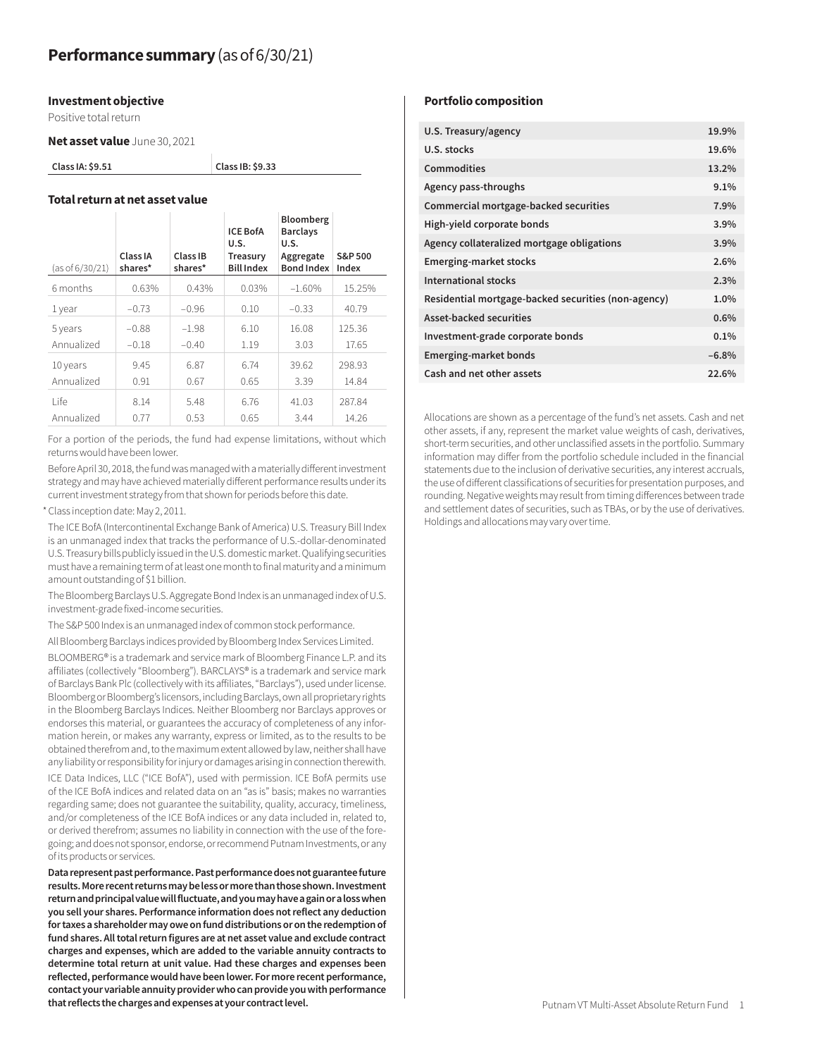# Performance summary (as of 6/30/21)

### Investment objective

Positive total return

**Net asset value** June 30, 2021

| Class IA: $9.51 | Class IB: $9.33 |
|---|---|

### Total return at net asset value

| (as of 6/30/21) | Class IA shares* | Class IB shares* | ICE BofA U.S. Treasury Bill Index | Bloomberg Barclays U.S. Aggregate Bond Index | S&P 500 Index |
|---|---|---|---|---|---|
| 6 months | 0.63% | 0.43% | 0.03% | –1.60% | 15.25% |
| 1 year | –0.73 | –0.96 | 0.10 | –0.33 | 40.79 |
| 5 years | –0.88 | –1.98 | 6.10 | 16.08 | 125.36 |
| Annualized | –0.18 | –0.40 | 1.19 | 3.03 | 17.65 |
| 10 years | 9.45 | 6.87 | 6.74 | 39.62 | 298.93 |
| Annualized | 0.91 | 0.67 | 0.65 | 3.39 | 14.84 |
| Life | 8.14 | 5.48 | 6.76 | 41.03 | 287.84 |
| Annualized | 0.77 | 0.53 | 0.65 | 3.44 | 14.26 |

For a portion of the periods, the fund had expense limitations, without which returns would have been lower.

Before April 30, 2018, the fund was managed with a materially different investment strategy and may have achieved materially different performance results under its current investment strategy from that shown for periods before this date.

\* Class inception date: May 2, 2011.

The ICE BofA (Intercontinental Exchange Bank of America) U.S. Treasury Bill Index is an unmanaged index that tracks the performance of U.S.-dollar-denominated U.S. Treasury bills publicly issued in the U.S. domestic market. Qualifying securities must have a remaining term of at least one month to final maturity and a minimum amount outstanding of $1 billion.

The Bloomberg Barclays U.S. Aggregate Bond Index is an unmanaged index of U.S. investment-grade fixed-income securities.

The S&P 500 Index is an unmanaged index of common stock performance.

All Bloomberg Barclays indices provided by Bloomberg Index Services Limited.

BLOOMBERG® is a trademark and service mark of Bloomberg Finance L.P. and its affiliates (collectively "Bloomberg"). BARCLAYS® is a trademark and service mark of Barclays Bank Plc (collectively with its affiliates, "Barclays"), used under license. Bloomberg or Bloomberg's licensors, including Barclays, own all proprietary rights in the Bloomberg Barclays Indices. Neither Bloomberg nor Barclays approves or endorses this material, or guarantees the accuracy of completeness of any information herein, or makes any warranty, express or limited, as to the results to be obtained therefrom and, to the maximum extent allowed by law, neither shall have any liability or responsibility for injury or damages arising in connection therewith.

ICE Data Indices, LLC ("ICE BofA"), used with permission. ICE BofA permits use of the ICE BofA indices and related data on an "as is" basis; makes no warranties regarding same; does not guarantee the suitability, quality, accuracy, timeliness, and/or completeness of the ICE BofA indices or any data included in, related to, or derived therefrom; assumes no liability in connection with the use of the foregoing; and does not sponsor, endorse, or recommend Putnam Investments, or any of its products or services.

**Data represent past performance. Past performance does not guarantee future results. More recent returns may be less or more than those shown. Investment return and principal value will fluctuate, and you may have a gain or a loss when you sell your shares. Performance information does not reflect any deduction for taxes a shareholder may owe on fund distributions or on the redemption of fund shares. All total return figures are at net asset value and exclude contract charges and expenses, which are added to the variable annuity contracts to determine total return at unit value. Had these charges and expenses been reflected, performance would have been lower. For more recent performance, contact your variable annuity provider who can provide you with performance that reflects the charges and expenses at your contract level.**

### Portfolio composition

| Asset | Allocation |
|---|---|
| U.S. Treasury/agency | 19.9% |
| U.S. stocks | 19.6% |
| Commodities | 13.2% |
| Agency pass-throughs | 9.1% |
| Commercial mortgage-backed securities | 7.9% |
| High-yield corporate bonds | 3.9% |
| Agency collateralized mortgage obligations | 3.9% |
| Emerging-market stocks | 2.6% |
| International stocks | 2.3% |
| Residential mortgage-backed securities (non-agency) | 1.0% |
| Asset-backed securities | 0.6% |
| Investment-grade corporate bonds | 0.1% |
| Emerging-market bonds | –6.8% |
| Cash and net other assets | 22.6% |

Allocations are shown as a percentage of the fund's net assets. Cash and net other assets, if any, represent the market value weights of cash, derivatives, short-term securities, and other unclassified assets in the portfolio. Summary information may differ from the portfolio schedule included in the financial statements due to the inclusion of derivative securities, any interest accruals, the use of different classifications of securities for presentation purposes, and rounding. Negative weights may result from timing differences between trade and settlement dates of securities, such as TBAs, or by the use of derivatives. Holdings and allocations may vary over time.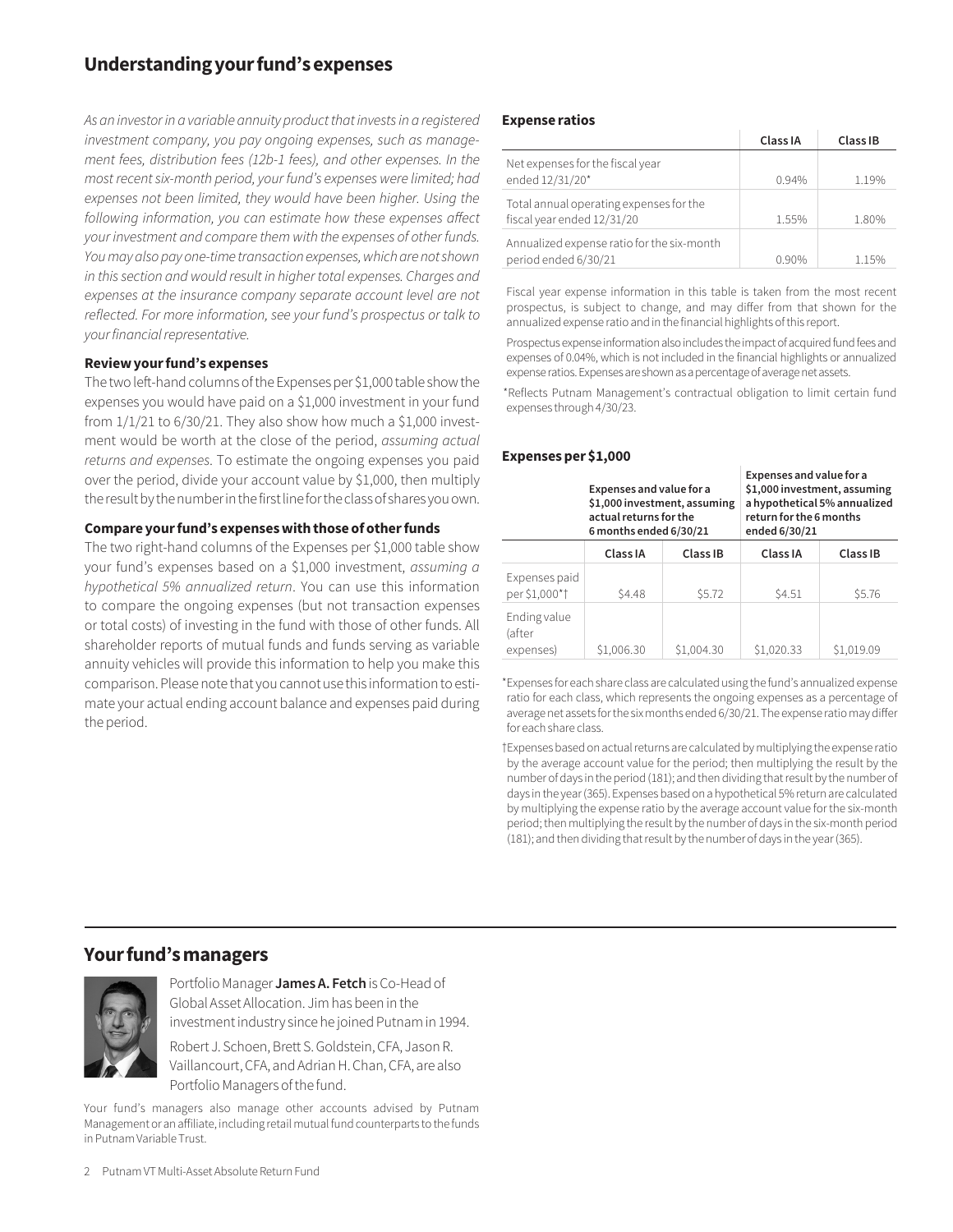## Understanding your fund's expenses

*As an investor in a variable annuity product that invests in a registered investment company, you pay ongoing expenses, such as management fees, distribution fees (12b-1 fees), and other expenses. In the most recent six-month period, your fund's expenses were limited; had expenses not been limited, they would have been higher. Using the following information, you can estimate how these expenses affect your investment and compare them with the expenses of other funds. You may also pay one-time transaction expenses, which are not shown in this section and would result in higher total expenses. Charges and expenses at the insurance company separate account level are not reflected. For more information, see your fund's prospectus or talk to your financial representative.*

### Review your fund's expenses

The two left-hand columns of the Expenses per $1,000 table show the expenses you would have paid on a $1,000 investment in your fund from 1/1/21 to 6/30/21. They also show how much a $1,000 investment would be worth at the close of the period, *assuming actual returns and expenses*. To estimate the ongoing expenses you paid over the period, divide your account value by $1,000, then multiply the result by the number in the first line for the class of shares you own.

### Compare your fund's expenses with those of other funds

The two right-hand columns of the Expenses per $1,000 table show your fund's expenses based on a $1,000 investment, *assuming a hypothetical 5% annualized return*. You can use this information to compare the ongoing expenses (but not transaction expenses or total costs) of investing in the fund with those of other funds. All shareholder reports of mutual funds and funds serving as variable annuity vehicles will provide this information to help you make this comparison. Please note that you cannot use this information to estimate your actual ending account balance and expenses paid during the period.

### Expense ratios

| | Class IA | Class IB |
|---|---|---|
| Net expenses for the fiscal year ended 12/31/20* | 0.94% | 1.19% |
| Total annual operating expenses for the fiscal year ended 12/31/20 | 1.55% | 1.80% |
| Annualized expense ratio for the six-month period ended 6/30/21 | 0.90% | 1.15% |

Fiscal year expense information in this table is taken from the most recent prospectus, is subject to change, and may differ from that shown for the annualized expense ratio and in the financial highlights of this report.

Prospectus expense information also includes the impact of acquired fund fees and expenses of 0.04%, which is not included in the financial highlights or annualized expense ratios. Expenses are shown as a percentage of average net assets.

*Reflects Putnam Management's contractual obligation to limit certain fund expenses through 4/30/23.

### Expenses per $1,000

| | Expenses and value for a $1,000 investment, assuming actual returns for the 6 months ended 6/30/21 | | Expenses and value for a $1,000 investment, assuming a hypothetical 5% annualized return for the 6 months ended 6/30/21 | |
|---|---|---|---|---|
| | Class IA | Class IB | Class IA | Class IB |
| Expenses paid per $1,000*† | $4.48 | $5.72 | $4.51 | $5.76 |
| Ending value (after expenses) | $1,006.30 | $1,004.30 | $1,020.33 | $1,019.09 |

*Expenses for each share class are calculated using the fund's annualized expense ratio for each class, which represents the ongoing expenses as a percentage of average net assets for the six months ended 6/30/21. The expense ratio may differ for each share class.

†Expenses based on actual returns are calculated by multiplying the expense ratio by the average account value for the period; then multiplying the result by the number of days in the period (181); and then dividing that result by the number of days in the year (365). Expenses based on a hypothetical 5% return are calculated by multiplying the expense ratio by the average account value for the six-month period; then multiplying the result by the number of days in the six-month period (181); and then dividing that result by the number of days in the year (365).

## Your fund's managers

Portfolio Manager **James A. Fetch** is Co-Head of Global Asset Allocation. Jim has been in the investment industry since he joined Putnam in 1994.

Robert J. Schoen, Brett S. Goldstein, CFA, Jason R. Vaillancourt, CFA, and Adrian H. Chan, CFA, are also Portfolio Managers of the fund.

Your fund's managers also manage other accounts advised by Putnam Management or an affiliate, including retail mutual fund counterparts to the funds in Putnam Variable Trust.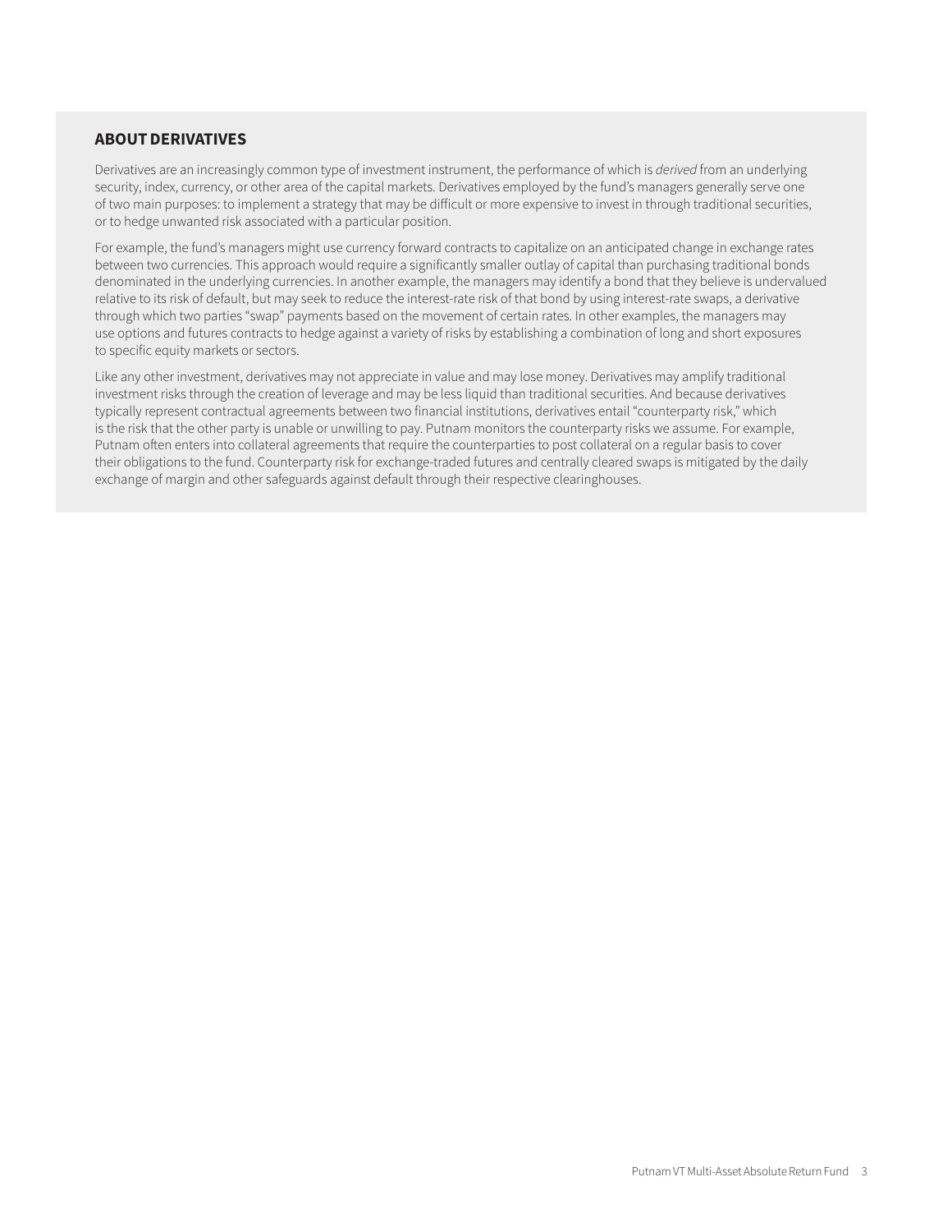## ABOUT DERIVATIVES

Derivatives are an increasingly common type of investment instrument, the performance of which is *derived* from an underlying security, index, currency, or other area of the capital markets. Derivatives employed by the fund's managers generally serve one of two main purposes: to implement a strategy that may be difficult or more expensive to invest in through traditional securities, or to hedge unwanted risk associated with a particular position.

For example, the fund's managers might use currency forward contracts to capitalize on an anticipated change in exchange rates between two currencies. This approach would require a significantly smaller outlay of capital than purchasing traditional bonds denominated in the underlying currencies. In another example, the managers may identify a bond that they believe is undervalued relative to its risk of default, but may seek to reduce the interest-rate risk of that bond by using interest-rate swaps, a derivative through which two parties "swap" payments based on the movement of certain rates. In other examples, the managers may use options and futures contracts to hedge against a variety of risks by establishing a combination of long and short exposures to specific equity markets or sectors.

Like any other investment, derivatives may not appreciate in value and may lose money. Derivatives may amplify traditional investment risks through the creation of leverage and may be less liquid than traditional securities. And because derivatives typically represent contractual agreements between two financial institutions, derivatives entail "counterparty risk," which is the risk that the other party is unable or unwilling to pay. Putnam monitors the counterparty risks we assume. For example, Putnam often enters into collateral agreements that require the counterparties to post collateral on a regular basis to cover their obligations to the fund. Counterparty risk for exchange-traded futures and centrally cleared swaps is mitigated by the daily exchange of margin and other safeguards against default through their respective clearinghouses.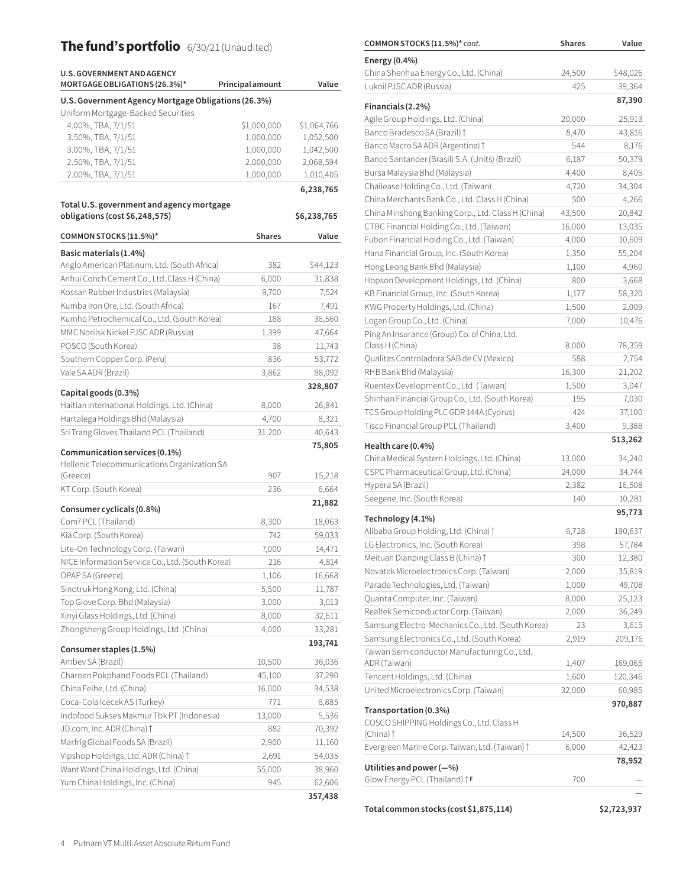# The fund's portfolio 6/30/21 (Unaudited)

| U.S. GOVERNMENT AND AGENCY MORTGAGE OBLIGATIONS (26.3%)* | Principal amount | Value |
|---|---|---|
| **U.S. Government Agency Mortgage Obligations (26.3%)** | | |
| Uniform Mortgage-Backed Securities | | |
| 4.00%, TBA, 7/1/51 | $1,000,000 | $1,064,766 |
| 3.50%, TBA, 7/1/51 | 1,000,000 | 1,052,500 |
| 3.00%, TBA, 7/1/51 | 1,000,000 | 1,042,500 |
| 2.50%, TBA, 7/1/51 | 2,000,000 | 2,068,594 |
| 2.00%, TBA, 7/1/51 | 1,000,000 | 1,010,405 |
| | | **6,238,765** |
| **Total U.S. government and agency mortgage obligations (cost $6,248,575)** | | **$6,238,765** |

| COMMON STOCKS (11.5%)* | Shares | Value |
|---|---|---|
| **Basic materials (1.4%)** | | |
| Anglo American Platinum, Ltd. (South Africa) | 382 | $44,123 |
| Anhui Conch Cement Co., Ltd. Class H (China) | 6,000 | 31,838 |
| Kossan Rubber Industries (Malaysia) | 9,700 | 7,524 |
| Kumba Iron Ore, Ltd. (South Africa) | 167 | 7,491 |
| Kumho Petrochemical Co., Ltd. (South Korea) | 188 | 36,560 |
| MMC Norilsk Nickel PJSC ADR (Russia) | 1,399 | 47,664 |
| POSCO (South Korea) | 38 | 11,743 |
| Southern Copper Corp. (Peru) | 836 | 53,772 |
| Vale SA ADR (Brazil) | 3,862 | 88,092 |
| | | **328,807** |
| **Capital goods (0.3%)** | | |
| Haitian International Holdings, Ltd. (China) | 8,000 | 26,841 |
| Hartalega Holdings Bhd (Malaysia) | 4,700 | 8,321 |
| Sri Trang Gloves Thailand PCL (Thailand) | 31,200 | 40,643 |
| | | **75,805** |
| **Communication services (0.1%)** | | |
| Hellenic Telecommunications Organization SA (Greece) | 907 | 15,218 |
| KT Corp. (South Korea) | 236 | 6,664 |
| | | **21,882** |
| **Consumer cyclicals (0.8%)** | | |
| Com7 PCL (Thailand) | 8,300 | 18,063 |
| Kia Corp. (South Korea) | 742 | 59,033 |
| Lite-On Technology Corp. (Taiwan) | 7,000 | 14,471 |
| NICE Information Service Co., Ltd. (South Korea) | 216 | 4,814 |
| OPAP SA (Greece) | 1,106 | 16,668 |
| Sinotruk Hong Kong, Ltd. (China) | 5,500 | 11,787 |
| Top Glove Corp. Bhd (Malaysia) | 3,000 | 3,013 |
| Xinyi Glass Holdings, Ltd. (China) | 8,000 | 32,611 |
| Zhongsheng Group Holdings, Ltd. (China) | 4,000 | 33,281 |
| | | **193,741** |
| **Consumer staples (1.5%)** | | |
| Ambev SA (Brazil) | 10,500 | 36,036 |
| Charoen Pokphand Foods PCL (Thailand) | 45,100 | 37,290 |
| China Feihe, Ltd. (China) | 16,000 | 34,538 |
| Coca-Cola Icecek AS (Turkey) | 771 | 6,885 |
| Indofood Sukses Makmur Tbk PT (Indonesia) | 13,000 | 5,536 |
| JD.com, Inc. ADR (China) † | 882 | 70,392 |
| Marfrig Global Foods SA (Brazil) | 2,900 | 11,160 |
| Vipshop Holdings, Ltd. ADR (China) † | 2,691 | 54,035 |
| Want Want China Holdings, Ltd. (China) | 55,000 | 38,960 |
| Yum China Holdings, Inc. (China) | 945 | 62,606 |
| | | **357,438** |
| **Energy (0.4%)** | | |
| China Shenhua Energy Co., Ltd. (China) | 24,500 | $48,026 |
| Lukoil PJSC ADR (Russia) | 425 | 39,364 |
| | | **87,390** |
| **Financials (2.2%)** | | |
| Agile Group Holdings, Ltd. (China) | 20,000 | 25,913 |
| Banco Bradesco SA (Brazil) † | 8,470 | 43,816 |
| Banco Macro SA ADR (Argentina) † | 544 | 8,176 |
| Banco Santander (Brasil) S.A. (Units) (Brazil) | 6,187 | 50,379 |
| Bursa Malaysia Bhd (Malaysia) | 4,400 | 8,405 |
| Chailease Holding Co., Ltd. (Taiwan) | 4,720 | 34,304 |
| China Merchants Bank Co., Ltd. Class H (China) | 500 | 4,266 |
| China Minsheng Banking Corp., Ltd. Class H (China) | 43,500 | 20,842 |
| CTBC Financial Holding Co., Ltd. (Taiwan) | 16,000 | 13,035 |
| Fubon Financial Holding Co., Ltd. (Taiwan) | 4,000 | 10,609 |
| Hana Financial Group, Inc. (South Korea) | 1,350 | 55,204 |
| Hong Leong Bank Bhd (Malaysia) | 1,100 | 4,960 |
| Hopson Development Holdings, Ltd. (China) | 800 | 3,668 |
| KB Financial Group, Inc. (South Korea) | 1,177 | 58,320 |
| KWG Property Holdings, Ltd. (China) | 1,500 | 2,009 |
| Logan Group Co., Ltd. (China) | 7,000 | 10,476 |
| Ping An Insurance (Group) Co. of China, Ltd. Class H (China) | 8,000 | 78,359 |
| Qualitas Controladora SAB de CV (Mexico) | 588 | 2,754 |
| RHB Bank Bhd (Malaysia) | 16,300 | 21,202 |
| Ruentex Development Co., Ltd. (Taiwan) | 1,500 | 3,047 |
| Shinhan Financial Group Co., Ltd. (South Korea) | 195 | 7,030 |
| TCS Group Holding PLC GDR 144A (Cyprus) | 424 | 37,100 |
| Tisco Financial Group PCL (Thailand) | 3,400 | 9,388 |
| | | **513,262** |
| **Health care (0.4%)** | | |
| China Medical System Holdings, Ltd. (China) | 13,000 | 34,240 |
| CSPC Pharmaceutical Group, Ltd. (China) | 24,000 | 34,744 |
| Hypera SA (Brazil) | 2,382 | 16,508 |
| Seegene, Inc. (South Korea) | 140 | 10,281 |
| | | **95,773** |
| **Technology (4.1%)** | | |
| Alibaba Group Holding, Ltd. (China) † | 6,728 | 190,637 |
| LG Electronics, Inc. (South Korea) | 398 | 57,784 |
| Meituan Dianping Class B (China) † | 300 | 12,380 |
| Novatek Microelectronics Corp. (Taiwan) | 2,000 | 35,819 |
| Parade Technologies, Ltd. (Taiwan) | 1,000 | 49,708 |
| Quanta Computer, Inc. (Taiwan) | 8,000 | 25,123 |
| Realtek Semiconductor Corp. (Taiwan) | 2,000 | 36,249 |
| Samsung Electro-Mechanics Co., Ltd. (South Korea) | 23 | 3,615 |
| Samsung Electronics Co., Ltd. (South Korea) | 2,919 | 209,176 |
| Taiwan Semiconductor Manufacturing Co., Ltd. ADR (Taiwan) | 1,407 | 169,065 |
| Tencent Holdings, Ltd. (China) | 1,600 | 120,346 |
| United Microelectronics Corp. (Taiwan) | 32,000 | 60,985 |
| | | **970,887** |
| **Transportation (0.3%)** | | |
| COSCO SHIPPING Holdings Co., Ltd. Class H (China) † | 14,500 | 36,529 |
| Evergreen Marine Corp. Taiwan, Ltd. (Taiwan) † | 6,000 | 42,423 |
| | | **78,952** |
| **Utilities and power (—%)** | | |
| Glow Energy PCL (Thailand) † F | 700 | — |
| | | **—** |
| **Total common stocks (cost $1,875,114)** | | **$2,723,937** |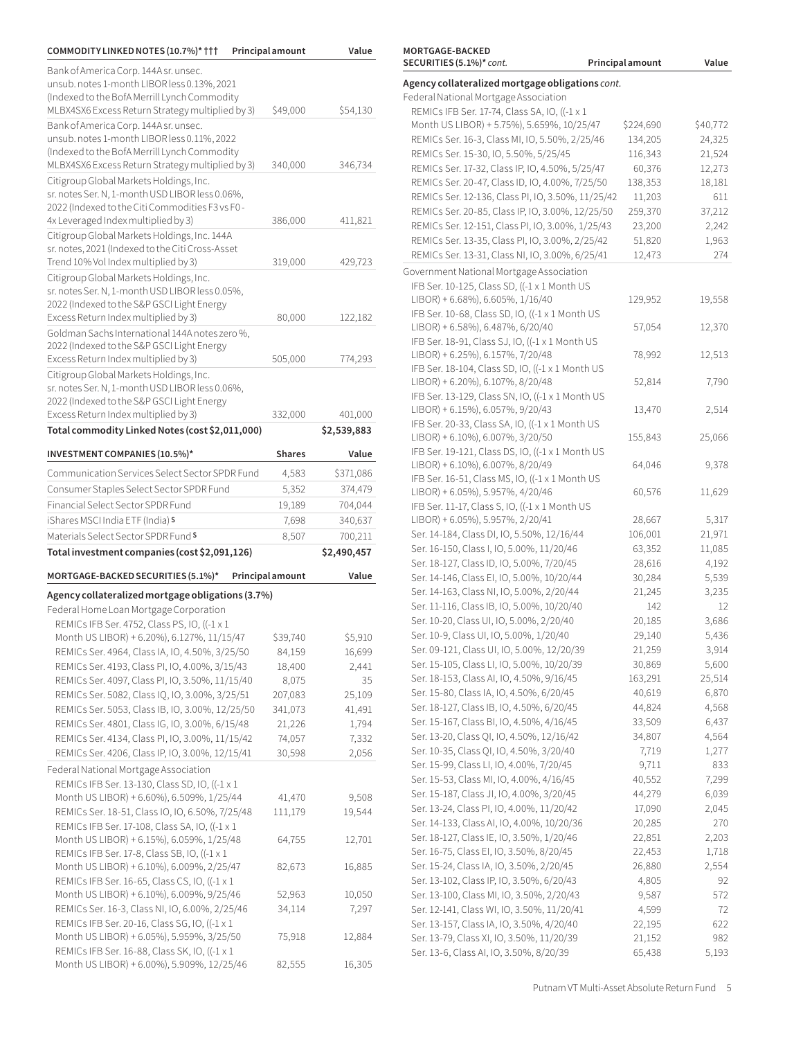| COMMODITY LINKED NOTES (10.7%)* ††† | Principal amount | Value |
|---|---|---|
| Bank of America Corp. 144A sr. unsec. unsub. notes 1-month LIBOR less 0.13%, 2021 (Indexed to the BofA Merrill Lynch Commodity MLBX4SX6 Excess Return Strategy multiplied by 3) | $49,000 | $54,130 |
| Bank of America Corp. 144A sr. unsec. unsub. notes 1-month LIBOR less 0.11%, 2022 (Indexed to the BofA Merrill Lynch Commodity MLBX4SX6 Excess Return Strategy multiplied by 3) | 340,000 | 346,734 |
| Citigroup Global Markets Holdings, Inc. sr. notes Ser. N, 1-month USD LIBOR less 0.06%, 2022 (Indexed to the Citi Commodities F3 vs F0 - 4x Leveraged Index multiplied by 3) | 386,000 | 411,821 |
| Citigroup Global Markets Holdings, Inc. 144A sr. notes, 2021 (Indexed to the Citi Cross-Asset Trend 10% Vol Index multiplied by 3) | 319,000 | 429,723 |
| Citigroup Global Markets Holdings, Inc. sr. notes Ser. N, 1-month USD LIBOR less 0.05%, 2022 (Indexed to the S&P GSCI Light Energy Excess Return Index multiplied by 3) | 80,000 | 122,182 |
| Goldman Sachs International 144A notes zero %, 2022 (Indexed to the S&P GSCI Light Energy Excess Return Index multiplied by 3) | 505,000 | 774,293 |
| Citigroup Global Markets Holdings, Inc. sr. notes Ser. N, 1-month USD LIBOR less 0.06%, 2022 (Indexed to the S&P GSCI Light Energy Excess Return Index multiplied by 3) | 332,000 | 401,000 |
| **Total commodity Linked Notes (cost $2,011,000)** | | **$2,539,883** |

| INVESTMENT COMPANIES (10.5%)* | Shares | Value |
|---|---|---|
| Communication Services Select Sector SPDR Fund | 4,583 | $371,086 |
| Consumer Staples Select Sector SPDR Fund | 5,352 | 374,479 |
| Financial Select Sector SPDR Fund | 19,189 | 704,044 |
| iShares MSCI India ETF (India) S | 7,698 | 340,637 |
| Materials Select Sector SPDR Fund S | 8,507 | 700,211 |
| **Total investment companies (cost $2,091,126)** | | **$2,490,457** |

| MORTGAGE-BACKED SECURITIES (5.1%)* | Principal amount | Value |
|---|---|---|
| **Agency collateralized mortgage obligations (3.7%)** | | |
| Federal Home Loan Mortgage Corporation | | |
| REMICs IFB Ser. 4752, Class PS, IO, ((-1 x 1 Month US LIBOR) + 6.20%), 6.127%, 11/15/47 | $39,740 | $5,910 |
| REMICs Ser. 4964, Class IA, IO, 4.50%, 3/25/50 | 84,159 | 16,699 |
| REMICs Ser. 4193, Class PI, IO, 4.00%, 3/15/43 | 18,400 | 2,441 |
| REMICs Ser. 4097, Class PI, IO, 3.50%, 11/15/40 | 8,075 | 35 |
| REMICs Ser. 5082, Class IQ, IO, 3.00%, 3/25/51 | 207,083 | 25,109 |
| REMICs Ser. 5053, Class IB, IO, 3.00%, 12/25/50 | 341,073 | 41,491 |
| REMICs Ser. 4801, Class IG, IO, 3.00%, 6/15/48 | 21,226 | 1,794 |
| REMICs Ser. 4134, Class PI, IO, 3.00%, 11/15/42 | 74,057 | 7,332 |
| REMICs Ser. 4206, Class IP, IO, 3.00%, 12/15/41 | 30,598 | 2,056 |
| Federal National Mortgage Association | | |
| REMICs IFB Ser. 13-130, Class SD, IO, ((-1 x 1 Month US LIBOR) + 6.60%), 6.509%, 1/25/44 | 41,470 | 9,508 |
| REMICs Ser. 18-51, Class IO, IO, 6.50%, 7/25/48 | 111,179 | 19,544 |
| REMICs IFB Ser. 17-108, Class SA, IO, ((-1 x 1 Month US LIBOR) + 6.15%), 6.059%, 1/25/48 | 64,755 | 12,701 |
| REMICs IFB Ser. 17-8, Class SB, IO, ((-1 x 1 Month US LIBOR) + 6.10%), 6.009%, 2/25/47 | 82,673 | 16,885 |
| REMICs IFB Ser. 16-65, Class CS, IO, ((-1 x 1 Month US LIBOR) + 6.10%), 6.009%, 9/25/46 | 52,963 | 10,050 |
| REMICs Ser. 16-3, Class NI, IO, 6.00%, 2/25/46 | 34,114 | 7,297 |
| REMICs IFB Ser. 20-16, Class SG, IO, ((-1 x 1 Month US LIBOR) + 6.05%), 5.959%, 3/25/50 | 75,918 | 12,884 |
| REMICs IFB Ser. 16-88, Class SK, IO, ((-1 x 1 Month US LIBOR) + 6.00%), 5.909%, 12/25/46 | 82,555 | 16,305 |

| MORTGAGE-BACKED SECURITIES (5.1%)* *cont.* | Principal amount | Value |
|---|---|---|
| **Agency collateralized mortgage obligations** *cont.* | | |
| Federal National Mortgage Association | | |
| REMICs IFB Ser. 17-74, Class SA, IO, ((-1 x 1 Month US LIBOR) + 5.75%), 5.659%, 10/25/47 | $224,690 | $40,772 |
| REMICs Ser. 16-3, Class MI, IO, 5.50%, 2/25/46 | 134,205 | 24,325 |
| REMICs Ser. 15-30, IO, 5.50%, 5/25/45 | 116,343 | 21,524 |
| REMICs Ser. 17-32, Class IP, IO, 4.50%, 5/25/47 | 60,376 | 12,273 |
| REMICs Ser. 20-47, Class ID, IO, 4.00%, 7/25/50 | 138,353 | 18,181 |
| REMICs Ser. 12-136, Class PI, IO, 3.50%, 11/25/42 | 11,203 | 611 |
| REMICs Ser. 20-85, Class IP, IO, 3.00%, 12/25/50 | 259,370 | 37,212 |
| REMICs Ser. 12-151, Class PI, IO, 3.00%, 1/25/43 | 23,200 | 2,242 |
| REMICs Ser. 13-35, Class PI, IO, 3.00%, 2/25/42 | 51,820 | 1,963 |
| REMICs Ser. 13-31, Class NI, IO, 3.00%, 6/25/41 | 12,473 | 274 |
| Government National Mortgage Association | | |
| IFB Ser. 10-125, Class SD, ((-1 x 1 Month US LIBOR) + 6.68%), 6.605%, 1/16/40 | 129,952 | 19,558 |
| IFB Ser. 10-68, Class SD, IO, ((-1 x 1 Month US LIBOR) + 6.58%), 6.487%, 6/20/40 | 57,054 | 12,370 |
| IFB Ser. 18-91, Class SJ, IO, ((-1 x 1 Month US LIBOR) + 6.25%), 6.157%, 7/20/48 | 78,992 | 12,513 |
| IFB Ser. 18-104, Class SD, IO, ((-1 x 1 Month US LIBOR) + 6.20%), 6.107%, 8/20/48 | 52,814 | 7,790 |
| IFB Ser. 13-129, Class SN, IO, ((-1 x 1 Month US LIBOR) + 6.15%), 6.057%, 9/20/43 | 13,470 | 2,514 |
| IFB Ser. 20-33, Class SA, IO, ((-1 x 1 Month US LIBOR) + 6.10%), 6.007%, 3/20/50 | 155,843 | 25,066 |
| IFB Ser. 19-121, Class DS, IO, ((-1 x 1 Month US LIBOR) + 6.10%), 6.007%, 8/20/49 | 64,046 | 9,378 |
| IFB Ser. 16-51, Class MS, IO, ((-1 x 1 Month US LIBOR) + 6.05%), 5.957%, 4/20/46 | 60,576 | 11,629 |
| IFB Ser. 11-17, Class S, IO, ((-1 x 1 Month US LIBOR) + 6.05%), 5.957%, 2/20/41 | 28,667 | 5,317 |
| Ser. 14-184, Class DI, IO, 5.50%, 12/16/44 | 106,001 | 21,971 |
| Ser. 16-150, Class I, IO, 5.00%, 11/20/46 | 63,352 | 11,085 |
| Ser. 18-127, Class ID, IO, 5.00%, 7/20/45 | 28,616 | 4,192 |
| Ser. 14-146, Class EI, IO, 5.00%, 10/20/44 | 30,284 | 5,539 |
| Ser. 14-163, Class NI, IO, 5.00%, 2/20/44 | 21,245 | 3,235 |
| Ser. 11-116, Class IB, IO, 5.00%, 10/20/40 | 142 | 12 |
| Ser. 10-20, Class UI, IO, 5.00%, 2/20/40 | 20,185 | 3,686 |
| Ser. 10-9, Class UI, IO, 5.00%, 1/20/40 | 29,140 | 5,436 |
| Ser. 09-121, Class UI, IO, 5.00%, 12/20/39 | 21,259 | 3,914 |
| Ser. 15-105, Class LI, IO, 5.00%, 10/20/39 | 30,869 | 5,600 |
| Ser. 18-153, Class AI, IO, 4.50%, 9/16/45 | 163,291 | 25,514 |
| Ser. 15-80, Class IA, IO, 4.50%, 6/20/45 | 40,619 | 6,870 |
| Ser. 18-127, Class IB, IO, 4.50%, 6/20/45 | 44,824 | 4,568 |
| Ser. 15-167, Class BI, IO, 4.50%, 4/16/45 | 33,509 | 6,437 |
| Ser. 13-20, Class QI, IO, 4.50%, 12/16/42 | 34,807 | 4,564 |
| Ser. 10-35, Class QI, IO, 4.50%, 3/20/40 | 7,719 | 1,277 |
| Ser. 15-99, Class LI, IO, 4.00%, 7/20/45 | 9,711 | 833 |
| Ser. 15-53, Class MI, IO, 4.00%, 4/16/45 | 40,552 | 7,299 |
| Ser. 15-187, Class JI, IO, 4.00%, 3/20/45 | 44,279 | 6,039 |
| Ser. 13-24, Class PI, IO, 4.00%, 11/20/42 | 17,090 | 2,045 |
| Ser. 14-133, Class AI, IO, 4.00%, 10/20/36 | 20,285 | 270 |
| Ser. 18-127, Class IE, IO, 3.50%, 1/20/46 | 22,851 | 2,203 |
| Ser. 16-75, Class EI, IO, 3.50%, 8/20/45 | 22,453 | 1,718 |
| Ser. 15-24, Class IA, IO, 3.50%, 2/20/45 | 26,880 | 2,554 |
| Ser. 13-102, Class IP, IO, 3.50%, 6/20/43 | 4,805 | 92 |
| Ser. 13-100, Class MI, IO, 3.50%, 2/20/43 | 9,587 | 572 |
| Ser. 12-141, Class WI, IO, 3.50%, 11/20/41 | 4,599 | 72 |
| Ser. 13-157, Class IA, IO, 3.50%, 4/20/40 | 22,195 | 622 |
| Ser. 13-79, Class XI, IO, 3.50%, 11/20/39 | 21,152 | 982 |
| Ser. 13-6, Class AI, IO, 3.50%, 8/20/39 | 65,438 | 5,193 |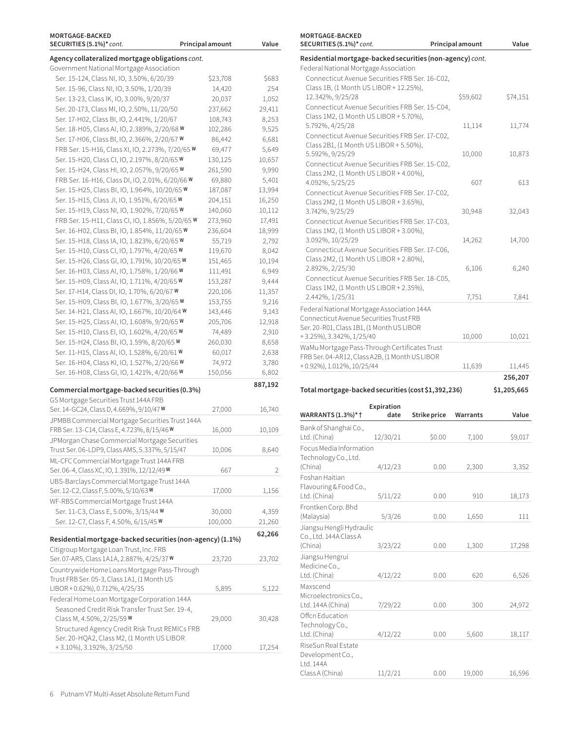| MORTGAGE-BACKED SECURITIES (5.1%)* *cont.* | Principal amount | Value |
|---|---|---|
| **Agency collateralized mortgage obligations** *cont.* | | |
| Government National Mortgage Association | | |
| Ser. 15-124, Class NI, IO, 3.50%, 6/20/39 | $23,708 | $683 |
| Ser. 15-96, Class NI, IO, 3.50%, 1/20/39 | 14,420 | 254 |
| Ser. 13-23, Class IK, IO, 3.00%, 9/20/37 | 20,037 | 1,052 |
| Ser. 20-173, Class MI, IO, 2.50%, 11/20/50 | 237,662 | 29,411 |
| Ser. 17-H02, Class BI, IO, 2.441%, 1/20/67 | 108,743 | 8,253 |
| Ser. 18-H05, Class AI, IO, 2.389%, 2/20/68 W | 102,286 | 9,525 |
| Ser. 17-H06, Class BI, IO, 2.366%, 2/20/67 W | 86,442 | 6,681 |
| FRB Ser. 15-H16, Class XI, IO, 2.273%, 7/20/65 W | 69,477 | 5,649 |
| Ser. 15-H20, Class CI, IO, 2.197%, 8/20/65 W | 130,125 | 10,657 |
| Ser. 15-H24, Class HI, IO, 2.057%, 9/20/65 W | 261,590 | 9,990 |
| FRB Ser. 16-H16, Class DI, IO, 2.01%, 6/20/66 W | 69,880 | 5,401 |
| Ser. 15-H25, Class BI, IO, 1.964%, 10/20/65 W | 187,087 | 13,994 |
| Ser. 15-H15, Class JI, IO, 1.951%, 6/20/65 W | 204,151 | 16,250 |
| Ser. 15-H19, Class NI, IO, 1.902%, 7/20/65 W | 140,060 | 10,112 |
| FRB Ser. 15-H11, Class CI, IO, 1.856%, 5/20/65 W | 273,960 | 17,491 |
| Ser. 16-H02, Class BI, IO, 1.854%, 11/20/65 W | 236,604 | 18,999 |
| Ser. 15-H18, Class IA, IO, 1.823%, 6/20/65 W | 55,719 | 2,792 |
| Ser. 15-H10, Class CI, IO, 1.797%, 4/20/65 W | 119,670 | 8,042 |
| Ser. 15-H26, Class GI, IO, 1.791%, 10/20/65 W | 151,465 | 10,194 |
| Ser. 16-H03, Class AI, IO, 1.758%, 1/20/66 W | 111,491 | 6,949 |
| Ser. 15-H09, Class AI, IO, 1.711%, 4/20/65 W | 153,287 | 9,444 |
| Ser. 17-H14, Class DI, IO, 1.70%, 6/20/67 W | 220,106 | 11,357 |
| Ser. 15-H09, Class BI, IO, 1.677%, 3/20/65 W | 153,755 | 9,216 |
| Ser. 14-H21, Class AI, IO, 1.667%, 10/20/64 W | 143,446 | 9,143 |
| Ser. 15-H25, Class AI, IO, 1.608%, 9/20/65 W | 205,706 | 12,918 |
| Ser. 15-H10, Class EI, IO, 1.602%, 4/20/65 W | 74,489 | 2,910 |
| Ser. 15-H24, Class BI, IO, 1.59%, 8/20/65 W | 260,030 | 8,658 |
| Ser. 11-H15, Class AI, IO, 1.528%, 6/20/61 W | 60,017 | 2,638 |
| Ser. 16-H04, Class KI, IO, 1.527%, 2/20/66 W | 74,972 | 3,780 |
| Ser. 16-H08, Class GI, IO, 1.421%, 4/20/66 W | 150,056 | 6,802 |
| | | **887,192** |
| **Commercial mortgage-backed securities (0.3%)** | | |
| GS Mortgage Securities Trust 144A FRB Ser. 14-GC24, Class D, 4.669%, 9/10/47 W | 27,000 | 16,740 |
| JPMBB Commercial Mortgage Securities Trust 144A FRB Ser. 13-C14, Class E, 4.723%, 8/15/46 W | 16,000 | 10,109 |
| JPMorgan Chase Commercial Mortgage Securities Trust Ser. 06-LDP9, Class AMS, 5.337%, 5/15/47 | 10,006 | 8,640 |
| ML-CFC Commercial Mortgage Trust 144A FRB Ser. 06-4, Class XC, IO, 1.391%, 12/12/49 W | 667 | 2 |
| UBS-Barclays Commercial Mortgage Trust 144A Ser. 12-C2, Class F, 5.00%, 5/10/63 W | 17,000 | 1,156 |
| WF-RBS Commercial Mortgage Trust 144A | | |
| Ser. 11-C3, Class E, 5.00%, 3/15/44 W | 30,000 | 4,359 |
| Ser. 12-C7, Class F, 4.50%, 6/15/45 W | 100,000 | 21,260 |
| | | **62,266** |
| **Residential mortgage-backed securities (non-agency) (1.1%)** | | |
| Citigroup Mortgage Loan Trust, Inc. FRB Ser. 07-AR5, Class 1A1A, 2.887%, 4/25/37 W | 23,720 | 23,702 |
| Countrywide Home Loans Mortgage Pass-Through Trust FRB Ser. 05-3, Class 1A1, (1 Month US LIBOR + 0.62%), 0.712%, 4/25/35 | 5,895 | 5,122 |
| Federal Home Loan Mortgage Corporation 144A | | |
| Seasoned Credit Risk Transfer Trust Ser. 19-4, Class M, 4.50%, 2/25/59 W | 29,000 | 30,428 |
| Structured Agency Credit Risk Trust REMICs FRB Ser. 20-HQA2, Class M2, (1 Month US LIBOR + 3.10%), 3.192%, 3/25/50 | 17,000 | 17,254 |
| Federal National Mortgage Association | | |
| Connecticut Avenue Securities FRB Ser. 16-C02, Class 1B, (1 Month US LIBOR + 12.25%), 12.342%, 9/25/28 | $59,602 | $74,151 |
| Connecticut Avenue Securities FRB Ser. 15-C04, Class 1M2, (1 Month US LIBOR + 5.70%), 5.792%, 4/25/28 | 11,114 | 11,774 |
| Connecticut Avenue Securities FRB Ser. 17-C02, Class 2B1, (1 Month US LIBOR + 5.50%), 5.592%, 9/25/29 | 10,000 | 10,873 |
| Connecticut Avenue Securities FRB Ser. 15-C02, Class 2M2, (1 Month US LIBOR + 4.00%), 4.092%, 5/25/25 | 607 | 613 |
| Connecticut Avenue Securities FRB Ser. 17-C02, Class 2M2, (1 Month US LIBOR + 3.65%), 3.742%, 9/25/29 | 30,948 | 32,043 |
| Connecticut Avenue Securities FRB Ser. 17-C03, Class 1M2, (1 Month US LIBOR + 3.00%), 3.092%, 10/25/29 | 14,262 | 14,700 |
| Connecticut Avenue Securities FRB Ser. 17-C06, Class 2M2, (1 Month US LIBOR + 2.80%), 2.892%, 2/25/30 | 6,106 | 6,240 |
| Connecticut Avenue Securities FRB Ser. 18-C05, Class 1M2, (1 Month US LIBOR + 2.35%), 2.442%, 1/25/31 | 7,751 | 7,841 |
| Federal National Mortgage Association 144A Connecticut Avenue Securities Trust FRB Ser. 20-R01, Class 1B1, (1 Month US LIBOR + 3.25%), 3.342%, 1/25/40 | 10,000 | 10,021 |
| WaMu Mortgage Pass-Through Certificates Trust FRB Ser. 04-AR12, Class A2B, (1 Month US LIBOR + 0.92%), 1.012%, 10/25/44 | 11,639 | 11,445 |
| | | **256,207** |
| **Total mortgage-backed securities (cost $1,392,236)** | | **$1,205,665** |

| WARRANTS (1.3%)* † | Expiration date | Strike price | Warrants | Value |
|---|---|---|---|---|
| Bank of Shanghai Co., Ltd. (China) | 12/30/21 | $0.00 | 7,100 | $9,017 |
| Focus Media Information Technology Co., Ltd. (China) | 4/12/23 | 0.00 | 2,300 | 3,352 |
| Foshan Haitian Flavouring & Food Co., Ltd. (China) | 5/11/22 | 0.00 | 910 | 18,173 |
| Frontken Corp. Bhd (Malaysia) | 5/3/26 | 0.00 | 1,650 | 111 |
| Jiangsu Hengli Hydraulic Co., Ltd. 144A Class A (China) | 3/23/22 | 0.00 | 1,300 | 17,298 |
| Jiangsu Hengrui Medicine Co., Ltd. (China) | 4/12/22 | 0.00 | 620 | 6,526 |
| Maxscend Microelectronics Co., Ltd. 144A (China) | 7/29/22 | 0.00 | 300 | 24,972 |
| Offcn Education Technology Co., Ltd. (China) | 4/12/22 | 0.00 | 5,600 | 18,117 |
| RiseSun Real Estate Development Co., Ltd. 144A Class A (China) | 11/2/21 | 0.00 | 19,000 | 16,596 |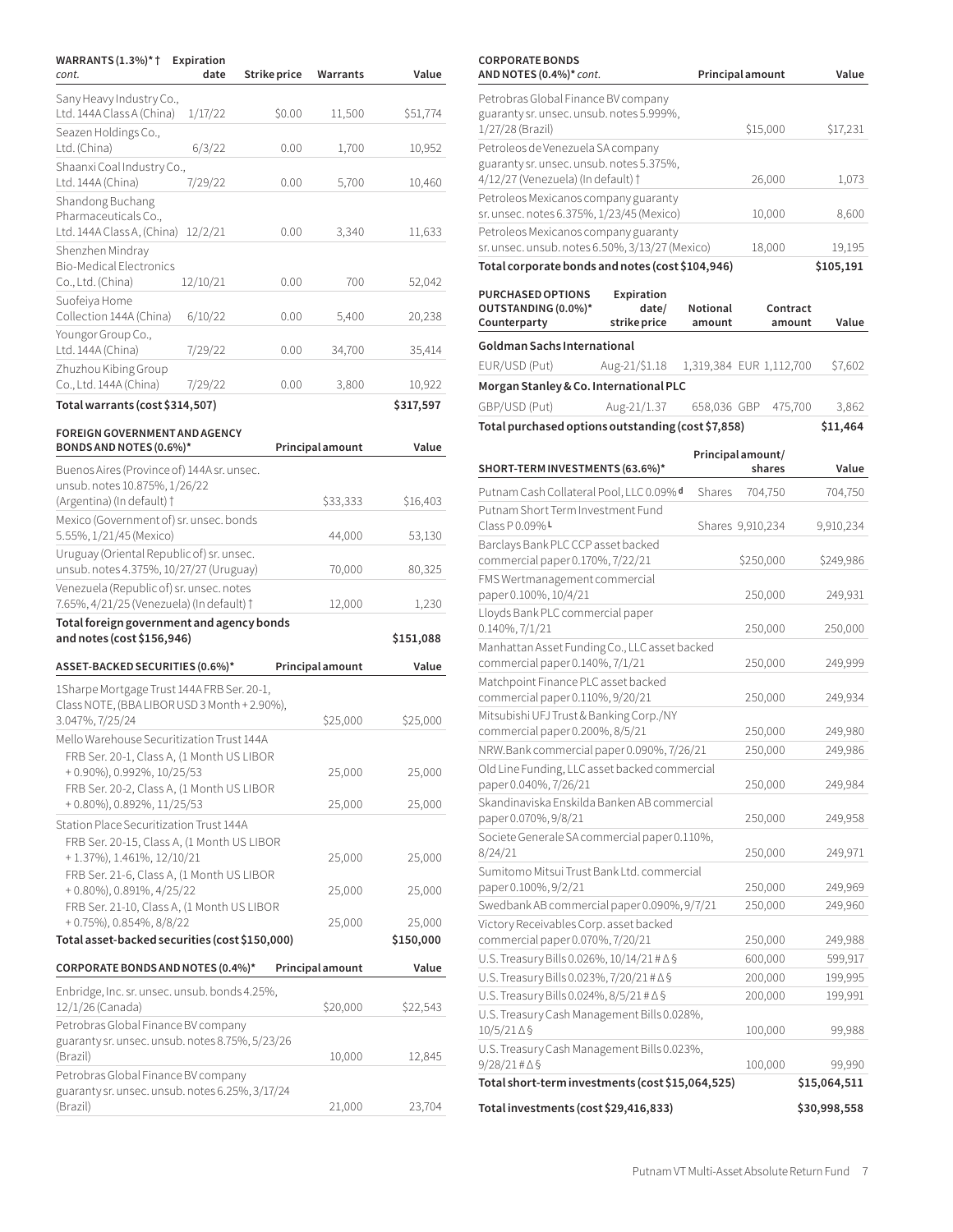| WARRANTS (1.3%)* † *cont.* | Expiration date | Strike price | Warrants | Value |
|---|---|---|---|---|
| Sany Heavy Industry Co., Ltd. 144A Class A (China) | 1/17/22 | $0.00 | 11,500 | $51,774 |
| Seazen Holdings Co., Ltd. (China) | 6/3/22 | 0.00 | 1,700 | 10,952 |
| Shaanxi Coal Industry Co., Ltd. 144A (China) | 7/29/22 | 0.00 | 5,700 | 10,460 |
| Shandong Buchang Pharmaceuticals Co., Ltd. 144A Class A, (China) | 12/2/21 | 0.00 | 3,340 | 11,633 |
| Shenzhen Mindray Bio-Medical Electronics Co., Ltd. (China) | 12/10/21 | 0.00 | 700 | 52,042 |
| Suofeiya Home Collection 144A (China) | 6/10/22 | 0.00 | 5,400 | 20,238 |
| Youngor Group Co., Ltd. 144A (China) | 7/29/22 | 0.00 | 34,700 | 35,414 |
| Zhuzhou Kibing Group Co., Ltd. 144A (China) | 7/29/22 | 0.00 | 3,800 | 10,922 |
| **Total warrants (cost $314,507)** | | | | **$317,597** |

| FOREIGN GOVERNMENT AND AGENCY BONDS AND NOTES (0.6%)* | Principal amount | Value |
|---|---|---|
| Buenos Aires (Province of) 144A sr. unsec. unsub. notes 10.875%, 1/26/22 (Argentina) (In default) † | $33,333 | $16,403 |
| Mexico (Government of) sr. unsec. bonds 5.55%, 1/21/45 (Mexico) | 44,000 | 53,130 |
| Uruguay (Oriental Republic of) sr. unsec. unsub. notes 4.375%, 10/27/27 (Uruguay) | 70,000 | 80,325 |
| Venezuela (Republic of) sr. unsec. notes 7.65%, 4/21/25 (Venezuela) (In default) † | 12,000 | 1,230 |
| **Total foreign government and agency bonds and notes (cost $156,946)** | | **$151,088** |

| ASSET-BACKED SECURITIES (0.6%)* | Principal amount | Value |
|---|---|---|
| 1Sharpe Mortgage Trust 144A FRB Ser. 20-1, Class NOTE, (BBA LIBOR USD 3 Month + 2.90%), 3.047%, 7/25/24 | $25,000 | $25,000 |
| Mello Warehouse Securitization Trust 144A | | |
| FRB Ser. 20-1, Class A, (1 Month US LIBOR + 0.90%), 0.992%, 10/25/53 | 25,000 | 25,000 |
| FRB Ser. 20-2, Class A, (1 Month US LIBOR + 0.80%), 0.892%, 11/25/53 | 25,000 | 25,000 |
| Station Place Securitization Trust 144A | | |
| FRB Ser. 20-15, Class A, (1 Month US LIBOR + 1.37%), 1.461%, 12/10/21 | 25,000 | 25,000 |
| FRB Ser. 21-6, Class A, (1 Month US LIBOR + 0.80%), 0.891%, 4/25/22 | 25,000 | 25,000 |
| FRB Ser. 21-10, Class A, (1 Month US LIBOR + 0.75%), 0.854%, 8/8/22 | 25,000 | 25,000 |
| **Total asset-backed securities (cost $150,000)** | | **$150,000** |

| CORPORATE BONDS AND NOTES (0.4%)* | Principal amount | Value |
|---|---|---|
| Enbridge, Inc. sr. unsec. unsub. bonds 4.25%, 12/1/26 (Canada) | $20,000 | $22,543 |
| Petrobras Global Finance BV company guaranty sr. unsec. unsub. notes 8.75%, 5/23/26 (Brazil) | 10,000 | 12,845 |
| Petrobras Global Finance BV company guaranty sr. unsec. unsub. notes 6.25%, 3/17/24 (Brazil) | 21,000 | 23,704 |
| Petrobras Global Finance BV company guaranty sr. unsec. unsub. notes 5.999%, 1/27/28 (Brazil) | $15,000 | $17,231 |
| Petroleos de Venezuela SA company guaranty sr. unsec. unsub. notes 5.375%, 4/12/27 (Venezuela) (In default) † | 26,000 | 1,073 |
| Petroleos Mexicanos company guaranty sr. unsec. notes 6.375%, 1/23/45 (Mexico) | 10,000 | 8,600 |
| Petroleos Mexicanos company guaranty sr. unsec. unsub. notes 6.50%, 3/13/27 (Mexico) | 18,000 | 19,195 |
| **Total corporate bonds and notes (cost $104,946)** | | **$105,191** |

| PURCHASED OPTIONS OUTSTANDING (0.0%)* Counterparty | Expiration date/ strike price | Notional amount | Contract amount | Value |
|---|---|---|---|---|
| **Goldman Sachs International** | | | | |
| EUR/USD (Put) | Aug-21/$1.18 | 1,319,384 | EUR 1,112,700 | $7,602 |
| **Morgan Stanley & Co. International PLC** | | | | |
| GBP/USD (Put) | Aug-21/1.37 | 658,036 | GBP 475,700 | 3,862 |
| **Total purchased options outstanding (cost $7,858)** | | | | **$11,464** |

| SHORT-TERM INVESTMENTS (63.6%)* | | Principal amount/ shares | Value |
|---|---|---|---|
| Putnam Cash Collateral Pool, LLC 0.09% d | Shares | 704,750 | 704,750 |
| Putnam Short Term Investment Fund Class P 0.09% L | Shares | 9,910,234 | 9,910,234 |
| Barclays Bank PLC CCP asset backed commercial paper 0.170%, 7/22/21 | | $250,000 | $249,986 |
| FMS Wertmanagement commercial paper 0.100%, 10/4/21 | | 250,000 | 249,931 |
| Lloyds Bank PLC commercial paper 0.140%, 7/1/21 | | 250,000 | 250,000 |
| Manhattan Asset Funding Co., LLC asset backed commercial paper 0.140%, 7/1/21 | | 250,000 | 249,999 |
| Matchpoint Finance PLC asset backed commercial paper 0.110%, 9/20/21 | | 250,000 | 249,934 |
| Mitsubishi UFJ Trust & Banking Corp./NY commercial paper 0.200%, 8/5/21 | | 250,000 | 249,980 |
| NRW.Bank commercial paper 0.090%, 7/26/21 | | 250,000 | 249,986 |
| Old Line Funding, LLC asset backed commercial paper 0.040%, 7/26/21 | | 250,000 | 249,984 |
| Skandinaviska Enskilda Banken AB commercial paper 0.070%, 9/8/21 | | 250,000 | 249,958 |
| Societe Generale SA commercial paper 0.110%, 8/24/21 | | 250,000 | 249,971 |
| Sumitomo Mitsui Trust Bank Ltd. commercial paper 0.100%, 9/2/21 | | 250,000 | 249,969 |
| Swedbank AB commercial paper 0.090%, 9/7/21 | | 250,000 | 249,960 |
| Victory Receivables Corp. asset backed commercial paper 0.070%, 7/20/21 | | 250,000 | 249,988 |
| U.S. Treasury Bills 0.026%, 10/14/21 # Δ § | | 600,000 | 599,917 |
| U.S. Treasury Bills 0.023%, 7/20/21 # Δ § | | 200,000 | 199,995 |
| U.S. Treasury Bills 0.024%, 8/5/21 # Δ § | | 200,000 | 199,991 |
| U.S. Treasury Cash Management Bills 0.028%, 10/5/21 Δ § | | 100,000 | 99,988 |
| U.S. Treasury Cash Management Bills 0.023%, 9/28/21 # Δ § | | 100,000 | 99,990 |
| **Total short-term investments (cost $15,064,525)** | | | **$15,064,511** |
| **Total investments (cost $29,416,833)** | | | **$30,998,558** |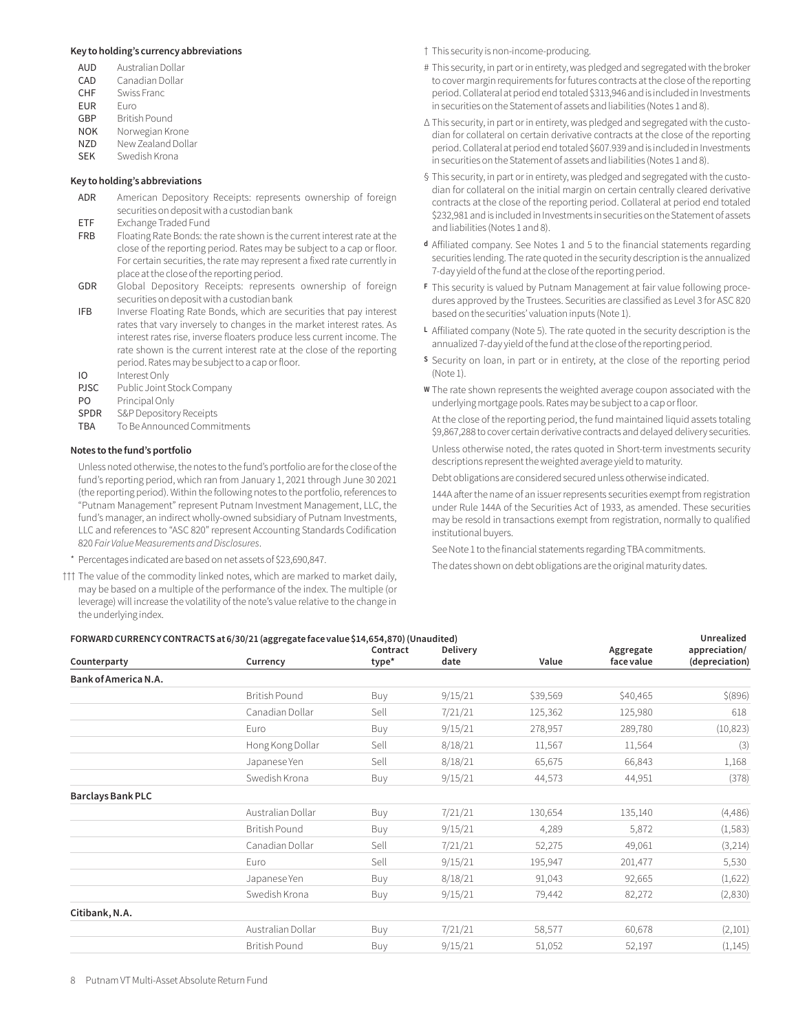**Key to holding's currency abbreviations**

| | |
|---|---|
| AUD | Australian Dollar |
| CAD | Canadian Dollar |
| CHF | Swiss Franc |
| EUR | Euro |
| GBP | British Pound |
| NOK | Norwegian Krone |
| NZD | New Zealand Dollar |
| SEK | Swedish Krona |

**Key to holding's abbreviations**

| | |
|---|---|
| ADR | American Depository Receipts: represents ownership of foreign securities on deposit with a custodian bank |
| ETF | Exchange Traded Fund |
| FRB | Floating Rate Bonds: the rate shown is the current interest rate at the close of the reporting period. Rates may be subject to a cap or floor. For certain securities, the rate may represent a fixed rate currently in place at the close of the reporting period. |
| GDR | Global Depository Receipts: represents ownership of foreign securities on deposit with a custodian bank |
| IFB | Inverse Floating Rate Bonds, which are securities that pay interest rates that vary inversely to changes in the market interest rates. As interest rates rise, inverse floaters produce less current income. The rate shown is the current interest rate at the close of the reporting period. Rates may be subject to a cap or floor. |
| IO | Interest Only |
| PJSC | Public Joint Stock Company |
| PO | Principal Only |
| SPDR | S&P Depository Receipts |
| TBA | To Be Announced Commitments |

**Notes to the fund's portfolio**

Unless noted otherwise, the notes to the fund's portfolio are for the close of the fund's reporting period, which ran from January 1, 2021 through June 30 2021 (the reporting period). Within the following notes to the portfolio, references to "Putnam Management" represent Putnam Investment Management, LLC, the fund's manager, an indirect wholly-owned subsidiary of Putnam Investments, LLC and references to "ASC 820" represent Accounting Standards Codification 820 *Fair Value Measurements and Disclosures*.

\* Percentages indicated are based on net assets of $23,690,847.

††† The value of the commodity linked notes, which are marked to market daily, may be based on a multiple of the performance of the index. The multiple (or leverage) will increase the volatility of the note's value relative to the change in the underlying index.

† This security is non-income-producing.

# This security, in part or in entirety, was pledged and segregated with the broker to cover margin requirements for futures contracts at the close of the reporting period. Collateral at period end totaled $313,946 and is included in Investments in securities on the Statement of assets and liabilities (Notes 1 and 8).

Δ This security, in part or in entirety, was pledged and segregated with the custodian for collateral on certain derivative contracts at the close of the reporting period. Collateral at period end totaled $607.939 and is included in Investments in securities on the Statement of assets and liabilities (Notes 1 and 8).

§ This security, in part or in entirety, was pledged and segregated with the custodian for collateral on the initial margin on certain centrally cleared derivative contracts at the close of the reporting period. Collateral at period end totaled $232,981 and is included in Investments in securities on the Statement of assets and liabilities (Notes 1 and 8).

**d** Affiliated company. See Notes 1 and 5 to the financial statements regarding securities lending. The rate quoted in the security description is the annualized 7-day yield of the fund at the close of the reporting period.

**F** This security is valued by Putnam Management at fair value following procedures approved by the Trustees. Securities are classified as Level 3 for ASC 820 based on the securities' valuation inputs (Note 1).

**L** Affiliated company (Note 5). The rate quoted in the security description is the annualized 7-day yield of the fund at the close of the reporting period.

**S** Security on loan, in part or in entirety, at the close of the reporting period (Note 1).

**W** The rate shown represents the weighted average coupon associated with the underlying mortgage pools. Rates may be subject to a cap or floor.

At the close of the reporting period, the fund maintained liquid assets totaling $9,867,288 to cover certain derivative contracts and delayed delivery securities.

Unless otherwise noted, the rates quoted in Short-term investments security descriptions represent the weighted average yield to maturity.

Debt obligations are considered secured unless otherwise indicated.

144A after the name of an issuer represents securities exempt from registration under Rule 144A of the Securities Act of 1933, as amended. These securities may be resold in transactions exempt from registration, normally to qualified institutional buyers.

See Note 1 to the financial statements regarding TBA commitments.

The dates shown on debt obligations are the original maturity dates.

**FORWARD CURRENCY CONTRACTS at 6/30/21 (aggregate face value $14,654,870) (Unaudited)**

| Counterparty | Currency | Contract type* | Delivery date | Value | Aggregate face value | Unrealized appreciation/ (depreciation) |
|---|---|---|---|---|---|---|
| **Bank of America N.A.** | | | | | | |
| | British Pound | Buy | 9/15/21 | $39,569 | $40,465 | $(896) |
| | Canadian Dollar | Sell | 7/21/21 | 125,362 | 125,980 | 618 |
| | Euro | Buy | 9/15/21 | 278,957 | 289,780 | (10,823) |
| | Hong Kong Dollar | Sell | 8/18/21 | 11,567 | 11,564 | (3) |
| | Japanese Yen | Sell | 8/18/21 | 65,675 | 66,843 | 1,168 |
| | Swedish Krona | Buy | 9/15/21 | 44,573 | 44,951 | (378) |
| **Barclays Bank PLC** | | | | | | |
| | Australian Dollar | Buy | 7/21/21 | 130,654 | 135,140 | (4,486) |
| | British Pound | Buy | 9/15/21 | 4,289 | 5,872 | (1,583) |
| | Canadian Dollar | Sell | 7/21/21 | 52,275 | 49,061 | (3,214) |
| | Euro | Sell | 9/15/21 | 195,947 | 201,477 | 5,530 |
| | Japanese Yen | Buy | 8/18/21 | 91,043 | 92,665 | (1,622) |
| | Swedish Krona | Buy | 9/15/21 | 79,442 | 82,272 | (2,830) |
| **Citibank, N.A.** | | | | | | |
| | Australian Dollar | Buy | 7/21/21 | 58,577 | 60,678 | (2,101) |
| | British Pound | Buy | 9/15/21 | 51,052 | 52,197 | (1,145) |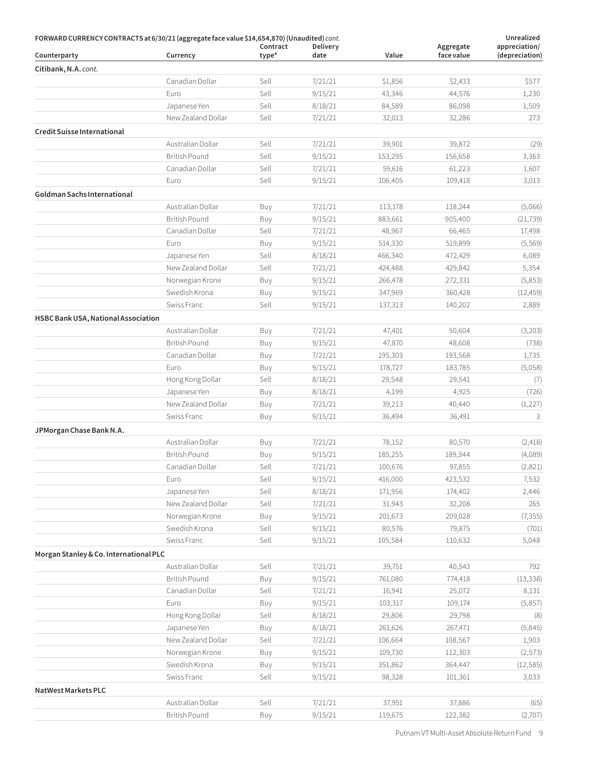**FORWARD CURRENCY CONTRACTS at 6/30/21 (aggregate face value $14,654,870) (Unaudited)** *cont.*

| Counterparty | Currency | Contract type* | Delivery date | Value | Aggregate face value | Unrealized appreciation/ (depreciation) |
|---|---|---|---|---|---|---|
| **Citibank, N.A.** *cont.* | | | | | | |
| | Canadian Dollar | Sell | 7/21/21 | $1,856 | $2,433 | $577 |
| | Euro | Sell | 9/15/21 | 43,346 | 44,576 | 1,230 |
| | Japanese Yen | Sell | 8/18/21 | 84,589 | 86,098 | 1,509 |
| | New Zealand Dollar | Sell | 7/21/21 | 32,013 | 32,286 | 273 |
| **Credit Suisse International** | | | | | | |
| | Australian Dollar | Sell | 7/21/21 | 39,901 | 39,872 | (29) |
| | British Pound | Sell | 9/15/21 | 153,295 | 156,658 | 3,363 |
| | Canadian Dollar | Sell | 7/21/21 | 59,616 | 61,223 | 1,607 |
| | Euro | Sell | 9/15/21 | 106,405 | 109,418 | 3,013 |
| **Goldman Sachs International** | | | | | | |
| | Australian Dollar | Buy | 7/21/21 | 113,178 | 118,244 | (5,066) |
| | British Pound | Buy | 9/15/21 | 883,661 | 905,400 | (21,739) |
| | Canadian Dollar | Sell | 7/21/21 | 48,967 | 66,465 | 17,498 |
| | Euro | Buy | 9/15/21 | 514,330 | 519,899 | (5,569) |
| | Japanese Yen | Sell | 8/18/21 | 466,340 | 472,429 | 6,089 |
| | New Zealand Dollar | Sell | 7/21/21 | 424,488 | 429,842 | 5,354 |
| | Norwegian Krone | Buy | 9/15/21 | 266,478 | 272,331 | (5,853) |
| | Swedish Krona | Buy | 9/15/21 | 347,969 | 360,428 | (12,459) |
| | Swiss Franc | Sell | 9/15/21 | 137,313 | 140,202 | 2,889 |
| **HSBC Bank USA, National Association** | | | | | | |
| | Australian Dollar | Buy | 7/21/21 | 47,401 | 50,604 | (3,203) |
| | British Pound | Buy | 9/15/21 | 47,870 | 48,608 | (738) |
| | Canadian Dollar | Buy | 7/21/21 | 195,303 | 193,568 | 1,735 |
| | Euro | Buy | 9/15/21 | 178,727 | 183,785 | (5,058) |
| | Hong Kong Dollar | Sell | 8/18/21 | 29,548 | 29,541 | (7) |
| | Japanese Yen | Buy | 8/18/21 | 4,199 | 4,925 | (726) |
| | New Zealand Dollar | Buy | 7/21/21 | 39,213 | 40,440 | (1,227) |
| | Swiss Franc | Buy | 9/15/21 | 36,494 | 36,491 | 3 |
| **JPMorgan Chase Bank N.A.** | | | | | | |
| | Australian Dollar | Buy | 7/21/21 | 78,152 | 80,570 | (2,418) |
| | British Pound | Buy | 9/15/21 | 185,255 | 189,344 | (4,089) |
| | Canadian Dollar | Sell | 7/21/21 | 100,676 | 97,855 | (2,821) |
| | Euro | Sell | 9/15/21 | 416,000 | 423,532 | 7,532 |
| | Japanese Yen | Sell | 8/18/21 | 171,956 | 174,402 | 2,446 |
| | New Zealand Dollar | Sell | 7/21/21 | 31,943 | 32,208 | 265 |
| | Norwegian Krone | Buy | 9/15/21 | 201,673 | 209,028 | (7,355) |
| | Swedish Krona | Sell | 9/15/21 | 80,576 | 79,875 | (701) |
| | Swiss Franc | Sell | 9/15/21 | 105,584 | 110,632 | 5,048 |
| **Morgan Stanley & Co. International PLC** | | | | | | |
| | Australian Dollar | Sell | 7/21/21 | 39,751 | 40,543 | 792 |
| | British Pound | Buy | 9/15/21 | 761,080 | 774,418 | (13,338) |
| | Canadian Dollar | Sell | 7/21/21 | 16,941 | 25,072 | 8,131 |
| | Euro | Buy | 9/15/21 | 103,317 | 109,174 | (5,857) |
| | Hong Kong Dollar | Sell | 8/18/21 | 29,806 | 29,798 | (8) |
| | Japanese Yen | Buy | 8/18/21 | 261,626 | 267,471 | (5,845) |
| | New Zealand Dollar | Sell | 7/21/21 | 106,664 | 108,567 | 1,903 |
| | Norwegian Krone | Buy | 9/15/21 | 109,730 | 112,303 | (2,573) |
| | Swedish Krona | Buy | 9/15/21 | 351,862 | 364,447 | (12,585) |
| | Swiss Franc | Sell | 9/15/21 | 98,328 | 101,361 | 3,033 |
| **NatWest Markets PLC** | | | | | | |
| | Australian Dollar | Sell | 7/21/21 | 37,951 | 37,886 | (65) |
| | British Pound | Buy | 9/15/21 | 119,675 | 122,382 | (2,707) |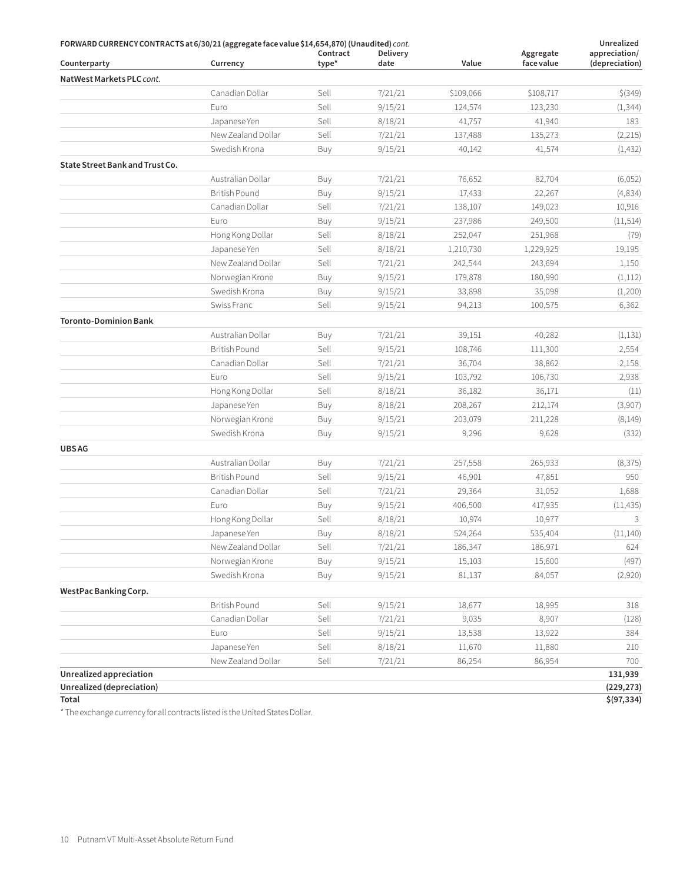**FORWARD CURRENCY CONTRACTS at 6/30/21 (aggregate face value $14,654,870) (Unaudited)** *cont.*

| Counterparty | Currency | Contract type* | Delivery date | Value | Aggregate face value | Unrealized appreciation/ (depreciation) |
|---|---|---|---|---|---|---|
| **NatWest Markets PLC** *cont.* | | | | | | |
| | Canadian Dollar | Sell | 7/21/21 | $109,066 | $108,717 | $(349) |
| | Euro | Sell | 9/15/21 | 124,574 | 123,230 | (1,344) |
| | Japanese Yen | Sell | 8/18/21 | 41,757 | 41,940 | 183 |
| | New Zealand Dollar | Sell | 7/21/21 | 137,488 | 135,273 | (2,215) |
| | Swedish Krona | Buy | 9/15/21 | 40,142 | 41,574 | (1,432) |
| **State Street Bank and Trust Co.** | | | | | | |
| | Australian Dollar | Buy | 7/21/21 | 76,652 | 82,704 | (6,052) |
| | British Pound | Buy | 9/15/21 | 17,433 | 22,267 | (4,834) |
| | Canadian Dollar | Sell | 7/21/21 | 138,107 | 149,023 | 10,916 |
| | Euro | Buy | 9/15/21 | 237,986 | 249,500 | (11,514) |
| | Hong Kong Dollar | Sell | 8/18/21 | 252,047 | 251,968 | (79) |
| | Japanese Yen | Sell | 8/18/21 | 1,210,730 | 1,229,925 | 19,195 |
| | New Zealand Dollar | Sell | 7/21/21 | 242,544 | 243,694 | 1,150 |
| | Norwegian Krone | Buy | 9/15/21 | 179,878 | 180,990 | (1,112) |
| | Swedish Krona | Buy | 9/15/21 | 33,898 | 35,098 | (1,200) |
| | Swiss Franc | Sell | 9/15/21 | 94,213 | 100,575 | 6,362 |
| **Toronto-Dominion Bank** | | | | | | |
| | Australian Dollar | Buy | 7/21/21 | 39,151 | 40,282 | (1,131) |
| | British Pound | Sell | 9/15/21 | 108,746 | 111,300 | 2,554 |
| | Canadian Dollar | Sell | 7/21/21 | 36,704 | 38,862 | 2,158 |
| | Euro | Sell | 9/15/21 | 103,792 | 106,730 | 2,938 |
| | Hong Kong Dollar | Sell | 8/18/21 | 36,182 | 36,171 | (11) |
| | Japanese Yen | Buy | 8/18/21 | 208,267 | 212,174 | (3,907) |
| | Norwegian Krone | Buy | 9/15/21 | 203,079 | 211,228 | (8,149) |
| | Swedish Krona | Buy | 9/15/21 | 9,296 | 9,628 | (332) |
| **UBS AG** | | | | | | |
| | Australian Dollar | Buy | 7/21/21 | 257,558 | 265,933 | (8,375) |
| | British Pound | Sell | 9/15/21 | 46,901 | 47,851 | 950 |
| | Canadian Dollar | Sell | 7/21/21 | 29,364 | 31,052 | 1,688 |
| | Euro | Buy | 9/15/21 | 406,500 | 417,935 | (11,435) |
| | Hong Kong Dollar | Sell | 8/18/21 | 10,974 | 10,977 | 3 |
| | Japanese Yen | Buy | 8/18/21 | 524,264 | 535,404 | (11,140) |
| | New Zealand Dollar | Sell | 7/21/21 | 186,347 | 186,971 | 624 |
| | Norwegian Krone | Buy | 9/15/21 | 15,103 | 15,600 | (497) |
| | Swedish Krona | Buy | 9/15/21 | 81,137 | 84,057 | (2,920) |
| **WestPac Banking Corp.** | | | | | | |
| | British Pound | Sell | 9/15/21 | 18,677 | 18,995 | 318 |
| | Canadian Dollar | Sell | 7/21/21 | 9,035 | 8,907 | (128) |
| | Euro | Sell | 9/15/21 | 13,538 | 13,922 | 384 |
| | Japanese Yen | Sell | 8/18/21 | 11,670 | 11,880 | 210 |
| | New Zealand Dollar | Sell | 7/21/21 | 86,254 | 86,954 | 700 |
| **Unrealized appreciation** | | | | | | **131,939** |
| **Unrealized (depreciation)** | | | | | | **(229,273)** |
| **Total** | | | | | | **$(97,334)** |

* The exchange currency for all contracts listed is the United States Dollar.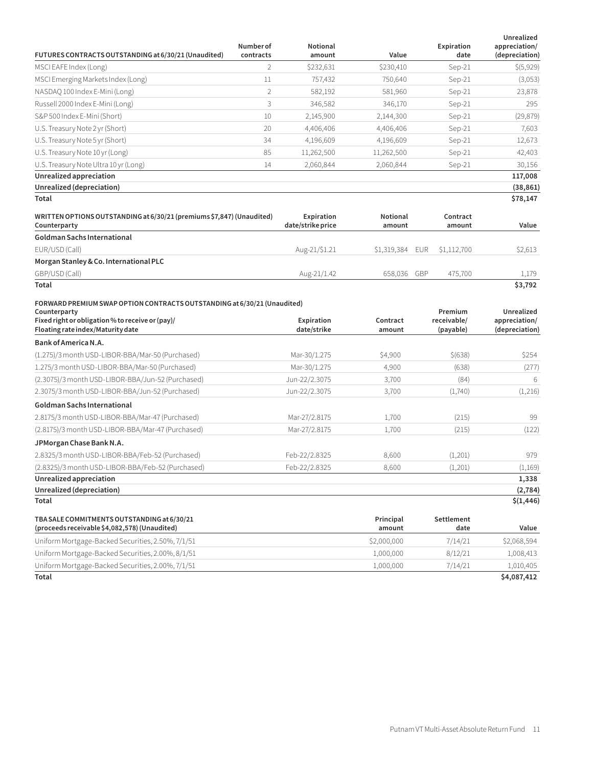| FUTURES CONTRACTS OUTSTANDING at 6/30/21 (Unaudited) | Number of contracts | Notional amount | Value | Expiration date | Unrealized appreciation/ (depreciation) |
|---|---|---|---|---|---|
| MSCI EAFE Index (Long) | 2 | $232,631 | $230,410 | Sep-21 | $(5,929) |
| MSCI Emerging Markets Index (Long) | 11 | 757,432 | 750,640 | Sep-21 | (3,053) |
| NASDAQ 100 Index E-Mini (Long) | 2 | 582,192 | 581,960 | Sep-21 | 23,878 |
| Russell 2000 Index E-Mini (Long) | 3 | 346,582 | 346,170 | Sep-21 | 295 |
| S&P 500 Index E-Mini (Short) | 10 | 2,145,900 | 2,144,300 | Sep-21 | (29,879) |
| U.S. Treasury Note 2 yr (Short) | 20 | 4,406,406 | 4,406,406 | Sep-21 | 7,603 |
| U.S. Treasury Note 5 yr (Short) | 34 | 4,196,609 | 4,196,609 | Sep-21 | 12,673 |
| U.S. Treasury Note 10 yr (Long) | 85 | 11,262,500 | 11,262,500 | Sep-21 | 42,403 |
| U.S. Treasury Note Ultra 10 yr (Long) | 14 | 2,060,844 | 2,060,844 | Sep-21 | 30,156 |
| **Unrealized appreciation** | | | | | **117,008** |
| **Unrealized (depreciation)** | | | | | **(38,861)** |
| **Total** | | | | | **$78,147** |

| WRITTEN OPTIONS OUTSTANDING at 6/30/21 (premiums $7,847) (Unaudited) Counterparty | Expiration date/strike price | Notional amount | | Contract amount | Value |
|---|---|---|---|---|---|
| **Goldman Sachs International** | | | | | |
| EUR/USD (Call) | Aug-21/$1.21 | $1,319,384 | EUR | $1,112,700 | $2,613 |
| **Morgan Stanley & Co. International PLC** | | | | | |
| GBP/USD (Call) | Aug-21/1.42 | 658,036 | GBP | 475,700 | 1,179 |
| **Total** | | | | | **$3,792** |

| FORWARD PREMIUM SWAP OPTION CONTRACTS OUTSTANDING at 6/30/21 (Unaudited) Counterparty Fixed right or obligation % to receive or (pay)/ Floating rate index/Maturity date | Expiration date/strike | Contract amount | Premium receivable/ (payable) | Unrealized appreciation/ (depreciation) |
|---|---|---|---|---|
| **Bank of America N.A.** | | | | |
| (1.275)/3 month USD-LIBOR-BBA/Mar-50 (Purchased) | Mar-30/1.275 | $4,900 | $(638) | $254 |
| 1.275/3 month USD-LIBOR-BBA/Mar-50 (Purchased) | Mar-30/1.275 | 4,900 | (638) | (277) |
| (2.3075)/3 month USD-LIBOR-BBA/Jun-52 (Purchased) | Jun-22/2.3075 | 3,700 | (84) | 6 |
| 2.3075/3 month USD-LIBOR-BBA/Jun-52 (Purchased) | Jun-22/2.3075 | 3,700 | (1,740) | (1,216) |
| **Goldman Sachs International** | | | | |
| 2.8175/3 month USD-LIBOR-BBA/Mar-47 (Purchased) | Mar-27/2.8175 | 1,700 | (215) | 99 |
| (2.8175)/3 month USD-LIBOR-BBA/Mar-47 (Purchased) | Mar-27/2.8175 | 1,700 | (215) | (122) |
| **JPMorgan Chase Bank N.A.** | | | | |
| 2.8325/3 month USD-LIBOR-BBA/Feb-52 (Purchased) | Feb-22/2.8325 | 8,600 | (1,201) | 979 |
| (2.8325)/3 month USD-LIBOR-BBA/Feb-52 (Purchased) | Feb-22/2.8325 | 8,600 | (1,201) | (1,169) |
| **Unrealized appreciation** | | | | **1,338** |
| **Unrealized (depreciation)** | | | | **(2,784)** |
| **Total** | | | | **$(1,446)** |

| TBA SALE COMMITMENTS OUTSTANDING at 6/30/21 (proceeds receivable $4,082,578) (Unaudited) | Principal amount | Settlement date | Value |
|---|---|---|---|
| Uniform Mortgage-Backed Securities, 2.50%, 7/1/51 | $2,000,000 | 7/14/21 | $2,068,594 |
| Uniform Mortgage-Backed Securities, 2.00%, 8/1/51 | 1,000,000 | 8/12/21 | 1,008,413 |
| Uniform Mortgage-Backed Securities, 2.00%, 7/1/51 | 1,000,000 | 7/14/21 | 1,010,405 |
| **Total** | | | **$4,087,412** |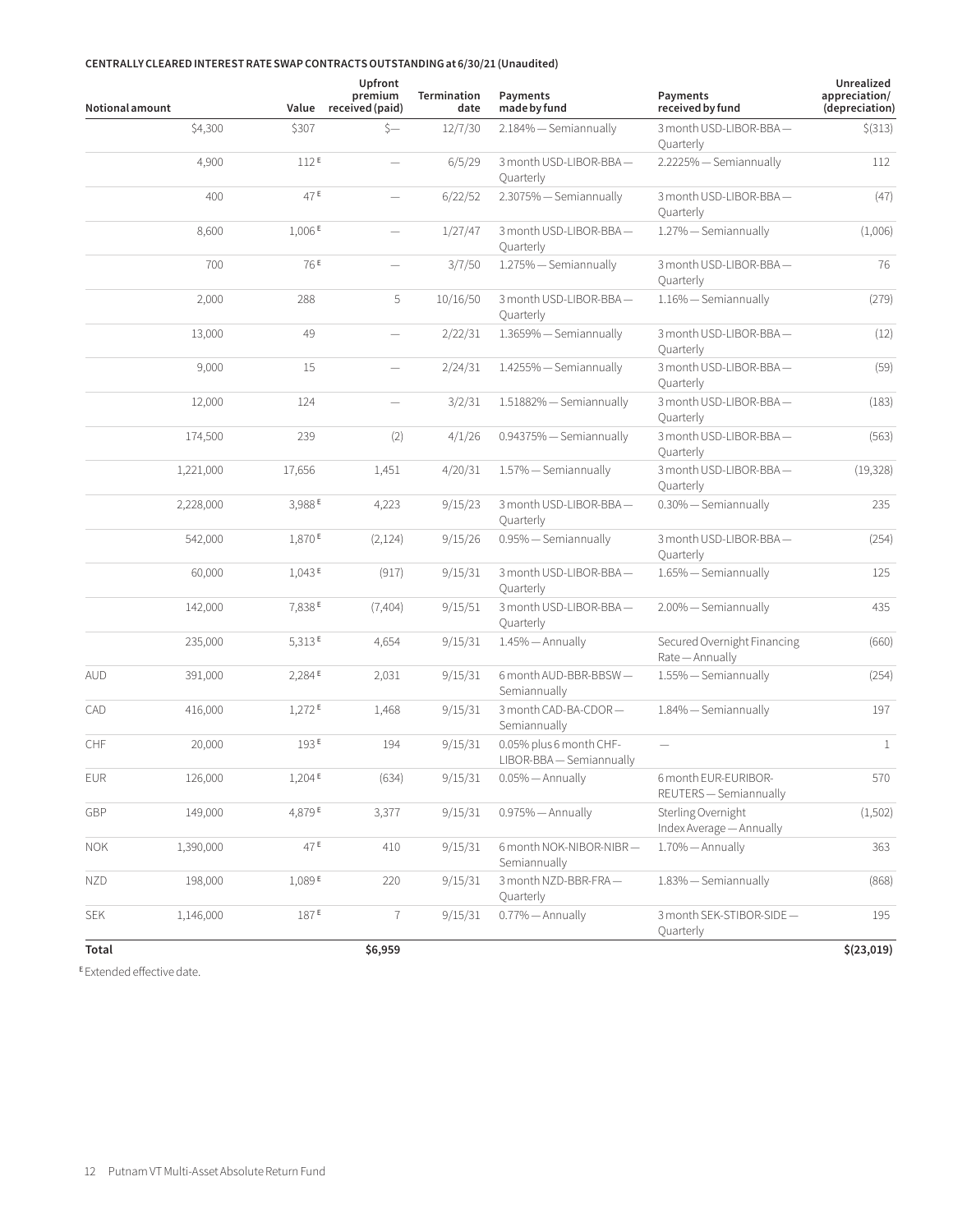**CENTRALLY CLEARED INTEREST RATE SWAP CONTRACTS OUTSTANDING at 6/30/21 (Unaudited)**

| Notional amount | | Value | Upfront premium received (paid) | Termination date | Payments made by fund | Payments received by fund | Unrealized appreciation/ (depreciation) |
|---|---|---|---|---|---|---|---|
| | $4,300 | $307 | $— | 12/7/30 | 2.184% — Semiannually | 3 month USD-LIBOR-BBA — Quarterly | $(313) |
| | 4,900 | 112 E | — | 6/5/29 | 3 month USD-LIBOR-BBA — Quarterly | 2.2225% — Semiannually | 112 |
| | 400 | 47 E | — | 6/22/52 | 2.3075% — Semiannually | 3 month USD-LIBOR-BBA — Quarterly | (47) |
| | 8,600 | 1,006 E | — | 1/27/47 | 3 month USD-LIBOR-BBA — Quarterly | 1.27% — Semiannually | (1,006) |
| | 700 | 76 E | — | 3/7/50 | 1.275% — Semiannually | 3 month USD-LIBOR-BBA — Quarterly | 76 |
| | 2,000 | 288 | 5 | 10/16/50 | 3 month USD-LIBOR-BBA — Quarterly | 1.16% — Semiannually | (279) |
| | 13,000 | 49 | — | 2/22/31 | 1.3659% — Semiannually | 3 month USD-LIBOR-BBA — Quarterly | (12) |
| | 9,000 | 15 | — | 2/24/31 | 1.4255% — Semiannually | 3 month USD-LIBOR-BBA — Quarterly | (59) |
| | 12,000 | 124 | — | 3/2/31 | 1.51882% — Semiannually | 3 month USD-LIBOR-BBA — Quarterly | (183) |
| | 174,500 | 239 | (2) | 4/1/26 | 0.94375% — Semiannually | 3 month USD-LIBOR-BBA — Quarterly | (563) |
| | 1,221,000 | 17,656 | 1,451 | 4/20/31 | 1.57% — Semiannually | 3 month USD-LIBOR-BBA — Quarterly | (19,328) |
| | 2,228,000 | 3,988 E | 4,223 | 9/15/23 | 3 month USD-LIBOR-BBA — Quarterly | 0.30% — Semiannually | 235 |
| | 542,000 | 1,870 E | (2,124) | 9/15/26 | 0.95% — Semiannually | 3 month USD-LIBOR-BBA — Quarterly | (254) |
| | 60,000 | 1,043 E | (917) | 9/15/31 | 3 month USD-LIBOR-BBA — Quarterly | 1.65% — Semiannually | 125 |
| | 142,000 | 7,838 E | (7,404) | 9/15/51 | 3 month USD-LIBOR-BBA — Quarterly | 2.00% — Semiannually | 435 |
| | 235,000 | 5,313 E | 4,654 | 9/15/31 | 1.45% — Annually | Secured Overnight Financing Rate — Annually | (660) |
| AUD | 391,000 | 2,284 E | 2,031 | 9/15/31 | 6 month AUD-BBR-BBSW — Semiannually | 1.55% — Semiannually | (254) |
| CAD | 416,000 | 1,272 E | 1,468 | 9/15/31 | 3 month CAD-BA-CDOR — Semiannually | 1.84% — Semiannually | 197 |
| CHF | 20,000 | 193 E | 194 | 9/15/31 | 0.05% plus 6 month CHF-LIBOR-BBA — Semiannually | — | 1 |
| EUR | 126,000 | 1,204 E | (634) | 9/15/31 | 0.05% — Annually | 6 month EUR-EURIBOR-REUTERS — Semiannually | 570 |
| GBP | 149,000 | 4,879 E | 3,377 | 9/15/31 | 0.975% — Annually | Sterling Overnight Index Average — Annually | (1,502) |
| NOK | 1,390,000 | 47 E | 410 | 9/15/31 | 6 month NOK-NIBOR-NIBR — Semiannually | 1.70% — Annually | 363 |
| NZD | 198,000 | 1,089 E | 220 | 9/15/31 | 3 month NZD-BBR-FRA — Quarterly | 1.83% — Semiannually | (868) |
| SEK | 1,146,000 | 187 E | 7 | 9/15/31 | 0.77% — Annually | 3 month SEK-STIBOR-SIDE — Quarterly | 195 |
| **Total** | | | **$6,959** | | | | **$(23,019)** |

E Extended effective date.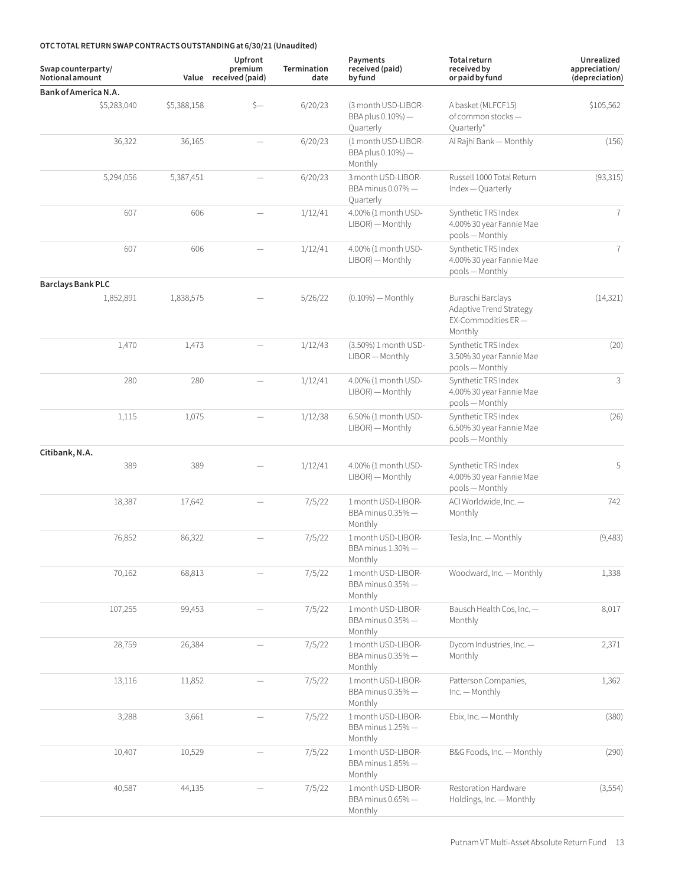**OTC TOTAL RETURN SWAP CONTRACTS OUTSTANDING at 6/30/21 (Unaudited)**

| Swap counterparty/ Notional amount | Value | Upfront premium received (paid) | Termination date | Payments received (paid) by fund | Total return received by or paid by fund | Unrealized appreciation/ (depreciation) |
|---|---|---|---|---|---|---|
| **Bank of America N.A.** | | | | | | |
| $5,283,040 | $5,388,158 | $— | 6/20/23 | (3 month USD-LIBOR-BBA plus 0.10%) — Quarterly | A basket (MLFCF15) of common stocks — Quarterly* | $105,562 |
| 36,322 | 36,165 | — | 6/20/23 | (1 month USD-LIBOR-BBA plus 0.10%) — Monthly | Al Rajhi Bank — Monthly | (156) |
| 5,294,056 | 5,387,451 | — | 6/20/23 | 3 month USD-LIBOR-BBA minus 0.07% — Quarterly | Russell 1000 Total Return Index — Quarterly | (93,315) |
| 607 | 606 | — | 1/12/41 | 4.00% (1 month USD-LIBOR) — Monthly | Synthetic TRS Index 4.00% 30 year Fannie Mae pools — Monthly | 7 |
| 607 | 606 | — | 1/12/41 | 4.00% (1 month USD-LIBOR) — Monthly | Synthetic TRS Index 4.00% 30 year Fannie Mae pools — Monthly | 7 |
| **Barclays Bank PLC** | | | | | | |
| 1,852,891 | 1,838,575 | — | 5/26/22 | (0.10%) — Monthly | Buraschi Barclays Adaptive Trend Strategy EX-Commodities ER — Monthly | (14,321) |
| 1,470 | 1,473 | — | 1/12/43 | (3.50%) 1 month USD-LIBOR — Monthly | Synthetic TRS Index 3.50% 30 year Fannie Mae pools — Monthly | (20) |
| 280 | 280 | — | 1/12/41 | 4.00% (1 month USD-LIBOR) — Monthly | Synthetic TRS Index 4.00% 30 year Fannie Mae pools — Monthly | 3 |
| 1,115 | 1,075 | — | 1/12/38 | 6.50% (1 month USD-LIBOR) — Monthly | Synthetic TRS Index 6.50% 30 year Fannie Mae pools — Monthly | (26) |
| **Citibank, N.A.** | | | | | | |
| 389 | 389 | — | 1/12/41 | 4.00% (1 month USD-LIBOR) — Monthly | Synthetic TRS Index 4.00% 30 year Fannie Mae pools — Monthly | 5 |
| 18,387 | 17,642 | — | 7/5/22 | 1 month USD-LIBOR-BBA minus 0.35% — Monthly | ACI Worldwide, Inc. — Monthly | 742 |
| 76,852 | 86,322 | — | 7/5/22 | 1 month USD-LIBOR-BBA minus 1.30% — Monthly | Tesla, Inc. — Monthly | (9,483) |
| 70,162 | 68,813 | — | 7/5/22 | 1 month USD-LIBOR-BBA minus 0.35% — Monthly | Woodward, Inc. — Monthly | 1,338 |
| 107,255 | 99,453 | — | 7/5/22 | 1 month USD-LIBOR-BBA minus 0.35% — Monthly | Bausch Health Cos, Inc. — Monthly | 8,017 |
| 28,759 | 26,384 | — | 7/5/22 | 1 month USD-LIBOR-BBA minus 0.35% — Monthly | Dycom Industries, Inc. — Monthly | 2,371 |
| 13,116 | 11,852 | — | 7/5/22 | 1 month USD-LIBOR-BBA minus 0.35% — Monthly | Patterson Companies, Inc. — Monthly | 1,362 |
| 3,288 | 3,661 | — | 7/5/22 | 1 month USD-LIBOR-BBA minus 1.25% — Monthly | Ebix, Inc. — Monthly | (380) |
| 10,407 | 10,529 | — | 7/5/22 | 1 month USD-LIBOR-BBA minus 1.85% — Monthly | B&G Foods, Inc. — Monthly | (290) |
| 40,587 | 44,135 | — | 7/5/22 | 1 month USD-LIBOR-BBA minus 0.65% — Monthly | Restoration Hardware Holdings, Inc. — Monthly | (3,554) |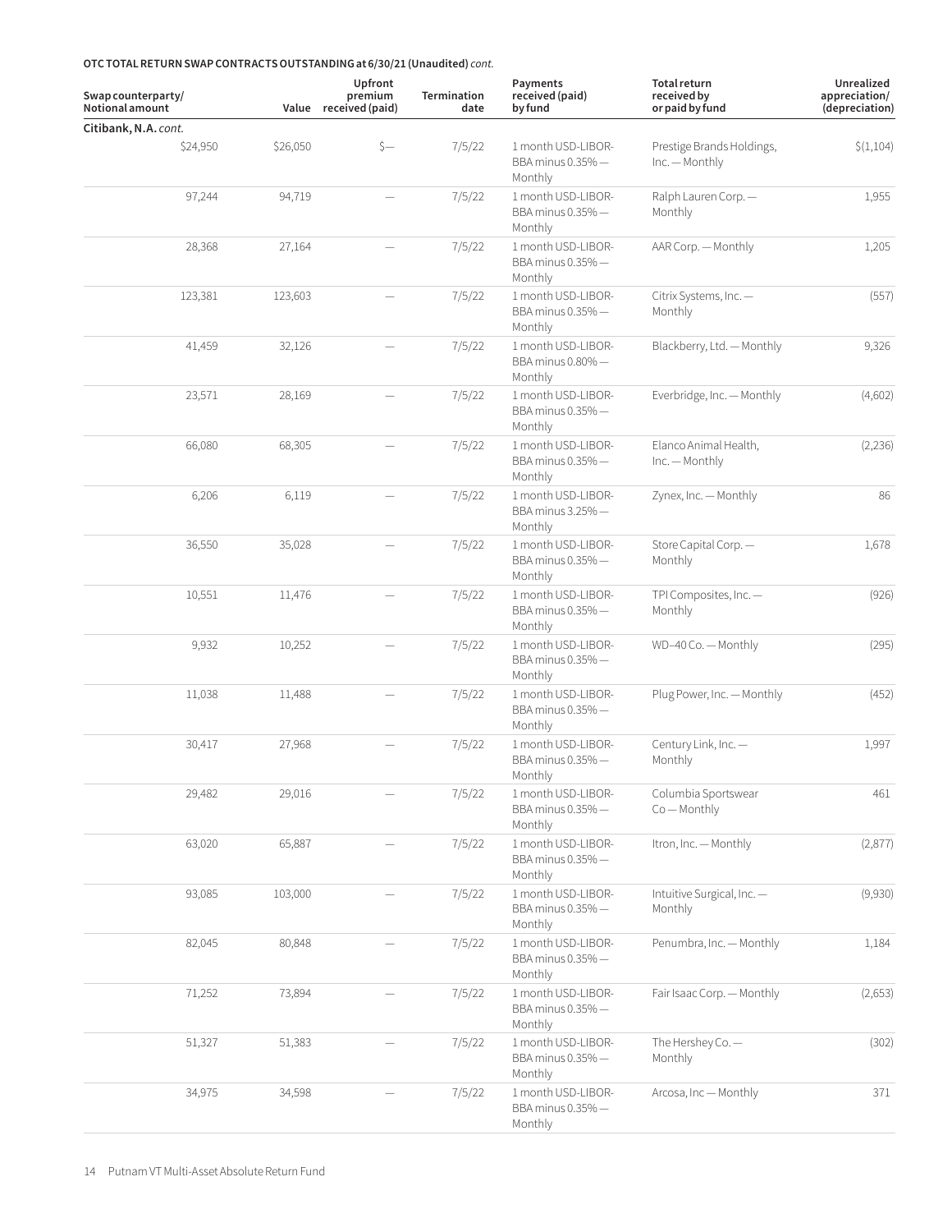**OTC TOTAL RETURN SWAP CONTRACTS OUTSTANDING at 6/30/21 (Unaudited)** *cont.*

| Swap counterparty/ Notional amount | Value | Upfront premium received (paid) | Termination date | Payments received (paid) by fund | Total return received by or paid by fund | Unrealized appreciation/ (depreciation) |
|---|---|---|---|---|---|---|
| **Citibank, N.A.** *cont.* | | | | | | |
| $24,950 | $26,050 | $— | 7/5/22 | 1 month USD-LIBOR-BBA minus 0.35% — Monthly | Prestige Brands Holdings, Inc. — Monthly | $(1,104) |
| 97,244 | 94,719 | — | 7/5/22 | 1 month USD-LIBOR-BBA minus 0.35% — Monthly | Ralph Lauren Corp. — Monthly | 1,955 |
| 28,368 | 27,164 | — | 7/5/22 | 1 month USD-LIBOR-BBA minus 0.35% — Monthly | AAR Corp. — Monthly | 1,205 |
| 123,381 | 123,603 | — | 7/5/22 | 1 month USD-LIBOR-BBA minus 0.35% — Monthly | Citrix Systems, Inc. — Monthly | (557) |
| 41,459 | 32,126 | — | 7/5/22 | 1 month USD-LIBOR-BBA minus 0.80% — Monthly | Blackberry, Ltd. — Monthly | 9,326 |
| 23,571 | 28,169 | — | 7/5/22 | 1 month USD-LIBOR-BBA minus 0.35% — Monthly | Everbridge, Inc. — Monthly | (4,602) |
| 66,080 | 68,305 | — | 7/5/22 | 1 month USD-LIBOR-BBA minus 0.35% — Monthly | Elanco Animal Health, Inc. — Monthly | (2,236) |
| 6,206 | 6,119 | — | 7/5/22 | 1 month USD-LIBOR-BBA minus 3.25% — Monthly | Zynex, Inc. — Monthly | 86 |
| 36,550 | 35,028 | — | 7/5/22 | 1 month USD-LIBOR-BBA minus 0.35% — Monthly | Store Capital Corp. — Monthly | 1,678 |
| 10,551 | 11,476 | — | 7/5/22 | 1 month USD-LIBOR-BBA minus 0.35% — Monthly | TPI Composites, Inc. — Monthly | (926) |
| 9,932 | 10,252 | — | 7/5/22 | 1 month USD-LIBOR-BBA minus 0.35% — Monthly | WD-40 Co. — Monthly | (295) |
| 11,038 | 11,488 | — | 7/5/22 | 1 month USD-LIBOR-BBA minus 0.35% — Monthly | Plug Power, Inc. — Monthly | (452) |
| 30,417 | 27,968 | — | 7/5/22 | 1 month USD-LIBOR-BBA minus 0.35% — Monthly | Century Link, Inc. — Monthly | 1,997 |
| 29,482 | 29,016 | — | 7/5/22 | 1 month USD-LIBOR-BBA minus 0.35% — Monthly | Columbia Sportswear Co — Monthly | 461 |
| 63,020 | 65,887 | — | 7/5/22 | 1 month USD-LIBOR-BBA minus 0.35% — Monthly | Itron, Inc. — Monthly | (2,877) |
| 93,085 | 103,000 | — | 7/5/22 | 1 month USD-LIBOR-BBA minus 0.35% — Monthly | Intuitive Surgical, Inc. — Monthly | (9,930) |
| 82,045 | 80,848 | — | 7/5/22 | 1 month USD-LIBOR-BBA minus 0.35% — Monthly | Penumbra, Inc. — Monthly | 1,184 |
| 71,252 | 73,894 | — | 7/5/22 | 1 month USD-LIBOR-BBA minus 0.35% — Monthly | Fair Isaac Corp. — Monthly | (2,653) |
| 51,327 | 51,383 | — | 7/5/22 | 1 month USD-LIBOR-BBA minus 0.35% — Monthly | The Hershey Co. — Monthly | (302) |
| 34,975 | 34,598 | — | 7/5/22 | 1 month USD-LIBOR-BBA minus 0.35% — Monthly | Arcosa, Inc — Monthly | 371 |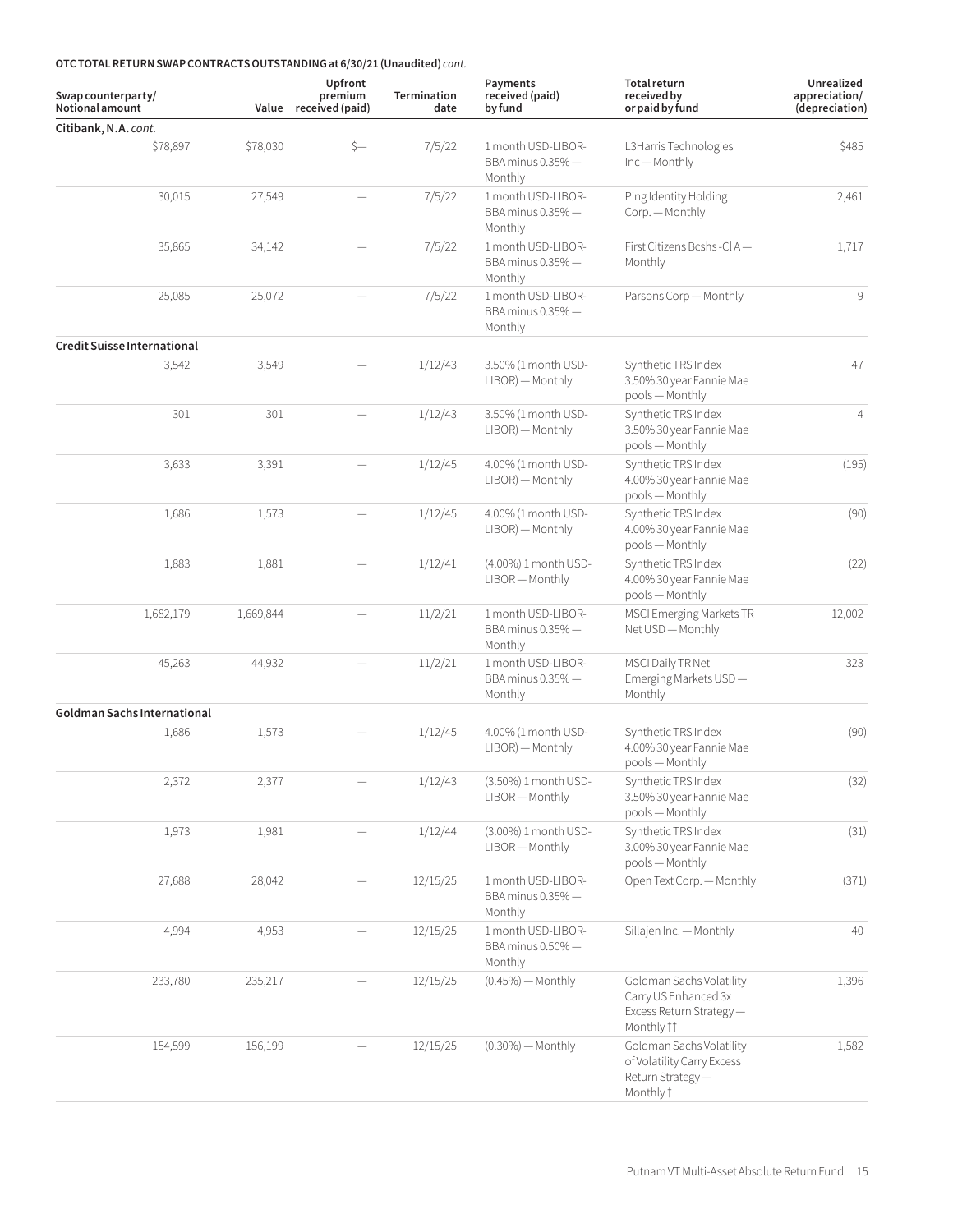**OTC TOTAL RETURN SWAP CONTRACTS OUTSTANDING at 6/30/21 (Unaudited)** *cont.*

| Swap counterparty/ Notional amount | Value | Upfront premium received (paid) | Termination date | Payments received (paid) by fund | Total return received by or paid by fund | Unrealized appreciation/ (depreciation) |
|---|---|---|---|---|---|---|
| **Citibank, N.A.** *cont.* | | | | | | |
| $78,897 | $78,030 | $— | 7/5/22 | 1 month USD-LIBOR-BBA minus 0.35% — Monthly | L3Harris Technologies Inc — Monthly | $485 |
| 30,015 | 27,549 | — | 7/5/22 | 1 month USD-LIBOR-BBA minus 0.35% — Monthly | Ping Identity Holding Corp. — Monthly | 2,461 |
| 35,865 | 34,142 | — | 7/5/22 | 1 month USD-LIBOR-BBA minus 0.35% — Monthly | First Citizens Bcshs -Cl A — Monthly | 1,717 |
| 25,085 | 25,072 | — | 7/5/22 | 1 month USD-LIBOR-BBA minus 0.35% — Monthly | Parsons Corp — Monthly | 9 |
| **Credit Suisse International** | | | | | | |
| 3,542 | 3,549 | — | 1/12/43 | 3.50% (1 month USD-LIBOR) — Monthly | Synthetic TRS Index 3.50% 30 year Fannie Mae pools — Monthly | 47 |
| 301 | 301 | — | 1/12/43 | 3.50% (1 month USD-LIBOR) — Monthly | Synthetic TRS Index 3.50% 30 year Fannie Mae pools — Monthly | 4 |
| 3,633 | 3,391 | — | 1/12/45 | 4.00% (1 month USD-LIBOR) — Monthly | Synthetic TRS Index 4.00% 30 year Fannie Mae pools — Monthly | (195) |
| 1,686 | 1,573 | — | 1/12/45 | 4.00% (1 month USD-LIBOR) — Monthly | Synthetic TRS Index 4.00% 30 year Fannie Mae pools — Monthly | (90) |
| 1,883 | 1,881 | — | 1/12/41 | (4.00%) 1 month USD-LIBOR — Monthly | Synthetic TRS Index 4.00% 30 year Fannie Mae pools — Monthly | (22) |
| 1,682,179 | 1,669,844 | — | 11/2/21 | 1 month USD-LIBOR-BBA minus 0.35% — Monthly | MSCI Emerging Markets TR Net USD — Monthly | 12,002 |
| 45,263 | 44,932 | — | 11/2/21 | 1 month USD-LIBOR-BBA minus 0.35% — Monthly | MSCI Daily TR Net Emerging Markets USD — Monthly | 323 |
| **Goldman Sachs International** | | | | | | |
| 1,686 | 1,573 | — | 1/12/45 | 4.00% (1 month USD-LIBOR) — Monthly | Synthetic TRS Index 4.00% 30 year Fannie Mae pools — Monthly | (90) |
| 2,372 | 2,377 | — | 1/12/43 | (3.50%) 1 month USD-LIBOR — Monthly | Synthetic TRS Index 3.50% 30 year Fannie Mae pools — Monthly | (32) |
| 1,973 | 1,981 | — | 1/12/44 | (3.00%) 1 month USD-LIBOR — Monthly | Synthetic TRS Index 3.00% 30 year Fannie Mae pools — Monthly | (31) |
| 27,688 | 28,042 | — | 12/15/25 | 1 month USD-LIBOR-BBA minus 0.35% — Monthly | Open Text Corp. — Monthly | (371) |
| 4,994 | 4,953 | — | 12/15/25 | 1 month USD-LIBOR-BBA minus 0.50% — Monthly | Sillajen Inc. — Monthly | 40 |
| 233,780 | 235,217 | — | 12/15/25 | (0.45%) — Monthly | Goldman Sachs Volatility Carry US Enhanced 3x Excess Return Strategy — Monthly †† | 1,396 |
| 154,599 | 156,199 | — | 12/15/25 | (0.30%) — Monthly | Goldman Sachs Volatility of Volatility Carry Excess Return Strategy — Monthly † | 1,582 |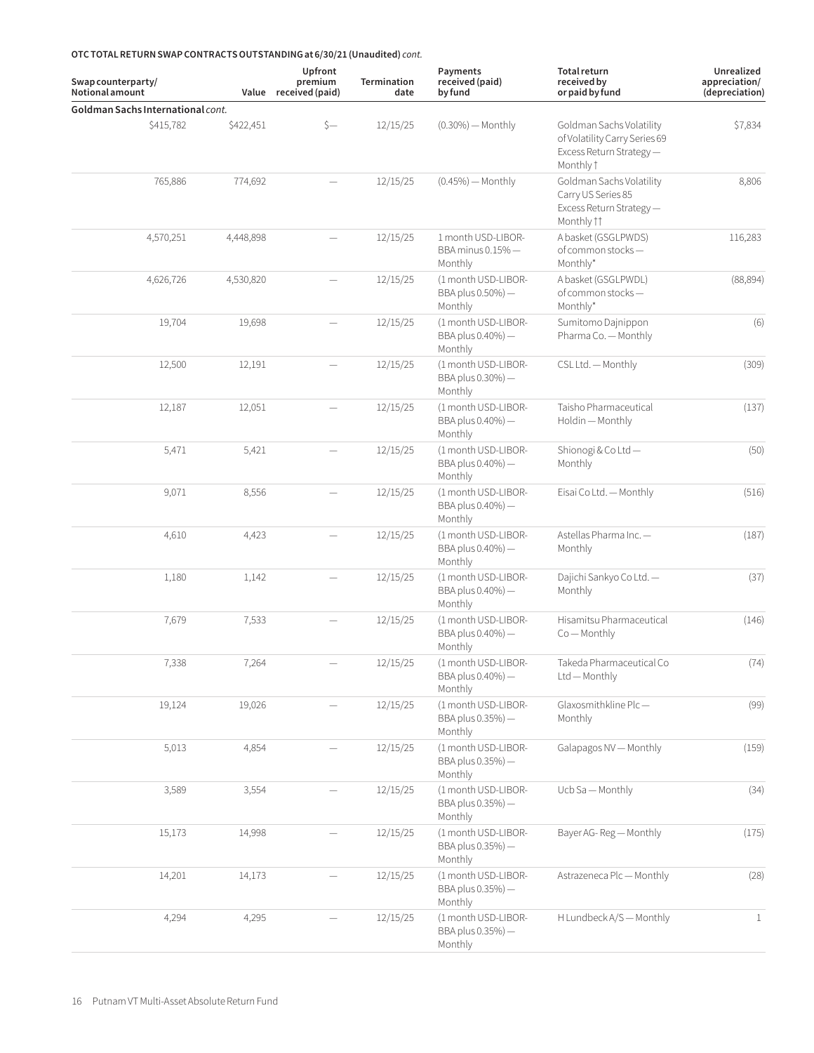**OTC TOTAL RETURN SWAP CONTRACTS OUTSTANDING at 6/30/21 (Unaudited)** *cont.*

| Swap counterparty/ Notional amount | Value | Upfront premium received (paid) | Termination date | Payments received (paid) by fund | Total return received by or paid by fund | Unrealized appreciation/ (depreciation) |
|---|---|---|---|---|---|---|
| **Goldman Sachs International** *cont.* | | | | | | |
| $415,782 | $422,451 | $— | 12/15/25 | (0.30%) — Monthly | Goldman Sachs Volatility of Volatility Carry Series 69 Excess Return Strategy — Monthly † | $7,834 |
| 765,886 | 774,692 | — | 12/15/25 | (0.45%) — Monthly | Goldman Sachs Volatility Carry US Series 85 Excess Return Strategy — Monthly †† | 8,806 |
| 4,570,251 | 4,448,898 | — | 12/15/25 | 1 month USD-LIBOR-BBA minus 0.15% — Monthly | A basket (GSGLPWDS) of common stocks — Monthly* | 116,283 |
| 4,626,726 | 4,530,820 | — | 12/15/25 | (1 month USD-LIBOR-BBA plus 0.50%) — Monthly | A basket (GSGLPWDL) of common stocks — Monthly* | (88,894) |
| 19,704 | 19,698 | — | 12/15/25 | (1 month USD-LIBOR-BBA plus 0.40%) — Monthly | Sumitomo Dajnippon Pharma Co. — Monthly | (6) |
| 12,500 | 12,191 | — | 12/15/25 | (1 month USD-LIBOR-BBA plus 0.30%) — Monthly | CSL Ltd. — Monthly | (309) |
| 12,187 | 12,051 | — | 12/15/25 | (1 month USD-LIBOR-BBA plus 0.40%) — Monthly | Taisho Pharmaceutical Holdin — Monthly | (137) |
| 5,471 | 5,421 | — | 12/15/25 | (1 month USD-LIBOR-BBA plus 0.40%) — Monthly | Shionogi & Co Ltd — Monthly | (50) |
| 9,071 | 8,556 | — | 12/15/25 | (1 month USD-LIBOR-BBA plus 0.40%) — Monthly | Eisai Co Ltd. — Monthly | (516) |
| 4,610 | 4,423 | — | 12/15/25 | (1 month USD-LIBOR-BBA plus 0.40%) — Monthly | Astellas Pharma Inc. — Monthly | (187) |
| 1,180 | 1,142 | — | 12/15/25 | (1 month USD-LIBOR-BBA plus 0.40%) — Monthly | Dajichi Sankyo Co Ltd. — Monthly | (37) |
| 7,679 | 7,533 | — | 12/15/25 | (1 month USD-LIBOR-BBA plus 0.40%) — Monthly | Hisamitsu Pharmaceutical Co — Monthly | (146) |
| 7,338 | 7,264 | — | 12/15/25 | (1 month USD-LIBOR-BBA plus 0.40%) — Monthly | Takeda Pharmaceutical Co Ltd — Monthly | (74) |
| 19,124 | 19,026 | — | 12/15/25 | (1 month USD-LIBOR-BBA plus 0.35%) — Monthly | Glaxosmithkline Plc — Monthly | (99) |
| 5,013 | 4,854 | — | 12/15/25 | (1 month USD-LIBOR-BBA plus 0.35%) — Monthly | Galapagos NV — Monthly | (159) |
| 3,589 | 3,554 | — | 12/15/25 | (1 month USD-LIBOR-BBA plus 0.35%) — Monthly | Ucb Sa — Monthly | (34) |
| 15,173 | 14,998 | — | 12/15/25 | (1 month USD-LIBOR-BBA plus 0.35%) — Monthly | Bayer AG- Reg — Monthly | (175) |
| 14,201 | 14,173 | — | 12/15/25 | (1 month USD-LIBOR-BBA plus 0.35%) — Monthly | Astrazeneca Plc — Monthly | (28) |
| 4,294 | 4,295 | — | 12/15/25 | (1 month USD-LIBOR-BBA plus 0.35%) — Monthly | H Lundbeck A/S — Monthly | 1 |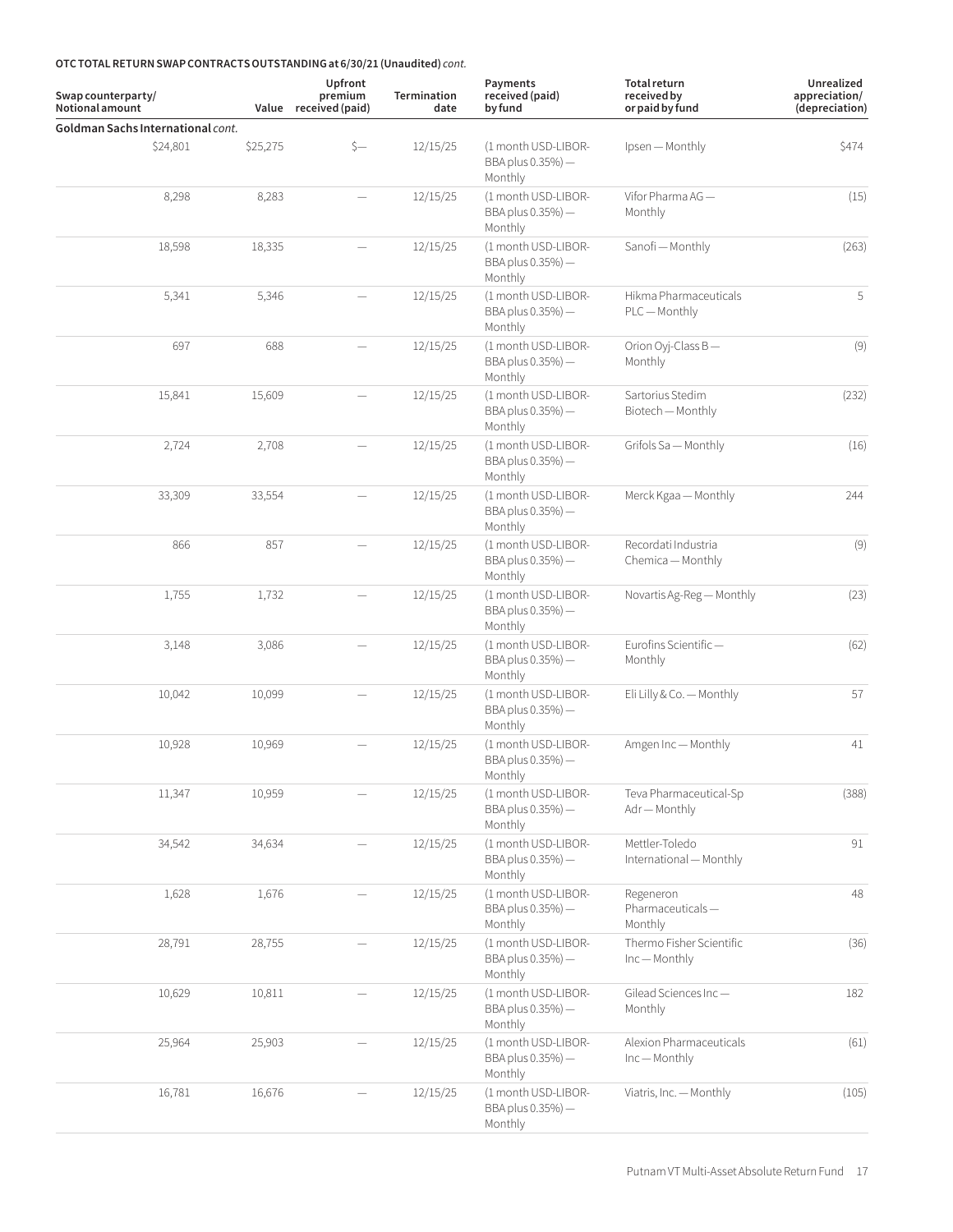**OTC TOTAL RETURN SWAP CONTRACTS OUTSTANDING at 6/30/21 (Unaudited)** *cont.*

| Swap counterparty/ Notional amount | Value | Upfront premium received (paid) | Termination date | Payments received (paid) by fund | Total return received by or paid by fund | Unrealized appreciation/ (depreciation) |
|---|---|---|---|---|---|---|
| **Goldman Sachs International** *cont.* | | | | | | |
| $24,801 | $25,275 | $— | 12/15/25 | (1 month USD-LIBOR-BBA plus 0.35%) — Monthly | Ipsen — Monthly | $474 |
| 8,298 | 8,283 | — | 12/15/25 | (1 month USD-LIBOR-BBA plus 0.35%) — Monthly | Vifor Pharma AG — Monthly | (15) |
| 18,598 | 18,335 | — | 12/15/25 | (1 month USD-LIBOR-BBA plus 0.35%) — Monthly | Sanofi — Monthly | (263) |
| 5,341 | 5,346 | — | 12/15/25 | (1 month USD-LIBOR-BBA plus 0.35%) — Monthly | Hikma Pharmaceuticals PLC — Monthly | 5 |
| 697 | 688 | — | 12/15/25 | (1 month USD-LIBOR-BBA plus 0.35%) — Monthly | Orion Oyj-Class B — Monthly | (9) |
| 15,841 | 15,609 | — | 12/15/25 | (1 month USD-LIBOR-BBA plus 0.35%) — Monthly | Sartorius Stedim Biotech — Monthly | (232) |
| 2,724 | 2,708 | — | 12/15/25 | (1 month USD-LIBOR-BBA plus 0.35%) — Monthly | Grifols Sa — Monthly | (16) |
| 33,309 | 33,554 | — | 12/15/25 | (1 month USD-LIBOR-BBA plus 0.35%) — Monthly | Merck Kgaa — Monthly | 244 |
| 866 | 857 | — | 12/15/25 | (1 month USD-LIBOR-BBA plus 0.35%) — Monthly | Recordati Industria Chemica — Monthly | (9) |
| 1,755 | 1,732 | — | 12/15/25 | (1 month USD-LIBOR-BBA plus 0.35%) — Monthly | Novartis Ag-Reg — Monthly | (23) |
| 3,148 | 3,086 | — | 12/15/25 | (1 month USD-LIBOR-BBA plus 0.35%) — Monthly | Eurofins Scientific — Monthly | (62) |
| 10,042 | 10,099 | — | 12/15/25 | (1 month USD-LIBOR-BBA plus 0.35%) — Monthly | Eli Lilly & Co. — Monthly | 57 |
| 10,928 | 10,969 | — | 12/15/25 | (1 month USD-LIBOR-BBA plus 0.35%) — Monthly | Amgen Inc — Monthly | 41 |
| 11,347 | 10,959 | — | 12/15/25 | (1 month USD-LIBOR-BBA plus 0.35%) — Monthly | Teva Pharmaceutical-Sp Adr — Monthly | (388) |
| 34,542 | 34,634 | — | 12/15/25 | (1 month USD-LIBOR-BBA plus 0.35%) — Monthly | Mettler-Toledo International — Monthly | 91 |
| 1,628 | 1,676 | — | 12/15/25 | (1 month USD-LIBOR-BBA plus 0.35%) — Monthly | Regeneron Pharmaceuticals — Monthly | 48 |
| 28,791 | 28,755 | — | 12/15/25 | (1 month USD-LIBOR-BBA plus 0.35%) — Monthly | Thermo Fisher Scientific Inc — Monthly | (36) |
| 10,629 | 10,811 | — | 12/15/25 | (1 month USD-LIBOR-BBA plus 0.35%) — Monthly | Gilead Sciences Inc — Monthly | 182 |
| 25,964 | 25,903 | — | 12/15/25 | (1 month USD-LIBOR-BBA plus 0.35%) — Monthly | Alexion Pharmaceuticals Inc — Monthly | (61) |
| 16,781 | 16,676 | — | 12/15/25 | (1 month USD-LIBOR-BBA plus 0.35%) — Monthly | Viatris, Inc. — Monthly | (105) |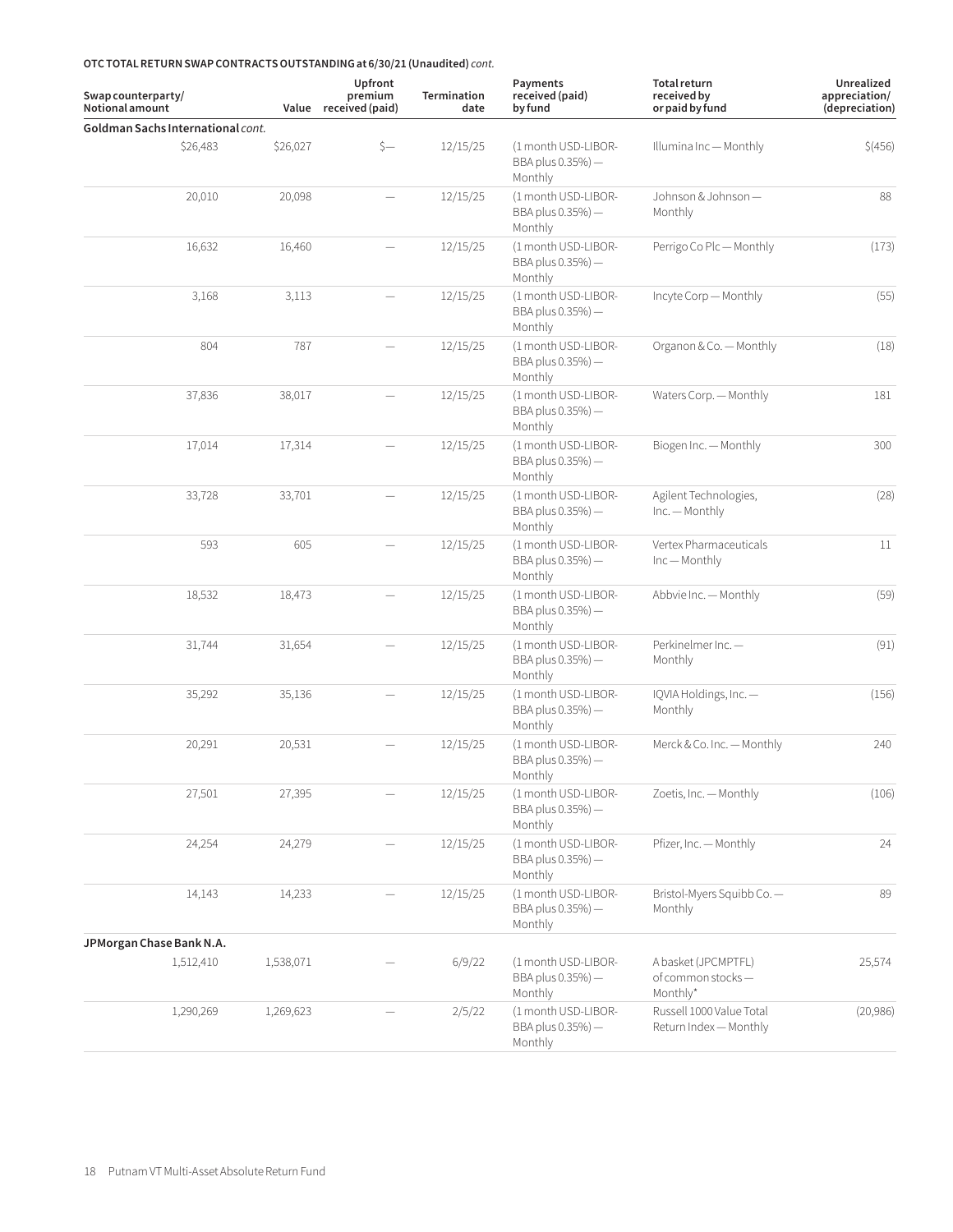**OTC TOTAL RETURN SWAP CONTRACTS OUTSTANDING at 6/30/21 (Unaudited)** *cont.*

| Swap counterparty/ Notional amount | Value | Upfront premium received (paid) | Termination date | Payments received (paid) by fund | Total return received by or paid by fund | Unrealized appreciation/ (depreciation) |
|---|---|---|---|---|---|---|
| **Goldman Sachs International** *cont.* | | | | | | |
| $26,483 | $26,027 | $— | 12/15/25 | (1 month USD-LIBOR-BBA plus 0.35%) — Monthly | Illumina Inc — Monthly | $(456) |
| 20,010 | 20,098 | — | 12/15/25 | (1 month USD-LIBOR-BBA plus 0.35%) — Monthly | Johnson & Johnson — Monthly | 88 |
| 16,632 | 16,460 | — | 12/15/25 | (1 month USD-LIBOR-BBA plus 0.35%) — Monthly | Perrigo Co Plc — Monthly | (173) |
| 3,168 | 3,113 | — | 12/15/25 | (1 month USD-LIBOR-BBA plus 0.35%) — Monthly | Incyte Corp — Monthly | (55) |
| 804 | 787 | — | 12/15/25 | (1 month USD-LIBOR-BBA plus 0.35%) — Monthly | Organon & Co. — Monthly | (18) |
| 37,836 | 38,017 | — | 12/15/25 | (1 month USD-LIBOR-BBA plus 0.35%) — Monthly | Waters Corp. — Monthly | 181 |
| 17,014 | 17,314 | — | 12/15/25 | (1 month USD-LIBOR-BBA plus 0.35%) — Monthly | Biogen Inc. — Monthly | 300 |
| 33,728 | 33,701 | — | 12/15/25 | (1 month USD-LIBOR-BBA plus 0.35%) — Monthly | Agilent Technologies, Inc. — Monthly | (28) |
| 593 | 605 | — | 12/15/25 | (1 month USD-LIBOR-BBA plus 0.35%) — Monthly | Vertex Pharmaceuticals Inc — Monthly | 11 |
| 18,532 | 18,473 | — | 12/15/25 | (1 month USD-LIBOR-BBA plus 0.35%) — Monthly | Abbvie Inc. — Monthly | (59) |
| 31,744 | 31,654 | — | 12/15/25 | (1 month USD-LIBOR-BBA plus 0.35%) — Monthly | Perkinelmer Inc. — Monthly | (91) |
| 35,292 | 35,136 | — | 12/15/25 | (1 month USD-LIBOR-BBA plus 0.35%) — Monthly | IQVIA Holdings, Inc. — Monthly | (156) |
| 20,291 | 20,531 | — | 12/15/25 | (1 month USD-LIBOR-BBA plus 0.35%) — Monthly | Merck & Co. Inc. — Monthly | 240 |
| 27,501 | 27,395 | — | 12/15/25 | (1 month USD-LIBOR-BBA plus 0.35%) — Monthly | Zoetis, Inc. — Monthly | (106) |
| 24,254 | 24,279 | — | 12/15/25 | (1 month USD-LIBOR-BBA plus 0.35%) — Monthly | Pfizer, Inc. — Monthly | 24 |
| 14,143 | 14,233 | — | 12/15/25 | (1 month USD-LIBOR-BBA plus 0.35%) — Monthly | Bristol-Myers Squibb Co. — Monthly | 89 |
| **JPMorgan Chase Bank N.A.** | | | | | | |
| 1,512,410 | 1,538,071 | — | 6/9/22 | (1 month USD-LIBOR-BBA plus 0.35%) — Monthly | A basket (JPCMPTFL) of common stocks — Monthly* | 25,574 |
| 1,290,269 | 1,269,623 | — | 2/5/22 | (1 month USD-LIBOR-BBA plus 0.35%) — Monthly | Russell 1000 Value Total Return Index — Monthly | (20,986) |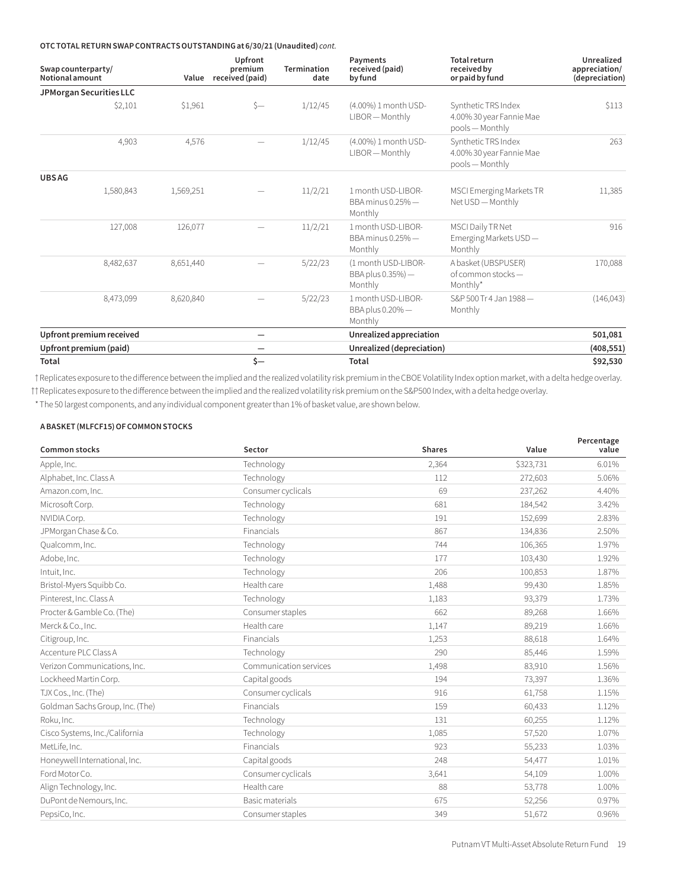**OTC TOTAL RETURN SWAP CONTRACTS OUTSTANDING at 6/30/21 (Unaudited)** *cont.*

| Swap counterparty/ Notional amount | Value | Upfront premium received (paid) | Termination date | Payments received (paid) by fund | Total return received by or paid by fund | Unrealized appreciation/ (depreciation) |
|---|---|---|---|---|---|---|
| **JPMorgan Securities LLC** | | | | | | |
| $2,101 | $1,961 | $— | 1/12/45 | (4.00%) 1 month USD-LIBOR — Monthly | Synthetic TRS Index 4.00% 30 year Fannie Mae pools — Monthly | $113 |
| 4,903 | 4,576 | — | 1/12/45 | (4.00%) 1 month USD-LIBOR — Monthly | Synthetic TRS Index 4.00% 30 year Fannie Mae pools — Monthly | 263 |
| **UBS AG** | | | | | | |
| 1,580,843 | 1,569,251 | — | 11/2/21 | 1 month USD-LIBOR-BBA minus 0.25% — Monthly | MSCI Emerging Markets TR Net USD — Monthly | 11,385 |
| 127,008 | 126,077 | — | 11/2/21 | 1 month USD-LIBOR-BBA minus 0.25% — Monthly | MSCI Daily TR Net Emerging Markets USD — Monthly | 916 |
| 8,482,637 | 8,651,440 | — | 5/22/23 | (1 month USD-LIBOR-BBA plus 0.35%) — Monthly | A basket (UBSPUSER) of common stocks — Monthly* | 170,088 |
| 8,473,099 | 8,620,840 | — | 5/22/23 | 1 month USD-LIBOR-BBA plus 0.20% — Monthly | S&P 500 Tr 4 Jan 1988 — Monthly | (146,043) |
| **Upfront premium received** | | **—** | | **Unrealized appreciation** | | **501,081** |
| **Upfront premium (paid)** | | **—** | | **Unrealized (depreciation)** | | **(408,551)** |
| **Total** | | **$—** | | **Total** | | **$92,530** |

† Replicates exposure to the difference between the implied and the realized volatility risk premium in the CBOE Volatility Index option market, with a delta hedge overlay.

†† Replicates exposure to the difference between the implied and the realized volatility risk premium on the S&P500 Index, with a delta hedge overlay.

\* The 50 largest components, and any individual component greater than 1% of basket value, are shown below.

**A BASKET (MLFCF15) OF COMMON STOCKS**

| Common stocks | Sector | Shares | Value | Percentage value |
|---|---|---|---|---|
| Apple, Inc. | Technology | 2,364 | $323,731 | 6.01% |
| Alphabet, Inc. Class A | Technology | 112 | 272,603 | 5.06% |
| Amazon.com, Inc. | Consumer cyclicals | 69 | 237,262 | 4.40% |
| Microsoft Corp. | Technology | 681 | 184,542 | 3.42% |
| NVIDIA Corp. | Technology | 191 | 152,699 | 2.83% |
| JPMorgan Chase & Co. | Financials | 867 | 134,836 | 2.50% |
| Qualcomm, Inc. | Technology | 744 | 106,365 | 1.97% |
| Adobe, Inc. | Technology | 177 | 103,430 | 1.92% |
| Intuit, Inc. | Technology | 206 | 100,853 | 1.87% |
| Bristol-Myers Squibb Co. | Health care | 1,488 | 99,430 | 1.85% |
| Pinterest, Inc. Class A | Technology | 1,183 | 93,379 | 1.73% |
| Procter & Gamble Co. (The) | Consumer staples | 662 | 89,268 | 1.66% |
| Merck & Co., Inc. | Health care | 1,147 | 89,219 | 1.66% |
| Citigroup, Inc. | Financials | 1,253 | 88,618 | 1.64% |
| Accenture PLC Class A | Technology | 290 | 85,446 | 1.59% |
| Verizon Communications, Inc. | Communication services | 1,498 | 83,910 | 1.56% |
| Lockheed Martin Corp. | Capital goods | 194 | 73,397 | 1.36% |
| TJX Cos., Inc. (The) | Consumer cyclicals | 916 | 61,758 | 1.15% |
| Goldman Sachs Group, Inc. (The) | Financials | 159 | 60,433 | 1.12% |
| Roku, Inc. | Technology | 131 | 60,255 | 1.12% |
| Cisco Systems, Inc./California | Technology | 1,085 | 57,520 | 1.07% |
| MetLife, Inc. | Financials | 923 | 55,233 | 1.03% |
| Honeywell International, Inc. | Capital goods | 248 | 54,477 | 1.01% |
| Ford Motor Co. | Consumer cyclicals | 3,641 | 54,109 | 1.00% |
| Align Technology, Inc. | Health care | 88 | 53,778 | 1.00% |
| DuPont de Nemours, Inc. | Basic materials | 675 | 52,256 | 0.97% |
| PepsiCo, Inc. | Consumer staples | 349 | 51,672 | 0.96% |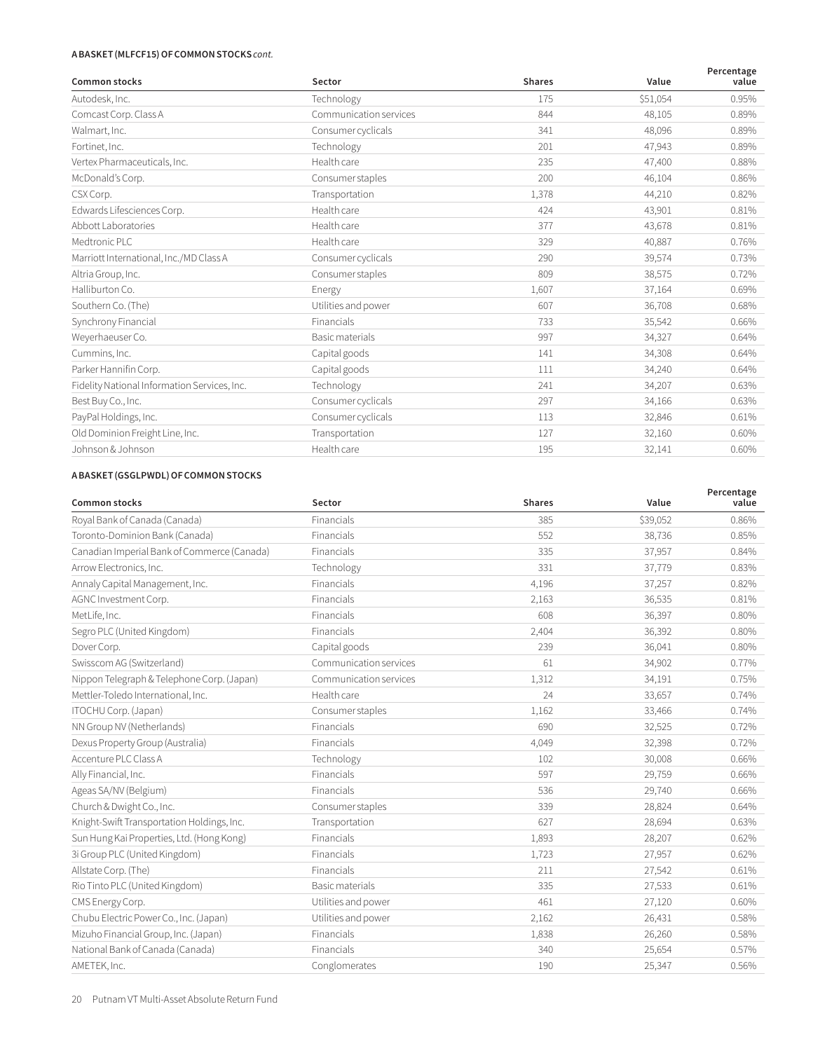**A BASKET (MLFCF15) OF COMMON STOCKS** *cont.*

| Common stocks | Sector | Shares | Value | Percentage value |
|---|---|---|---|---|
| Autodesk, Inc. | Technology | 175 | $51,054 | 0.95% |
| Comcast Corp. Class A | Communication services | 844 | 48,105 | 0.89% |
| Walmart, Inc. | Consumer cyclicals | 341 | 48,096 | 0.89% |
| Fortinet, Inc. | Technology | 201 | 47,943 | 0.89% |
| Vertex Pharmaceuticals, Inc. | Health care | 235 | 47,400 | 0.88% |
| McDonald's Corp. | Consumer staples | 200 | 46,104 | 0.86% |
| CSX Corp. | Transportation | 1,378 | 44,210 | 0.82% |
| Edwards Lifesciences Corp. | Health care | 424 | 43,901 | 0.81% |
| Abbott Laboratories | Health care | 377 | 43,678 | 0.81% |
| Medtronic PLC | Health care | 329 | 40,887 | 0.76% |
| Marriott International, Inc./MD Class A | Consumer cyclicals | 290 | 39,574 | 0.73% |
| Altria Group, Inc. | Consumer staples | 809 | 38,575 | 0.72% |
| Halliburton Co. | Energy | 1,607 | 37,164 | 0.69% |
| Southern Co. (The) | Utilities and power | 607 | 36,708 | 0.68% |
| Synchrony Financial | Financials | 733 | 35,542 | 0.66% |
| Weyerhaeuser Co. | Basic materials | 997 | 34,327 | 0.64% |
| Cummins, Inc. | Capital goods | 141 | 34,308 | 0.64% |
| Parker Hannifin Corp. | Capital goods | 111 | 34,240 | 0.64% |
| Fidelity National Information Services, Inc. | Technology | 241 | 34,207 | 0.63% |
| Best Buy Co., Inc. | Consumer cyclicals | 297 | 34,166 | 0.63% |
| PayPal Holdings, Inc. | Consumer cyclicals | 113 | 32,846 | 0.61% |
| Old Dominion Freight Line, Inc. | Transportation | 127 | 32,160 | 0.60% |
| Johnson & Johnson | Health care | 195 | 32,141 | 0.60% |

**A BASKET (GSGLPWDL) OF COMMON STOCKS**

| Common stocks | Sector | Shares | Value | Percentage value |
|---|---|---|---|---|
| Royal Bank of Canada (Canada) | Financials | 385 | $39,052 | 0.86% |
| Toronto-Dominion Bank (Canada) | Financials | 552 | 38,736 | 0.85% |
| Canadian Imperial Bank of Commerce (Canada) | Financials | 335 | 37,957 | 0.84% |
| Arrow Electronics, Inc. | Technology | 331 | 37,779 | 0.83% |
| Annaly Capital Management, Inc. | Financials | 4,196 | 37,257 | 0.82% |
| AGNC Investment Corp. | Financials | 2,163 | 36,535 | 0.81% |
| MetLife, Inc. | Financials | 608 | 36,397 | 0.80% |
| Segro PLC (United Kingdom) | Financials | 2,404 | 36,392 | 0.80% |
| Dover Corp. | Capital goods | 239 | 36,041 | 0.80% |
| Swisscom AG (Switzerland) | Communication services | 61 | 34,902 | 0.77% |
| Nippon Telegraph & Telephone Corp. (Japan) | Communication services | 1,312 | 34,191 | 0.75% |
| Mettler-Toledo International, Inc. | Health care | 24 | 33,657 | 0.74% |
| ITOCHU Corp. (Japan) | Consumer staples | 1,162 | 33,466 | 0.74% |
| NN Group NV (Netherlands) | Financials | 690 | 32,525 | 0.72% |
| Dexus Property Group (Australia) | Financials | 4,049 | 32,398 | 0.72% |
| Accenture PLC Class A | Technology | 102 | 30,008 | 0.66% |
| Ally Financial, Inc. | Financials | 597 | 29,759 | 0.66% |
| Ageas SA/NV (Belgium) | Financials | 536 | 29,740 | 0.66% |
| Church & Dwight Co., Inc. | Consumer staples | 339 | 28,824 | 0.64% |
| Knight-Swift Transportation Holdings, Inc. | Transportation | 627 | 28,694 | 0.63% |
| Sun Hung Kai Properties, Ltd. (Hong Kong) | Financials | 1,893 | 28,207 | 0.62% |
| 3i Group PLC (United Kingdom) | Financials | 1,723 | 27,957 | 0.62% |
| Allstate Corp. (The) | Financials | 211 | 27,542 | 0.61% |
| Rio Tinto PLC (United Kingdom) | Basic materials | 335 | 27,533 | 0.61% |
| CMS Energy Corp. | Utilities and power | 461 | 27,120 | 0.60% |
| Chubu Electric Power Co., Inc. (Japan) | Utilities and power | 2,162 | 26,431 | 0.58% |
| Mizuho Financial Group, Inc. (Japan) | Financials | 1,838 | 26,260 | 0.58% |
| National Bank of Canada (Canada) | Financials | 340 | 25,654 | 0.57% |
| AMETEK, Inc. | Conglomerates | 190 | 25,347 | 0.56% |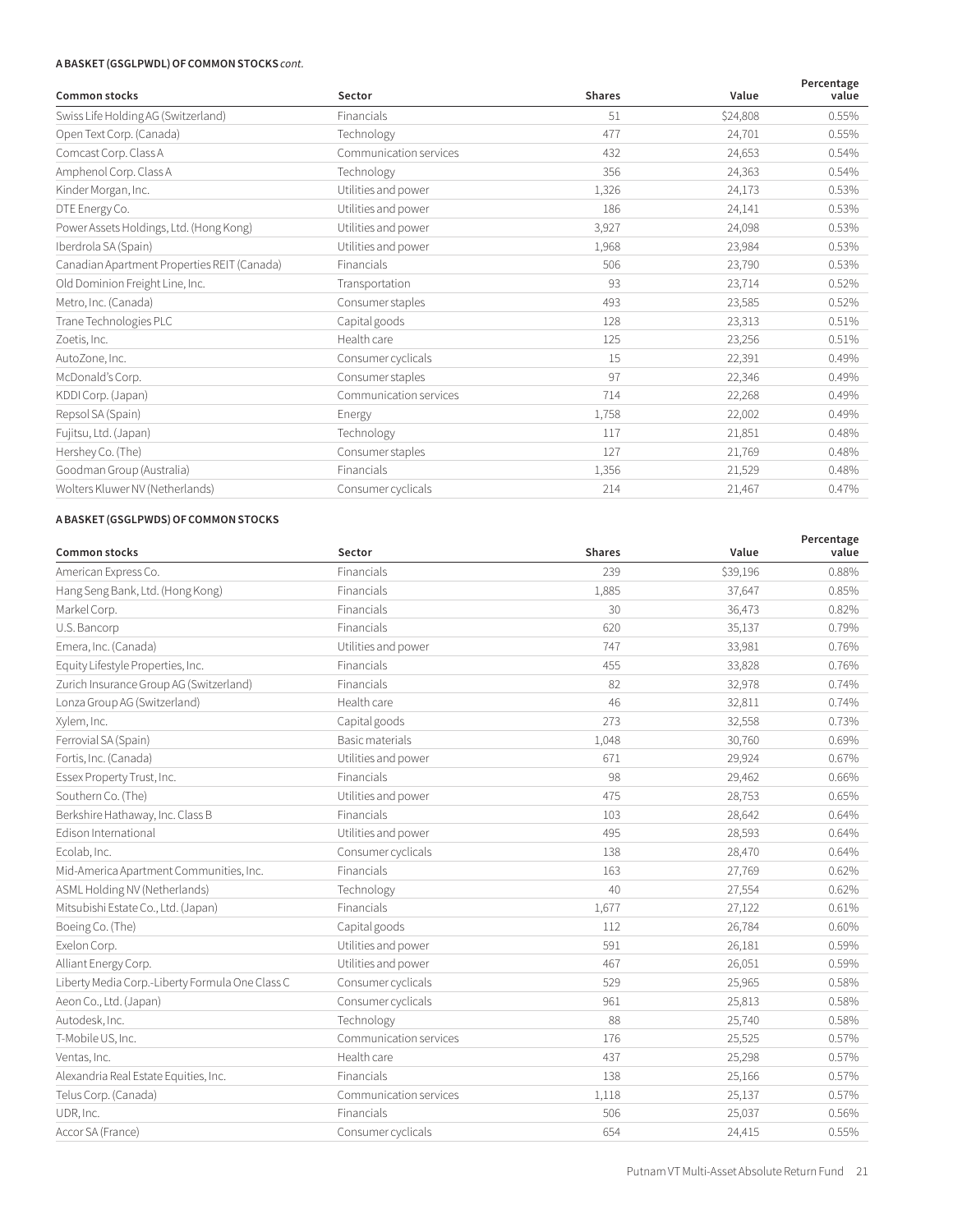**A BASKET (GSGLPWDL) OF COMMON STOCKS** *cont.*

| Common stocks | Sector | Shares | Value | Percentage value |
|---|---|---|---|---|
| Swiss Life Holding AG (Switzerland) | Financials | 51 | $24,808 | 0.55% |
| Open Text Corp. (Canada) | Technology | 477 | 24,701 | 0.55% |
| Comcast Corp. Class A | Communication services | 432 | 24,653 | 0.54% |
| Amphenol Corp. Class A | Technology | 356 | 24,363 | 0.54% |
| Kinder Morgan, Inc. | Utilities and power | 1,326 | 24,173 | 0.53% |
| DTE Energy Co. | Utilities and power | 186 | 24,141 | 0.53% |
| Power Assets Holdings, Ltd. (Hong Kong) | Utilities and power | 3,927 | 24,098 | 0.53% |
| Iberdrola SA (Spain) | Utilities and power | 1,968 | 23,984 | 0.53% |
| Canadian Apartment Properties REIT (Canada) | Financials | 506 | 23,790 | 0.53% |
| Old Dominion Freight Line, Inc. | Transportation | 93 | 23,714 | 0.52% |
| Metro, Inc. (Canada) | Consumer staples | 493 | 23,585 | 0.52% |
| Trane Technologies PLC | Capital goods | 128 | 23,313 | 0.51% |
| Zoetis, Inc. | Health care | 125 | 23,256 | 0.51% |
| AutoZone, Inc. | Consumer cyclicals | 15 | 22,391 | 0.49% |
| McDonald's Corp. | Consumer staples | 97 | 22,346 | 0.49% |
| KDDI Corp. (Japan) | Communication services | 714 | 22,268 | 0.49% |
| Repsol SA (Spain) | Energy | 1,758 | 22,002 | 0.49% |
| Fujitsu, Ltd. (Japan) | Technology | 117 | 21,851 | 0.48% |
| Hershey Co. (The) | Consumer staples | 127 | 21,769 | 0.48% |
| Goodman Group (Australia) | Financials | 1,356 | 21,529 | 0.48% |
| Wolters Kluwer NV (Netherlands) | Consumer cyclicals | 214 | 21,467 | 0.47% |

**A BASKET (GSGLPWDS) OF COMMON STOCKS**

| Common stocks | Sector | Shares | Value | Percentage value |
|---|---|---|---|---|
| American Express Co. | Financials | 239 | $39,196 | 0.88% |
| Hang Seng Bank, Ltd. (Hong Kong) | Financials | 1,885 | 37,647 | 0.85% |
| Markel Corp. | Financials | 30 | 36,473 | 0.82% |
| U.S. Bancorp | Financials | 620 | 35,137 | 0.79% |
| Emera, Inc. (Canada) | Utilities and power | 747 | 33,981 | 0.76% |
| Equity Lifestyle Properties, Inc. | Financials | 455 | 33,828 | 0.76% |
| Zurich Insurance Group AG (Switzerland) | Financials | 82 | 32,978 | 0.74% |
| Lonza Group AG (Switzerland) | Health care | 46 | 32,811 | 0.74% |
| Xylem, Inc. | Capital goods | 273 | 32,558 | 0.73% |
| Ferrovial SA (Spain) | Basic materials | 1,048 | 30,760 | 0.69% |
| Fortis, Inc. (Canada) | Utilities and power | 671 | 29,924 | 0.67% |
| Essex Property Trust, Inc. | Financials | 98 | 29,462 | 0.66% |
| Southern Co. (The) | Utilities and power | 475 | 28,753 | 0.65% |
| Berkshire Hathaway, Inc. Class B | Financials | 103 | 28,642 | 0.64% |
| Edison International | Utilities and power | 495 | 28,593 | 0.64% |
| Ecolab, Inc. | Consumer cyclicals | 138 | 28,470 | 0.64% |
| Mid-America Apartment Communities, Inc. | Financials | 163 | 27,769 | 0.62% |
| ASML Holding NV (Netherlands) | Technology | 40 | 27,554 | 0.62% |
| Mitsubishi Estate Co., Ltd. (Japan) | Financials | 1,677 | 27,122 | 0.61% |
| Boeing Co. (The) | Capital goods | 112 | 26,784 | 0.60% |
| Exelon Corp. | Utilities and power | 591 | 26,181 | 0.59% |
| Alliant Energy Corp. | Utilities and power | 467 | 26,051 | 0.59% |
| Liberty Media Corp.-Liberty Formula One Class C | Consumer cyclicals | 529 | 25,965 | 0.58% |
| Aeon Co., Ltd. (Japan) | Consumer cyclicals | 961 | 25,813 | 0.58% |
| Autodesk, Inc. | Technology | 88 | 25,740 | 0.58% |
| T-Mobile US, Inc. | Communication services | 176 | 25,525 | 0.57% |
| Ventas, Inc. | Health care | 437 | 25,298 | 0.57% |
| Alexandria Real Estate Equities, Inc. | Financials | 138 | 25,166 | 0.57% |
| Telus Corp. (Canada) | Communication services | 1,118 | 25,137 | 0.57% |
| UDR, Inc. | Financials | 506 | 25,037 | 0.56% |
| Accor SA (France) | Consumer cyclicals | 654 | 24,415 | 0.55% |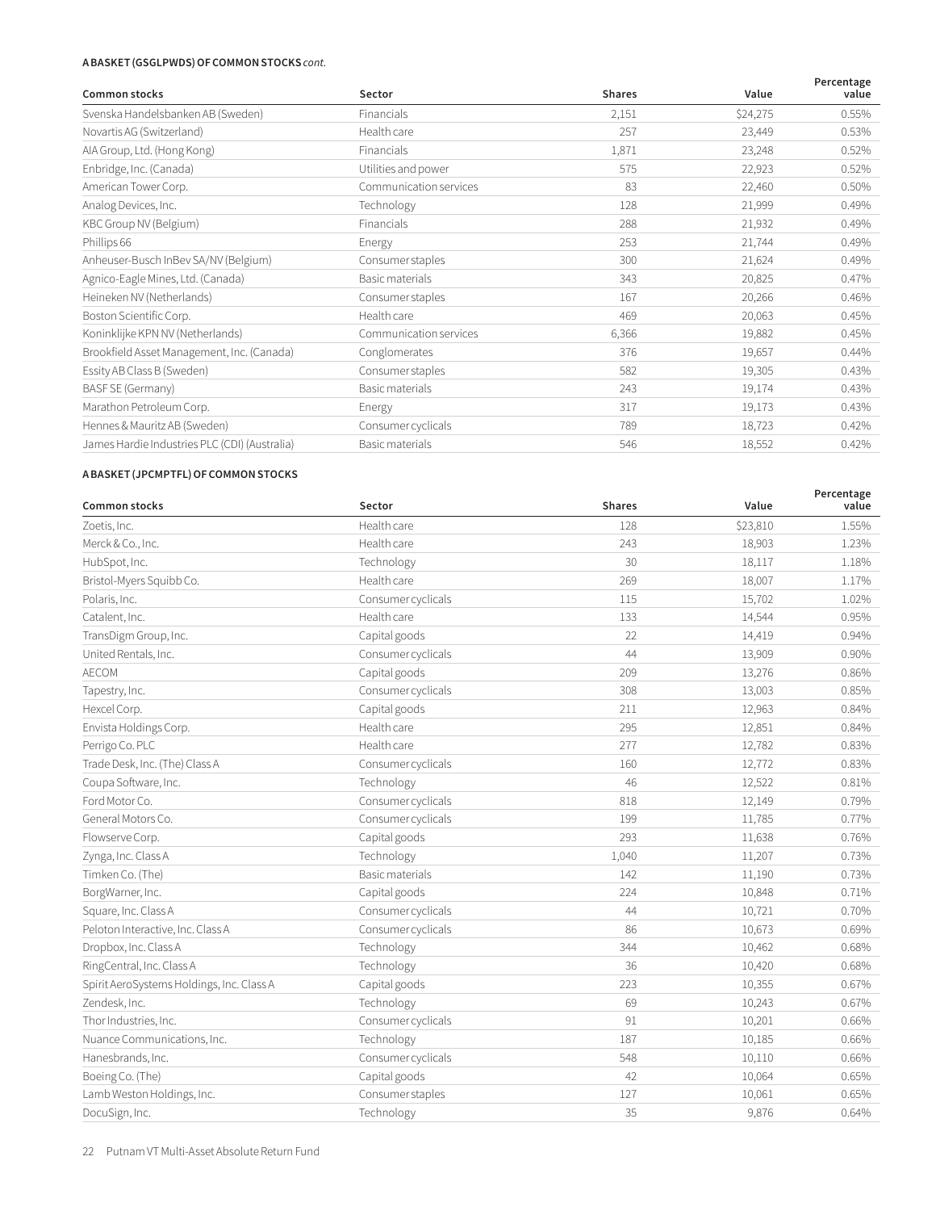**A BASKET (GSGLPWDS) OF COMMON STOCKS** *cont.*

| Common stocks | Sector | Shares | Value | Percentage value |
|---|---|---|---|---|
| Svenska Handelsbanken AB (Sweden) | Financials | 2,151 | $24,275 | 0.55% |
| Novartis AG (Switzerland) | Health care | 257 | 23,449 | 0.53% |
| AIA Group, Ltd. (Hong Kong) | Financials | 1,871 | 23,248 | 0.52% |
| Enbridge, Inc. (Canada) | Utilities and power | 575 | 22,923 | 0.52% |
| American Tower Corp. | Communication services | 83 | 22,460 | 0.50% |
| Analog Devices, Inc. | Technology | 128 | 21,999 | 0.49% |
| KBC Group NV (Belgium) | Financials | 288 | 21,932 | 0.49% |
| Phillips 66 | Energy | 253 | 21,744 | 0.49% |
| Anheuser-Busch InBev SA/NV (Belgium) | Consumer staples | 300 | 21,624 | 0.49% |
| Agnico-Eagle Mines, Ltd. (Canada) | Basic materials | 343 | 20,825 | 0.47% |
| Heineken NV (Netherlands) | Consumer staples | 167 | 20,266 | 0.46% |
| Boston Scientific Corp. | Health care | 469 | 20,063 | 0.45% |
| Koninklijke KPN NV (Netherlands) | Communication services | 6,366 | 19,882 | 0.45% |
| Brookfield Asset Management, Inc. (Canada) | Conglomerates | 376 | 19,657 | 0.44% |
| Essity AB Class B (Sweden) | Consumer staples | 582 | 19,305 | 0.43% |
| BASF SE (Germany) | Basic materials | 243 | 19,174 | 0.43% |
| Marathon Petroleum Corp. | Energy | 317 | 19,173 | 0.43% |
| Hennes & Mauritz AB (Sweden) | Consumer cyclicals | 789 | 18,723 | 0.42% |
| James Hardie Industries PLC (CDI) (Australia) | Basic materials | 546 | 18,552 | 0.42% |

**A BASKET (JPCMPTFL) OF COMMON STOCKS**

| Common stocks | Sector | Shares | Value | Percentage value |
|---|---|---|---|---|
| Zoetis, Inc. | Health care | 128 | $23,810 | 1.55% |
| Merck & Co., Inc. | Health care | 243 | 18,903 | 1.23% |
| HubSpot, Inc. | Technology | 30 | 18,117 | 1.18% |
| Bristol-Myers Squibb Co. | Health care | 269 | 18,007 | 1.17% |
| Polaris, Inc. | Consumer cyclicals | 115 | 15,702 | 1.02% |
| Catalent, Inc. | Health care | 133 | 14,544 | 0.95% |
| TransDigm Group, Inc. | Capital goods | 22 | 14,419 | 0.94% |
| United Rentals, Inc. | Consumer cyclicals | 44 | 13,909 | 0.90% |
| AECOM | Capital goods | 209 | 13,276 | 0.86% |
| Tapestry, Inc. | Consumer cyclicals | 308 | 13,003 | 0.85% |
| Hexcel Corp. | Capital goods | 211 | 12,963 | 0.84% |
| Envista Holdings Corp. | Health care | 295 | 12,851 | 0.84% |
| Perrigo Co. PLC | Health care | 277 | 12,782 | 0.83% |
| Trade Desk, Inc. (The) Class A | Consumer cyclicals | 160 | 12,772 | 0.83% |
| Coupa Software, Inc. | Technology | 46 | 12,522 | 0.81% |
| Ford Motor Co. | Consumer cyclicals | 818 | 12,149 | 0.79% |
| General Motors Co. | Consumer cyclicals | 199 | 11,785 | 0.77% |
| Flowserve Corp. | Capital goods | 293 | 11,638 | 0.76% |
| Zynga, Inc. Class A | Technology | 1,040 | 11,207 | 0.73% |
| Timken Co. (The) | Basic materials | 142 | 11,190 | 0.73% |
| BorgWarner, Inc. | Capital goods | 224 | 10,848 | 0.71% |
| Square, Inc. Class A | Consumer cyclicals | 44 | 10,721 | 0.70% |
| Peloton Interactive, Inc. Class A | Consumer cyclicals | 86 | 10,673 | 0.69% |
| Dropbox, Inc. Class A | Technology | 344 | 10,462 | 0.68% |
| RingCentral, Inc. Class A | Technology | 36 | 10,420 | 0.68% |
| Spirit AeroSystems Holdings, Inc. Class A | Capital goods | 223 | 10,355 | 0.67% |
| Zendesk, Inc. | Technology | 69 | 10,243 | 0.67% |
| Thor Industries, Inc. | Consumer cyclicals | 91 | 10,201 | 0.66% |
| Nuance Communications, Inc. | Technology | 187 | 10,185 | 0.66% |
| Hanesbrands, Inc. | Consumer cyclicals | 548 | 10,110 | 0.66% |
| Boeing Co. (The) | Capital goods | 42 | 10,064 | 0.65% |
| Lamb Weston Holdings, Inc. | Consumer staples | 127 | 10,061 | 0.65% |
| DocuSign, Inc. | Technology | 35 | 9,876 | 0.64% |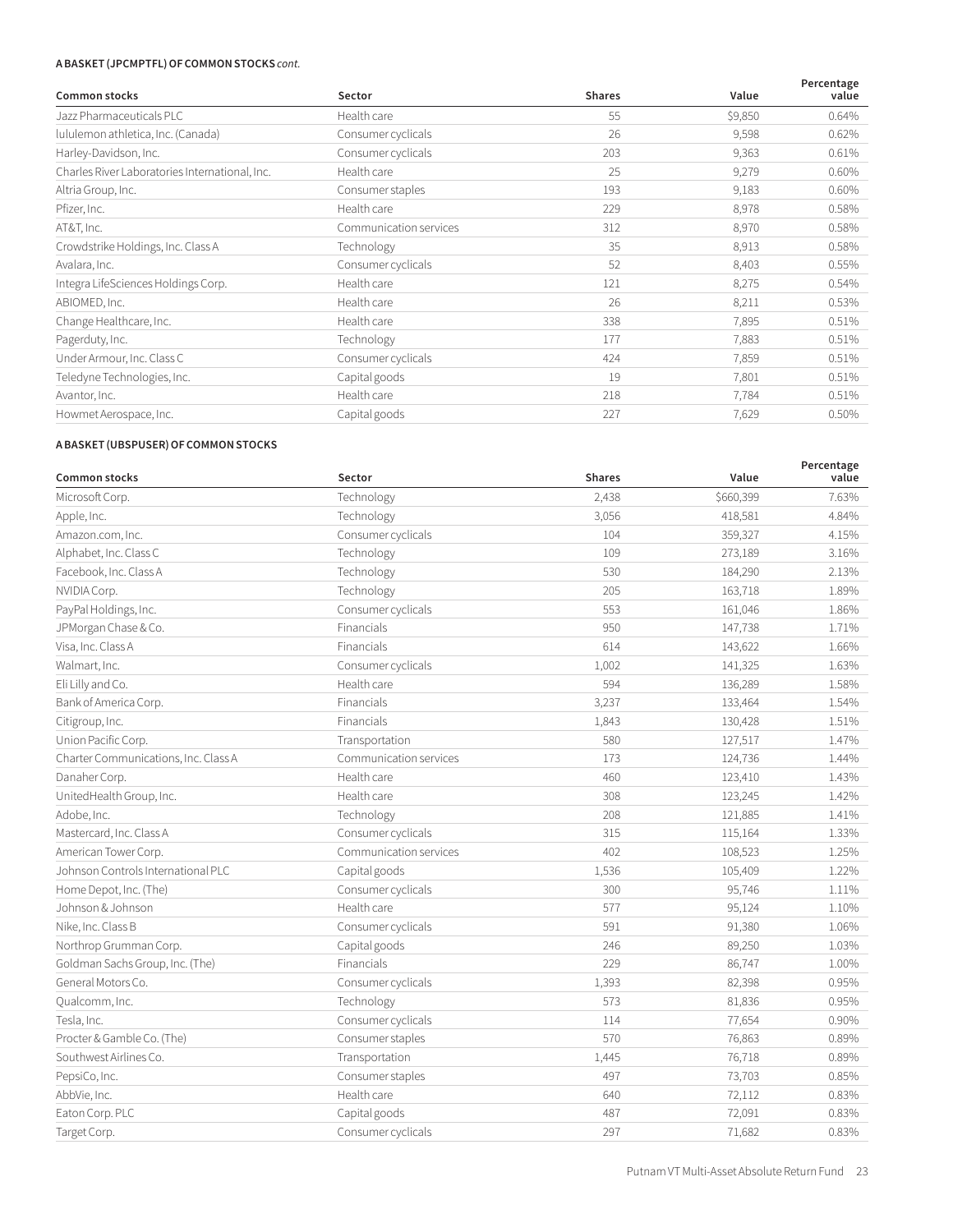**A BASKET (JPCMPTFL) OF COMMON STOCKS** *cont.*

| Common stocks | Sector | Shares | Value | Percentage value |
|---|---|---|---|---|
| Jazz Pharmaceuticals PLC | Health care | 55 | $9,850 | 0.64% |
| lululemon athletica, Inc. (Canada) | Consumer cyclicals | 26 | 9,598 | 0.62% |
| Harley-Davidson, Inc. | Consumer cyclicals | 203 | 9,363 | 0.61% |
| Charles River Laboratories International, Inc. | Health care | 25 | 9,279 | 0.60% |
| Altria Group, Inc. | Consumer staples | 193 | 9,183 | 0.60% |
| Pfizer, Inc. | Health care | 229 | 8,978 | 0.58% |
| AT&T, Inc. | Communication services | 312 | 8,970 | 0.58% |
| Crowdstrike Holdings, Inc. Class A | Technology | 35 | 8,913 | 0.58% |
| Avalara, Inc. | Consumer cyclicals | 52 | 8,403 | 0.55% |
| Integra LifeSciences Holdings Corp. | Health care | 121 | 8,275 | 0.54% |
| ABIOMED, Inc. | Health care | 26 | 8,211 | 0.53% |
| Change Healthcare, Inc. | Health care | 338 | 7,895 | 0.51% |
| Pagerduty, Inc. | Technology | 177 | 7,883 | 0.51% |
| Under Armour, Inc. Class C | Consumer cyclicals | 424 | 7,859 | 0.51% |
| Teledyne Technologies, Inc. | Capital goods | 19 | 7,801 | 0.51% |
| Avantor, Inc. | Health care | 218 | 7,784 | 0.51% |
| Howmet Aerospace, Inc. | Capital goods | 227 | 7,629 | 0.50% |

**A BASKET (UBSPUSER) OF COMMON STOCKS**

| Common stocks | Sector | Shares | Value | Percentage value |
|---|---|---|---|---|
| Microsoft Corp. | Technology | 2,438 | $660,399 | 7.63% |
| Apple, Inc. | Technology | 3,056 | 418,581 | 4.84% |
| Amazon.com, Inc. | Consumer cyclicals | 104 | 359,327 | 4.15% |
| Alphabet, Inc. Class C | Technology | 109 | 273,189 | 3.16% |
| Facebook, Inc. Class A | Technology | 530 | 184,290 | 2.13% |
| NVIDIA Corp. | Technology | 205 | 163,718 | 1.89% |
| PayPal Holdings, Inc. | Consumer cyclicals | 553 | 161,046 | 1.86% |
| JPMorgan Chase & Co. | Financials | 950 | 147,738 | 1.71% |
| Visa, Inc. Class A | Financials | 614 | 143,622 | 1.66% |
| Walmart, Inc. | Consumer cyclicals | 1,002 | 141,325 | 1.63% |
| Eli Lilly and Co. | Health care | 594 | 136,289 | 1.58% |
| Bank of America Corp. | Financials | 3,237 | 133,464 | 1.54% |
| Citigroup, Inc. | Financials | 1,843 | 130,428 | 1.51% |
| Union Pacific Corp. | Transportation | 580 | 127,517 | 1.47% |
| Charter Communications, Inc. Class A | Communication services | 173 | 124,736 | 1.44% |
| Danaher Corp. | Health care | 460 | 123,410 | 1.43% |
| UnitedHealth Group, Inc. | Health care | 308 | 123,245 | 1.42% |
| Adobe, Inc. | Technology | 208 | 121,885 | 1.41% |
| Mastercard, Inc. Class A | Consumer cyclicals | 315 | 115,164 | 1.33% |
| American Tower Corp. | Communication services | 402 | 108,523 | 1.25% |
| Johnson Controls International PLC | Capital goods | 1,536 | 105,409 | 1.22% |
| Home Depot, Inc. (The) | Consumer cyclicals | 300 | 95,746 | 1.11% |
| Johnson & Johnson | Health care | 577 | 95,124 | 1.10% |
| Nike, Inc. Class B | Consumer cyclicals | 591 | 91,380 | 1.06% |
| Northrop Grumman Corp. | Capital goods | 246 | 89,250 | 1.03% |
| Goldman Sachs Group, Inc. (The) | Financials | 229 | 86,747 | 1.00% |
| General Motors Co. | Consumer cyclicals | 1,393 | 82,398 | 0.95% |
| Qualcomm, Inc. | Technology | 573 | 81,836 | 0.95% |
| Tesla, Inc. | Consumer cyclicals | 114 | 77,654 | 0.90% |
| Procter & Gamble Co. (The) | Consumer staples | 570 | 76,863 | 0.89% |
| Southwest Airlines Co. | Transportation | 1,445 | 76,718 | 0.89% |
| PepsiCo, Inc. | Consumer staples | 497 | 73,703 | 0.85% |
| AbbVie, Inc. | Health care | 640 | 72,112 | 0.83% |
| Eaton Corp. PLC | Capital goods | 487 | 72,091 | 0.83% |
| Target Corp. | Consumer cyclicals | 297 | 71,682 | 0.83% |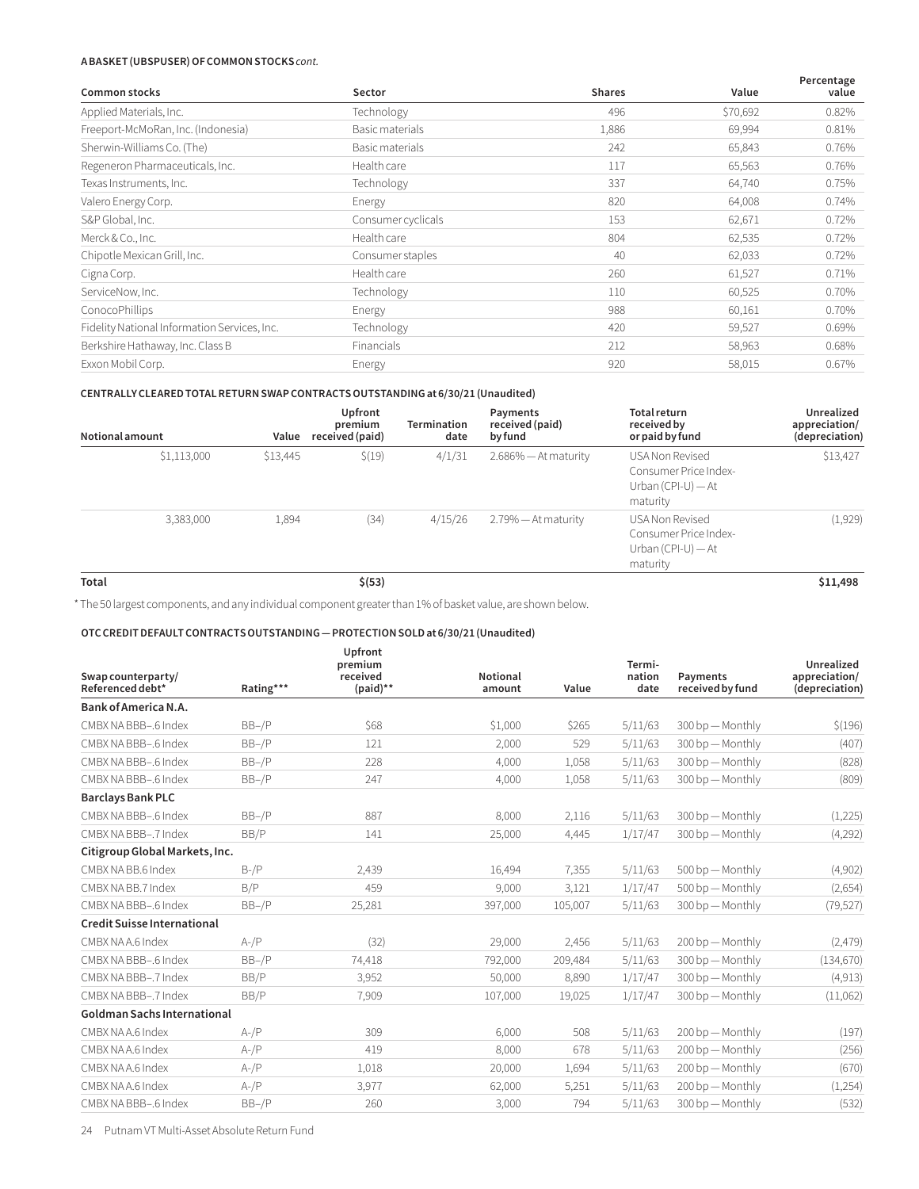**A BASKET (UBSPUSER) OF COMMON STOCKS** *cont.*

| Common stocks | Sector | Shares | Value | Percentage value |
|---|---|---|---|---|
| Applied Materials, Inc. | Technology | 496 | $70,692 | 0.82% |
| Freeport-McMoRan, Inc. (Indonesia) | Basic materials | 1,886 | 69,994 | 0.81% |
| Sherwin-Williams Co. (The) | Basic materials | 242 | 65,843 | 0.76% |
| Regeneron Pharmaceuticals, Inc. | Health care | 117 | 65,563 | 0.76% |
| Texas Instruments, Inc. | Technology | 337 | 64,740 | 0.75% |
| Valero Energy Corp. | Energy | 820 | 64,008 | 0.74% |
| S&P Global, Inc. | Consumer cyclicals | 153 | 62,671 | 0.72% |
| Merck & Co., Inc. | Health care | 804 | 62,535 | 0.72% |
| Chipotle Mexican Grill, Inc. | Consumer staples | 40 | 62,033 | 0.72% |
| Cigna Corp. | Health care | 260 | 61,527 | 0.71% |
| ServiceNow, Inc. | Technology | 110 | 60,525 | 0.70% |
| ConocoPhillips | Energy | 988 | 60,161 | 0.70% |
| Fidelity National Information Services, Inc. | Technology | 420 | 59,527 | 0.69% |
| Berkshire Hathaway, Inc. Class B | Financials | 212 | 58,963 | 0.68% |
| Exxon Mobil Corp. | Energy | 920 | 58,015 | 0.67% |

**CENTRALLY CLEARED TOTAL RETURN SWAP CONTRACTS OUTSTANDING at 6/30/21 (Unaudited)**

| Notional amount | Value | Upfront premium received (paid) | Termination date | Payments received (paid) by fund | Total return received by or paid by fund | Unrealized appreciation/ (depreciation) |
|---|---|---|---|---|---|---|
| $1,113,000 | $13,445 | $(19) | 4/1/31 | 2.686% — At maturity | USA Non Revised Consumer Price Index-Urban (CPI-U) — At maturity | $13,427 |
| 3,383,000 | 1,894 | (34) | 4/15/26 | 2.79% — At maturity | USA Non Revised Consumer Price Index-Urban (CPI-U) — At maturity | (1,929) |
| **Total** | | **$(53)** | | | | **$11,498** |

\* The 50 largest components, and any individual component greater than 1% of basket value, are shown below.

**OTC CREDIT DEFAULT CONTRACTS OUTSTANDING — PROTECTION SOLD at 6/30/21 (Unaudited)**

| Swap counterparty/ Referenced debt* | Rating*** | Upfront premium received (paid)** | Notional amount | Value | Termi-nation date | Payments received by fund | Unrealized appreciation/ (depreciation) |
|---|---|---|---|---|---|---|---|
| **Bank of America N.A.** | | | | | | | |
| CMBX NA BBB–.6 Index | BB–/P | $68 | $1,000 | $265 | 5/11/63 | 300 bp — Monthly | $(196) |
| CMBX NA BBB–.6 Index | BB–/P | 121 | 2,000 | 529 | 5/11/63 | 300 bp — Monthly | (407) |
| CMBX NA BBB–.6 Index | BB–/P | 228 | 4,000 | 1,058 | 5/11/63 | 300 bp — Monthly | (828) |
| CMBX NA BBB–.6 Index | BB–/P | 247 | 4,000 | 1,058 | 5/11/63 | 300 bp — Monthly | (809) |
| **Barclays Bank PLC** | | | | | | | |
| CMBX NA BBB–.6 Index | BB–/P | 887 | 8,000 | 2,116 | 5/11/63 | 300 bp — Monthly | (1,225) |
| CMBX NA BBB–.7 Index | BB/P | 141 | 25,000 | 4,445 | 1/17/47 | 300 bp — Monthly | (4,292) |
| **Citigroup Global Markets, Inc.** | | | | | | | |
| CMBX NA BB.6 Index | B-/P | 2,439 | 16,494 | 7,355 | 5/11/63 | 500 bp — Monthly | (4,902) |
| CMBX NA BB.7 Index | B/P | 459 | 9,000 | 3,121 | 1/17/47 | 500 bp — Monthly | (2,654) |
| CMBX NA BBB–.6 Index | BB–/P | 25,281 | 397,000 | 105,007 | 5/11/63 | 300 bp — Monthly | (79,527) |
| **Credit Suisse International** | | | | | | | |
| CMBX NA A.6 Index | A-/P | (32) | 29,000 | 2,456 | 5/11/63 | 200 bp — Monthly | (2,479) |
| CMBX NA BBB–.6 Index | BB–/P | 74,418 | 792,000 | 209,484 | 5/11/63 | 300 bp — Monthly | (134,670) |
| CMBX NA BBB–.7 Index | BB/P | 3,952 | 50,000 | 8,890 | 1/17/47 | 300 bp — Monthly | (4,913) |
| CMBX NA BBB–.7 Index | BB/P | 7,909 | 107,000 | 19,025 | 1/17/47 | 300 bp — Monthly | (11,062) |
| **Goldman Sachs International** | | | | | | | |
| CMBX NA A.6 Index | A-/P | 309 | 6,000 | 508 | 5/11/63 | 200 bp — Monthly | (197) |
| CMBX NA A.6 Index | A-/P | 419 | 8,000 | 678 | 5/11/63 | 200 bp — Monthly | (256) |
| CMBX NA A.6 Index | A-/P | 1,018 | 20,000 | 1,694 | 5/11/63 | 200 bp — Monthly | (670) |
| CMBX NA A.6 Index | A-/P | 3,977 | 62,000 | 5,251 | 5/11/63 | 200 bp — Monthly | (1,254) |
| CMBX NA BBB–.6 Index | BB–/P | 260 | 3,000 | 794 | 5/11/63 | 300 bp — Monthly | (532) |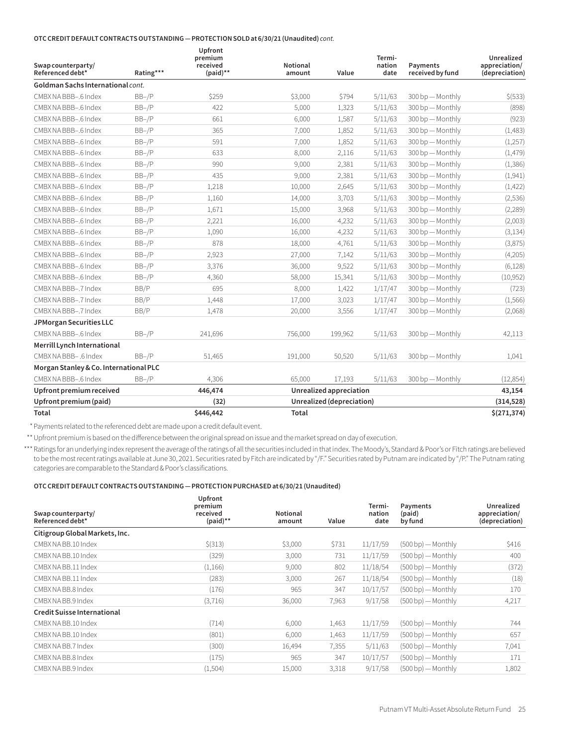**OTC CREDIT DEFAULT CONTRACTS OUTSTANDING — PROTECTION SOLD at 6/30/21 (Unaudited)** *cont.*

| Swap counterparty/ Referenced debt* | Rating*** | Upfront premium received (paid)** | Notional amount | Value | Termi-nation date | Payments received by fund | Unrealized appreciation/ (depreciation) |
|---|---|---|---|---|---|---|---|
| **Goldman Sachs International** *cont.* | | | | | | | |
| CMBX NA BBB–.6 Index | BB–/P | $259 | $3,000 | $794 | 5/11/63 | 300 bp — Monthly | $(533) |
| CMBX NA BBB–.6 Index | BB–/P | 422 | 5,000 | 1,323 | 5/11/63 | 300 bp — Monthly | (898) |
| CMBX NA BBB–.6 Index | BB–/P | 661 | 6,000 | 1,587 | 5/11/63 | 300 bp — Monthly | (923) |
| CMBX NA BBB–.6 Index | BB–/P | 365 | 7,000 | 1,852 | 5/11/63 | 300 bp — Monthly | (1,483) |
| CMBX NA BBB–.6 Index | BB–/P | 591 | 7,000 | 1,852 | 5/11/63 | 300 bp — Monthly | (1,257) |
| CMBX NA BBB–.6 Index | BB–/P | 633 | 8,000 | 2,116 | 5/11/63 | 300 bp — Monthly | (1,479) |
| CMBX NA BBB–.6 Index | BB–/P | 990 | 9,000 | 2,381 | 5/11/63 | 300 bp — Monthly | (1,386) |
| CMBX NA BBB–.6 Index | BB–/P | 435 | 9,000 | 2,381 | 5/11/63 | 300 bp — Monthly | (1,941) |
| CMBX NA BBB–.6 Index | BB–/P | 1,218 | 10,000 | 2,645 | 5/11/63 | 300 bp — Monthly | (1,422) |
| CMBX NA BBB–.6 Index | BB–/P | 1,160 | 14,000 | 3,703 | 5/11/63 | 300 bp — Monthly | (2,536) |
| CMBX NA BBB–.6 Index | BB–/P | 1,671 | 15,000 | 3,968 | 5/11/63 | 300 bp — Monthly | (2,289) |
| CMBX NA BBB–.6 Index | BB–/P | 2,221 | 16,000 | 4,232 | 5/11/63 | 300 bp — Monthly | (2,003) |
| CMBX NA BBB–.6 Index | BB–/P | 1,090 | 16,000 | 4,232 | 5/11/63 | 300 bp — Monthly | (3,134) |
| CMBX NA BBB–.6 Index | BB–/P | 878 | 18,000 | 4,761 | 5/11/63 | 300 bp — Monthly | (3,875) |
| CMBX NA BBB–.6 Index | BB–/P | 2,923 | 27,000 | 7,142 | 5/11/63 | 300 bp — Monthly | (4,205) |
| CMBX NA BBB–.6 Index | BB–/P | 3,376 | 36,000 | 9,522 | 5/11/63 | 300 bp — Monthly | (6,128) |
| CMBX NA BBB–.6 Index | BB–/P | 4,360 | 58,000 | 15,341 | 5/11/63 | 300 bp — Monthly | (10,952) |
| CMBX NA BBB–.7 Index | BB/P | 695 | 8,000 | 1,422 | 1/17/47 | 300 bp — Monthly | (723) |
| CMBX NA BBB–.7 Index | BB/P | 1,448 | 17,000 | 3,023 | 1/17/47 | 300 bp — Monthly | (1,566) |
| CMBX NA BBB–.7 Index | BB/P | 1,478 | 20,000 | 3,556 | 1/17/47 | 300 bp — Monthly | (2,068) |
| **JPMorgan Securities LLC** | | | | | | | |
| CMBX NA BBB–.6 Index | BB–/P | 241,696 | 756,000 | 199,962 | 5/11/63 | 300 bp — Monthly | 42,113 |
| **Merrill Lynch International** | | | | | | | |
| CMBX NA BBB–.6 Index | BB–/P | 51,465 | 191,000 | 50,520 | 5/11/63 | 300 bp — Monthly | 1,041 |
| **Morgan Stanley & Co. International PLC** | | | | | | | |
| CMBX NA BBB–.6 Index | BB–/P | 4,306 | 65,000 | 17,193 | 5/11/63 | 300 bp — Monthly | (12,854) |
| **Upfront premium received** | | **446,474** | **Unrealized appreciation** | | | | **43,154** |
| **Upfront premium (paid)** | | **(32)** | **Unrealized (depreciation)** | | | | **(314,528)** |
| **Total** | | **$446,442** | **Total** | | | | **$(271,374)** |

\* Payments related to the referenced debt are made upon a credit default event.

\*\* Upfront premium is based on the difference between the original spread on issue and the market spread on day of execution.

\*\*\* Ratings for an underlying index represent the average of the ratings of all the securities included in that index. The Moody's, Standard & Poor's or Fitch ratings are believed to be the most recent ratings available at June 30, 2021. Securities rated by Fitch are indicated by "/F." Securities rated by Putnam are indicated by "/P." The Putnam rating categories are comparable to the Standard & Poor's classifications.

**OTC CREDIT DEFAULT CONTRACTS OUTSTANDING — PROTECTION PURCHASED at 6/30/21 (Unaudited)**

| Swap counterparty/ Referenced debt* | Upfront premium received (paid)** | Notional amount | Value | Termi-nation date | Payments (paid) by fund | Unrealized appreciation/ (depreciation) |
|---|---|---|---|---|---|---|
| **Citigroup Global Markets, Inc.** | | | | | | |
| CMBX NA BB.10 Index | $(313) | $3,000 | $731 | 11/17/59 | (500 bp) — Monthly | $416 |
| CMBX NA BB.10 Index | (329) | 3,000 | 731 | 11/17/59 | (500 bp) — Monthly | 400 |
| CMBX NA BB.11 Index | (1,166) | 9,000 | 802 | 11/18/54 | (500 bp) — Monthly | (372) |
| CMBX NA BB.11 Index | (283) | 3,000 | 267 | 11/18/54 | (500 bp) — Monthly | (18) |
| CMBX NA BB.8 Index | (176) | 965 | 347 | 10/17/57 | (500 bp) — Monthly | 170 |
| CMBX NA BB.9 Index | (3,716) | 36,000 | 7,963 | 9/17/58 | (500 bp) — Monthly | 4,217 |
| **Credit Suisse International** | | | | | | |
| CMBX NA BB.10 Index | (714) | 6,000 | 1,463 | 11/17/59 | (500 bp) — Monthly | 744 |
| CMBX NA BB.10 Index | (801) | 6,000 | 1,463 | 11/17/59 | (500 bp) — Monthly | 657 |
| CMBX NA BB.7 Index | (300) | 16,494 | 7,355 | 5/11/63 | (500 bp) — Monthly | 7,041 |
| CMBX NA BB.8 Index | (175) | 965 | 347 | 10/17/57 | (500 bp) — Monthly | 171 |
| CMBX NA BB.9 Index | (1,504) | 15,000 | 3,318 | 9/17/58 | (500 bp) — Monthly | 1,802 |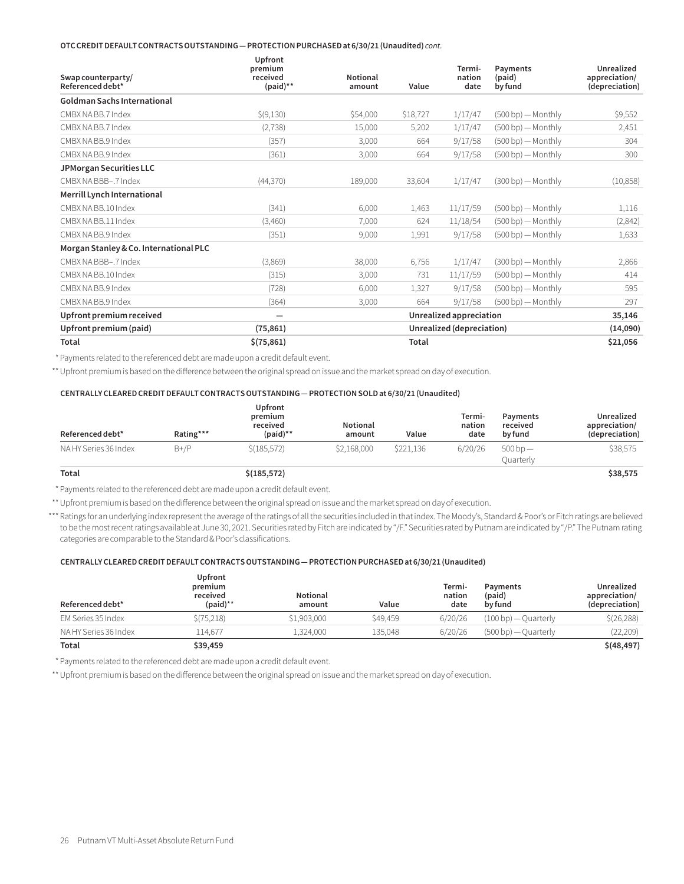**OTC CREDIT DEFAULT CONTRACTS OUTSTANDING — PROTECTION PURCHASED at 6/30/21 (Unaudited)** *cont.*

| Swap counterparty/ Referenced debt* | Upfront premium received (paid)** | Notional amount | Value | Termi-nation date | Payments (paid) by fund | Unrealized appreciation/ (depreciation) |
|---|---|---|---|---|---|---|
| **Goldman Sachs International** | | | | | | |
| CMBX NA BB.7 Index | $(9,130) | $54,000 | $18,727 | 1/17/47 | (500 bp) — Monthly | $9,552 |
| CMBX NA BB.7 Index | (2,738) | 15,000 | 5,202 | 1/17/47 | (500 bp) — Monthly | 2,451 |
| CMBX NA BB.9 Index | (357) | 3,000 | 664 | 9/17/58 | (500 bp) — Monthly | 304 |
| CMBX NA BB.9 Index | (361) | 3,000 | 664 | 9/17/58 | (500 bp) — Monthly | 300 |
| **JPMorgan Securities LLC** | | | | | | |
| CMBX NA BBB–.7 Index | (44,370) | 189,000 | 33,604 | 1/17/47 | (300 bp) — Monthly | (10,858) |
| **Merrill Lynch International** | | | | | | |
| CMBX NA BB.10 Index | (341) | 6,000 | 1,463 | 11/17/59 | (500 bp) — Monthly | 1,116 |
| CMBX NA BB.11 Index | (3,460) | 7,000 | 624 | 11/18/54 | (500 bp) — Monthly | (2,842) |
| CMBX NA BB.9 Index | (351) | 9,000 | 1,991 | 9/17/58 | (500 bp) — Monthly | 1,633 |
| **Morgan Stanley & Co. International PLC** | | | | | | |
| CMBX NA BBB–.7 Index | (3,869) | 38,000 | 6,756 | 1/17/47 | (300 bp) — Monthly | 2,866 |
| CMBX NA BB.10 Index | (315) | 3,000 | 731 | 11/17/59 | (500 bp) — Monthly | 414 |
| CMBX NA BB.9 Index | (728) | 6,000 | 1,327 | 9/17/58 | (500 bp) — Monthly | 595 |
| CMBX NA BB.9 Index | (364) | 3,000 | 664 | 9/17/58 | (500 bp) — Monthly | 297 |
| **Upfront premium received** | — | | **Unrealized appreciation** | | | **35,146** |
| **Upfront premium (paid)** | **(75,861)** | | **Unrealized (depreciation)** | | | **(14,090)** |
| **Total** | **$(75,861)** | | **Total** | | | **$21,056** |

\* Payments related to the referenced debt are made upon a credit default event.

\*\* Upfront premium is based on the difference between the original spread on issue and the market spread on day of execution.

**CENTRALLY CLEARED CREDIT DEFAULT CONTRACTS OUTSTANDING — PROTECTION SOLD at 6/30/21 (Unaudited)**

| Referenced debt* | Rating*** | Upfront premium received (paid)** | Notional amount | Value | Termi-nation date | Payments received by fund | Unrealized appreciation/ (depreciation) |
|---|---|---|---|---|---|---|---|
| NA HY Series 36 Index | B+/P | $(185,572) | $2,168,000 | $221,136 | 6/20/26 | 500 bp — Quarterly | $38,575 |
| **Total** | | **$(185,572)** | | | | | **$38,575** |

\* Payments related to the referenced debt are made upon a credit default event.

\*\* Upfront premium is based on the difference between the original spread on issue and the market spread on day of execution.

\*\*\* Ratings for an underlying index represent the average of the ratings of all the securities included in that index. The Moody's, Standard & Poor's or Fitch ratings are believed to be the most recent ratings available at June 30, 2021. Securities rated by Fitch are indicated by "/F." Securities rated by Putnam are indicated by "/P." The Putnam rating categories are comparable to the Standard & Poor's classifications.

**CENTRALLY CLEARED CREDIT DEFAULT CONTRACTS OUTSTANDING — PROTECTION PURCHASED at 6/30/21 (Unaudited)**

| Referenced debt* | Upfront premium received (paid)** | Notional amount | Value | Termi-nation date | Payments (paid) by fund | Unrealized appreciation/ (depreciation) |
|---|---|---|---|---|---|---|
| EM Series 35 Index | $(75,218) | $1,903,000 | $49,459 | 6/20/26 | (100 bp) — Quarterly | $(26,288) |
| NA HY Series 36 Index | 114,677 | 1,324,000 | 135,048 | 6/20/26 | (500 bp) — Quarterly | (22,209) |
| **Total** | **$39,459** | | | | | **$(48,497)** |

\* Payments related to the referenced debt are made upon a credit default event.

\*\* Upfront premium is based on the difference between the original spread on issue and the market spread on day of execution.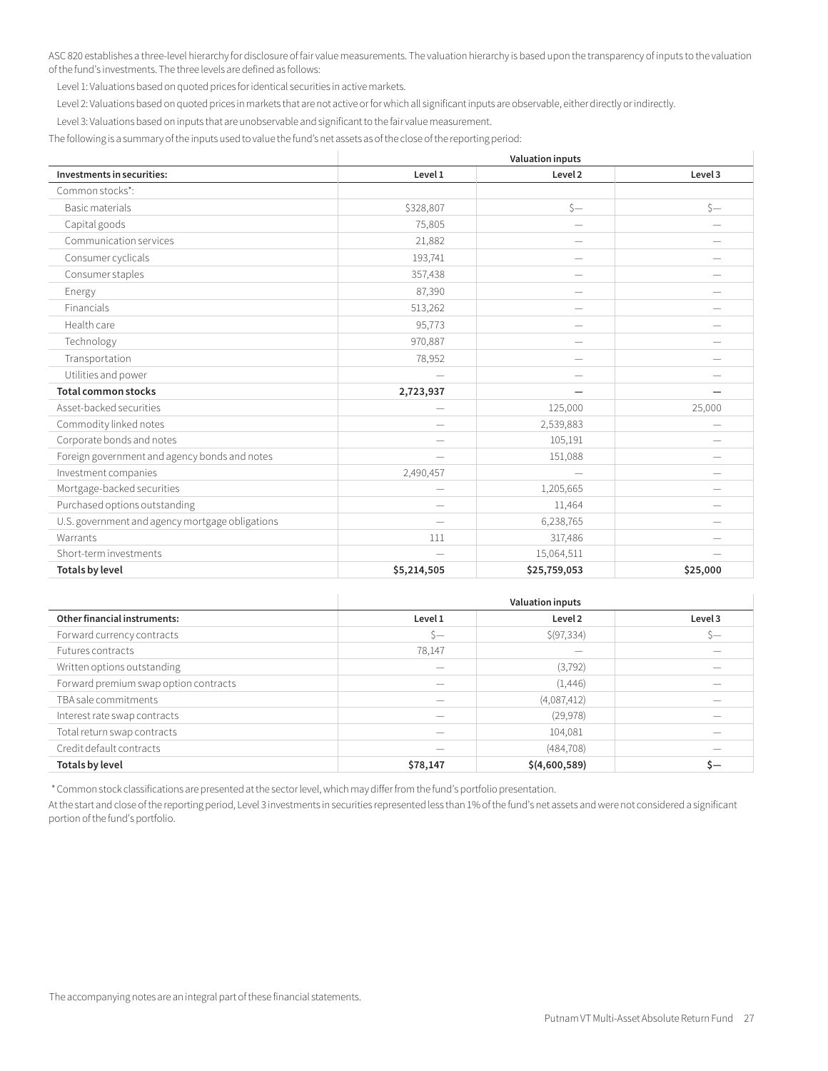ASC 820 establishes a three-level hierarchy for disclosure of fair value measurements. The valuation hierarchy is based upon the transparency of inputs to the valuation of the fund's investments. The three levels are defined as follows:

Level 1: Valuations based on quoted prices for identical securities in active markets.

Level 2: Valuations based on quoted prices in markets that are not active or for which all significant inputs are observable, either directly or indirectly.

Level 3: Valuations based on inputs that are unobservable and significant to the fair value measurement.

The following is a summary of the inputs used to value the fund's net assets as of the close of the reporting period:

| | Valuation inputs | | |
|---|---|---|---|
| **Investments in securities:** | **Level 1** | **Level 2** | **Level 3** |
| Common stocks*: | | | |
| Basic materials | $328,807 | $— | $— |
| Capital goods | 75,805 | — | — |
| Communication services | 21,882 | — | — |
| Consumer cyclicals | 193,741 | — | — |
| Consumer staples | 357,438 | — | — |
| Energy | 87,390 | — | — |
| Financials | 513,262 | — | — |
| Health care | 95,773 | — | — |
| Technology | 970,887 | — | — |
| Transportation | 78,952 | — | — |
| Utilities and power | — | — | — |
| **Total common stocks** | **2,723,937** | **—** | **—** |
| Asset-backed securities | — | 125,000 | 25,000 |
| Commodity linked notes | — | 2,539,883 | — |
| Corporate bonds and notes | — | 105,191 | — |
| Foreign government and agency bonds and notes | — | 151,088 | — |
| Investment companies | 2,490,457 | — | — |
| Mortgage-backed securities | — | 1,205,665 | — |
| Purchased options outstanding | — | 11,464 | — |
| U.S. government and agency mortgage obligations | — | 6,238,765 | — |
| Warrants | 111 | 317,486 | — |
| Short-term investments | — | 15,064,511 | — |
| **Totals by level** | **$5,214,505** | **$25,759,053** | **$25,000** |

| | Valuation inputs | | |
|---|---|---|---|
| **Other financial instruments:** | **Level 1** | **Level 2** | **Level 3** |
| Forward currency contracts | $— | $(97,334) | $— |
| Futures contracts | 78,147 | — | — |
| Written options outstanding | — | (3,792) | — |
| Forward premium swap option contracts | — | (1,446) | — |
| TBA sale commitments | — | (4,087,412) | — |
| Interest rate swap contracts | — | (29,978) | — |
| Total return swap contracts | — | 104,081 | — |
| Credit default contracts | — | (484,708) | — |
| **Totals by level** | **$78,147** | **$(4,600,589)** | **$—** |

\* Common stock classifications are presented at the sector level, which may differ from the fund's portfolio presentation.

At the start and close of the reporting period, Level 3 investments in securities represented less than 1% of the fund's net assets and were not considered a significant portion of the fund's portfolio.

The accompanying notes are an integral part of these financial statements.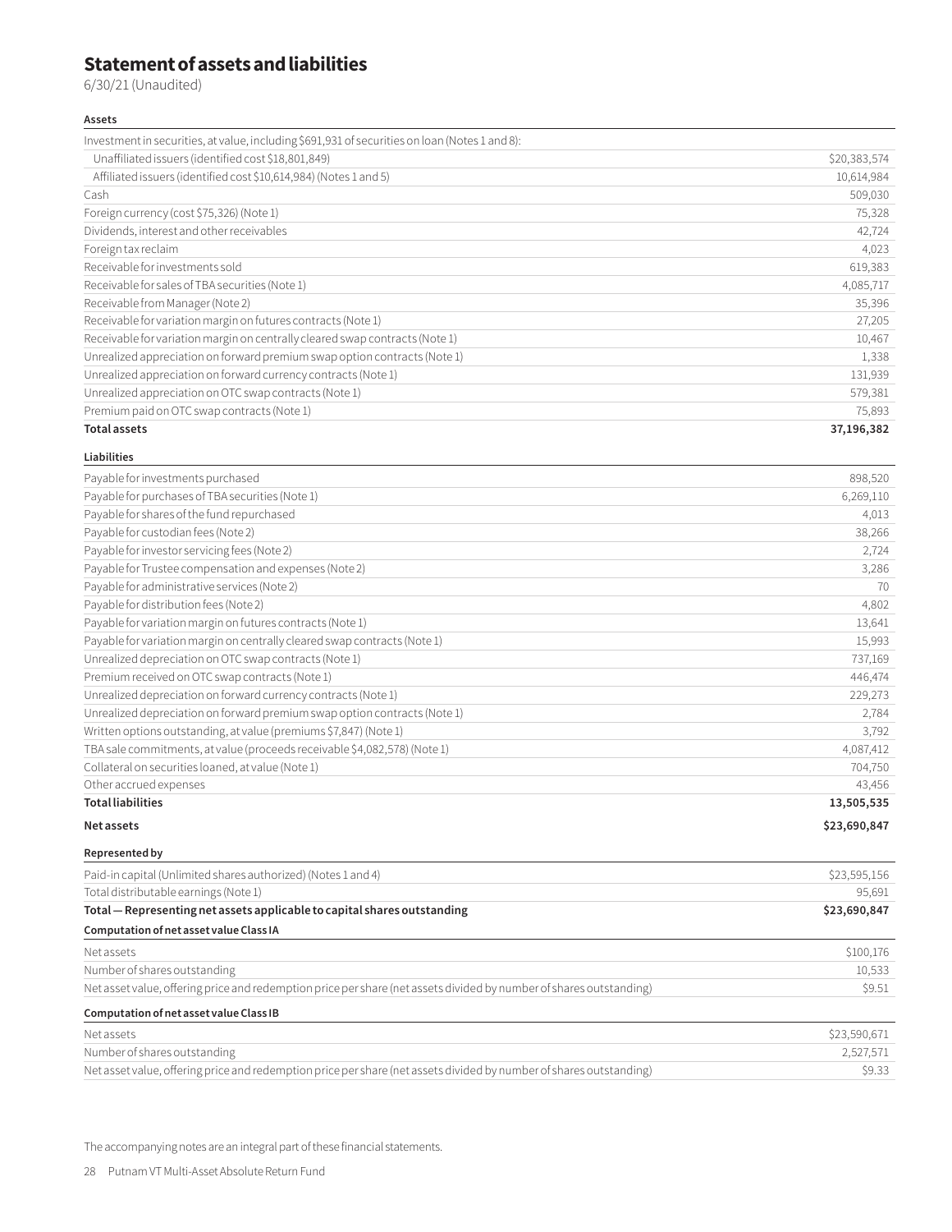# Statement of assets and liabilities

6/30/21 (Unaudited)

| **Assets** | |
|---|---|
| Investment in securities, at value, including $691,931 of securities on loan (Notes 1 and 8): | |
| Unaffiliated issuers (identified cost $18,801,849) | $20,383,574 |
| Affiliated issuers (identified cost $10,614,984) (Notes 1 and 5) | 10,614,984 |
| Cash | 509,030 |
| Foreign currency (cost $75,326) (Note 1) | 75,328 |
| Dividends, interest and other receivables | 42,724 |
| Foreign tax reclaim | 4,023 |
| Receivable for investments sold | 619,383 |
| Receivable for sales of TBA securities (Note 1) | 4,085,717 |
| Receivable from Manager (Note 2) | 35,396 |
| Receivable for variation margin on futures contracts (Note 1) | 27,205 |
| Receivable for variation margin on centrally cleared swap contracts (Note 1) | 10,467 |
| Unrealized appreciation on forward premium swap option contracts (Note 1) | 1,338 |
| Unrealized appreciation on forward currency contracts (Note 1) | 131,939 |
| Unrealized appreciation on OTC swap contracts (Note 1) | 579,381 |
| Premium paid on OTC swap contracts (Note 1) | 75,893 |
| **Total assets** | **37,196,382** |

| **Liabilities** | |
|---|---|
| Payable for investments purchased | 898,520 |
| Payable for purchases of TBA securities (Note 1) | 6,269,110 |
| Payable for shares of the fund repurchased | 4,013 |
| Payable for custodian fees (Note 2) | 38,266 |
| Payable for investor servicing fees (Note 2) | 2,724 |
| Payable for Trustee compensation and expenses (Note 2) | 3,286 |
| Payable for administrative services (Note 2) | 70 |
| Payable for distribution fees (Note 2) | 4,802 |
| Payable for variation margin on futures contracts (Note 1) | 13,641 |
| Payable for variation margin on centrally cleared swap contracts (Note 1) | 15,993 |
| Unrealized depreciation on OTC swap contracts (Note 1) | 737,169 |
| Premium received on OTC swap contracts (Note 1) | 446,474 |
| Unrealized depreciation on forward currency contracts (Note 1) | 229,273 |
| Unrealized depreciation on forward premium swap option contracts (Note 1) | 2,784 |
| Written options outstanding, at value (premiums $7,847) (Note 1) | 3,792 |
| TBA sale commitments, at value (proceeds receivable $4,082,578) (Note 1) | 4,087,412 |
| Collateral on securities loaned, at value (Note 1) | 704,750 |
| Other accrued expenses | 43,456 |
| **Total liabilities** | **13,505,535** |
| **Net assets** | **$23,690,847** |

| **Represented by** | |
|---|---|
| Paid-in capital (Unlimited shares authorized) (Notes 1 and 4) | $23,595,156 |
| Total distributable earnings (Note 1) | 95,691 |
| **Total — Representing net assets applicable to capital shares outstanding** | **$23,690,847** |

| **Computation of net asset value Class IA** | |
|---|---|
| Net assets | $100,176 |
| Number of shares outstanding | 10,533 |
| Net asset value, offering price and redemption price per share (net assets divided by number of shares outstanding) | $9.51 |

| **Computation of net asset value Class IB** | |
|---|---|
| Net assets | $23,590,671 |
| Number of shares outstanding | 2,527,571 |
| Net asset value, offering price and redemption price per share (net assets divided by number of shares outstanding) | $9.33 |

The accompanying notes are an integral part of these financial statements.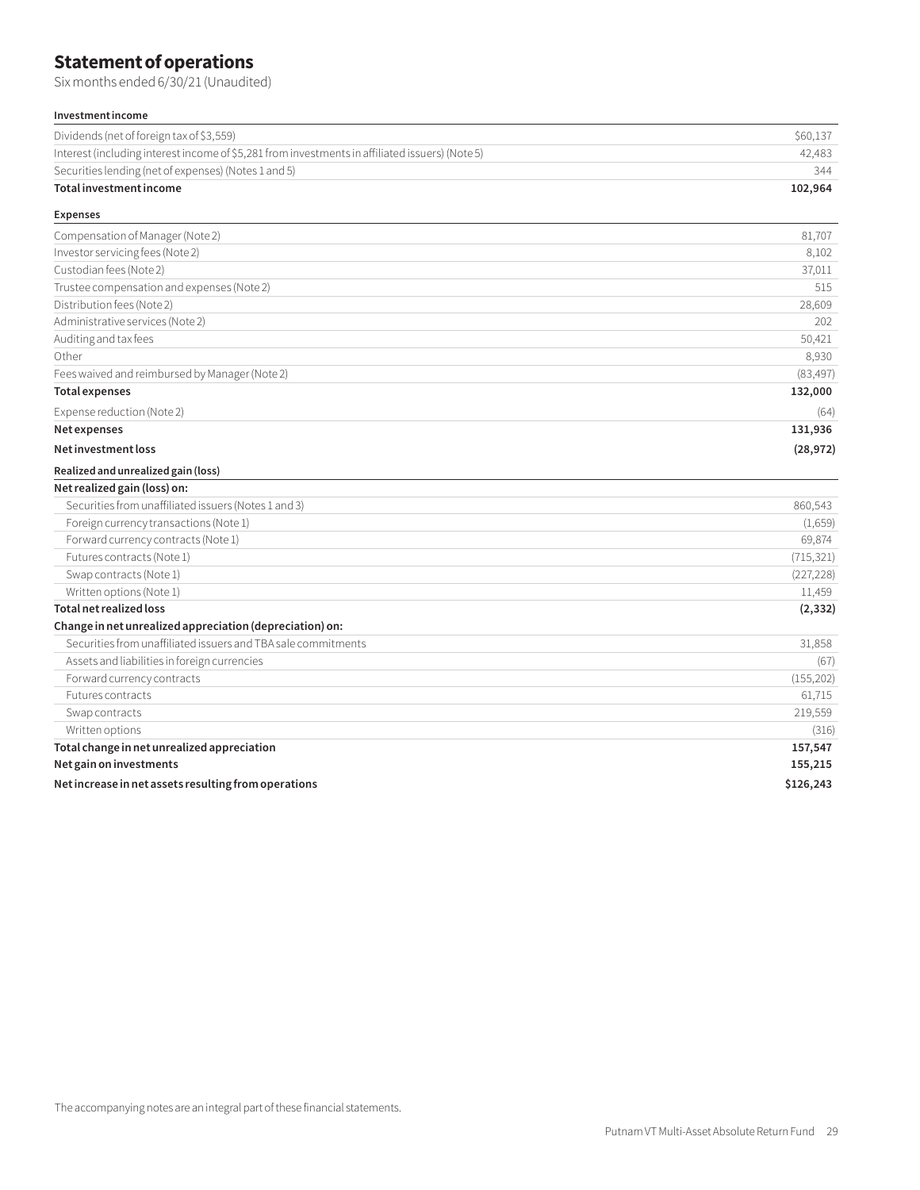## Statement of operations

Six months ended 6/30/21 (Unaudited)

| **Investment income** | |
|---|---|
| Dividends (net of foreign tax of $3,559) | $60,137 |
| Interest (including interest income of $5,281 from investments in affiliated issuers) (Note 5) | 42,483 |
| Securities lending (net of expenses) (Notes 1 and 5) | 344 |
| **Total investment income** | **102,964** |
| **Expenses** | |
| Compensation of Manager (Note 2) | 81,707 |
| Investor servicing fees (Note 2) | 8,102 |
| Custodian fees (Note 2) | 37,011 |
| Trustee compensation and expenses (Note 2) | 515 |
| Distribution fees (Note 2) | 28,609 |
| Administrative services (Note 2) | 202 |
| Auditing and tax fees | 50,421 |
| Other | 8,930 |
| Fees waived and reimbursed by Manager (Note 2) | (83,497) |
| **Total expenses** | **132,000** |
| Expense reduction (Note 2) | (64) |
| **Net expenses** | **131,936** |
| **Net investment loss** | **(28,972)** |
| **Realized and unrealized gain (loss)** | |
| **Net realized gain (loss) on:** | |
| Securities from unaffiliated issuers (Notes 1 and 3) | 860,543 |
| Foreign currency transactions (Note 1) | (1,659) |
| Forward currency contracts (Note 1) | 69,874 |
| Futures contracts (Note 1) | (715,321) |
| Swap contracts (Note 1) | (227,228) |
| Written options (Note 1) | 11,459 |
| **Total net realized loss** | **(2,332)** |
| **Change in net unrealized appreciation (depreciation) on:** | |
| Securities from unaffiliated issuers and TBA sale commitments | 31,858 |
| Assets and liabilities in foreign currencies | (67) |
| Forward currency contracts | (155,202) |
| Futures contracts | 61,715 |
| Swap contracts | 219,559 |
| Written options | (316) |
| **Total change in net unrealized appreciation** | **157,547** |
| **Net gain on investments** | **155,215** |
| **Net increase in net assets resulting from operations** | **$126,243** |

The accompanying notes are an integral part of these financial statements.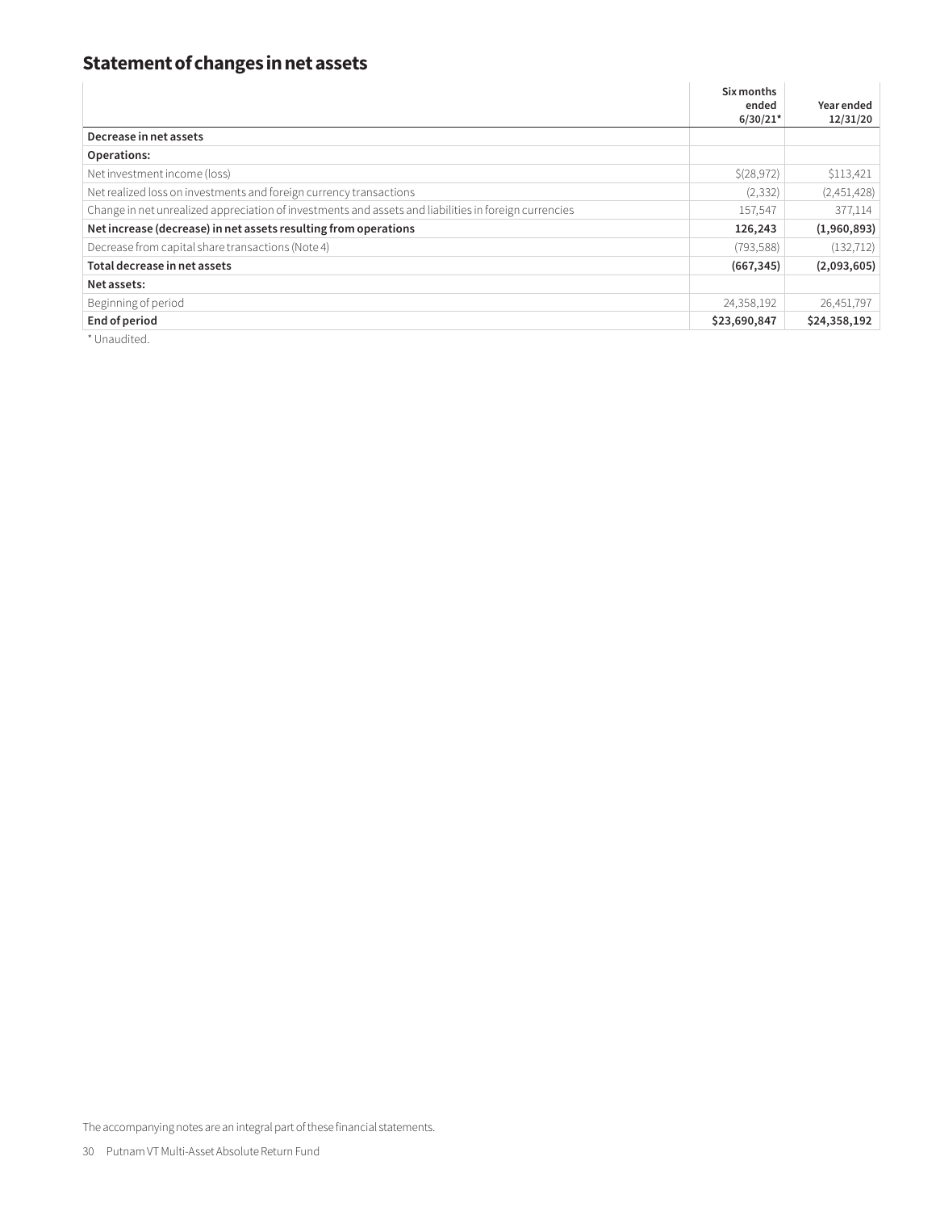## Statement of changes in net assets

| | Six months ended 6/30/21* | Year ended 12/31/20 |
|---|---|---|
| **Decrease in net assets** | | |
| **Operations:** | | |
| Net investment income (loss) | $(28,972) | $113,421 |
| Net realized loss on investments and foreign currency transactions | (2,332) | (2,451,428) |
| Change in net unrealized appreciation of investments and assets and liabilities in foreign currencies | 157,547 | 377,114 |
| **Net increase (decrease) in net assets resulting from operations** | **126,243** | **(1,960,893)** |
| Decrease from capital share transactions (Note 4) | (793,588) | (132,712) |
| **Total decrease in net assets** | **(667,345)** | **(2,093,605)** |
| **Net assets:** | | |
| Beginning of period | 24,358,192 | 26,451,797 |
| **End of period** | **$23,690,847** | **$24,358,192** |

* Unaudited.

The accompanying notes are an integral part of these financial statements.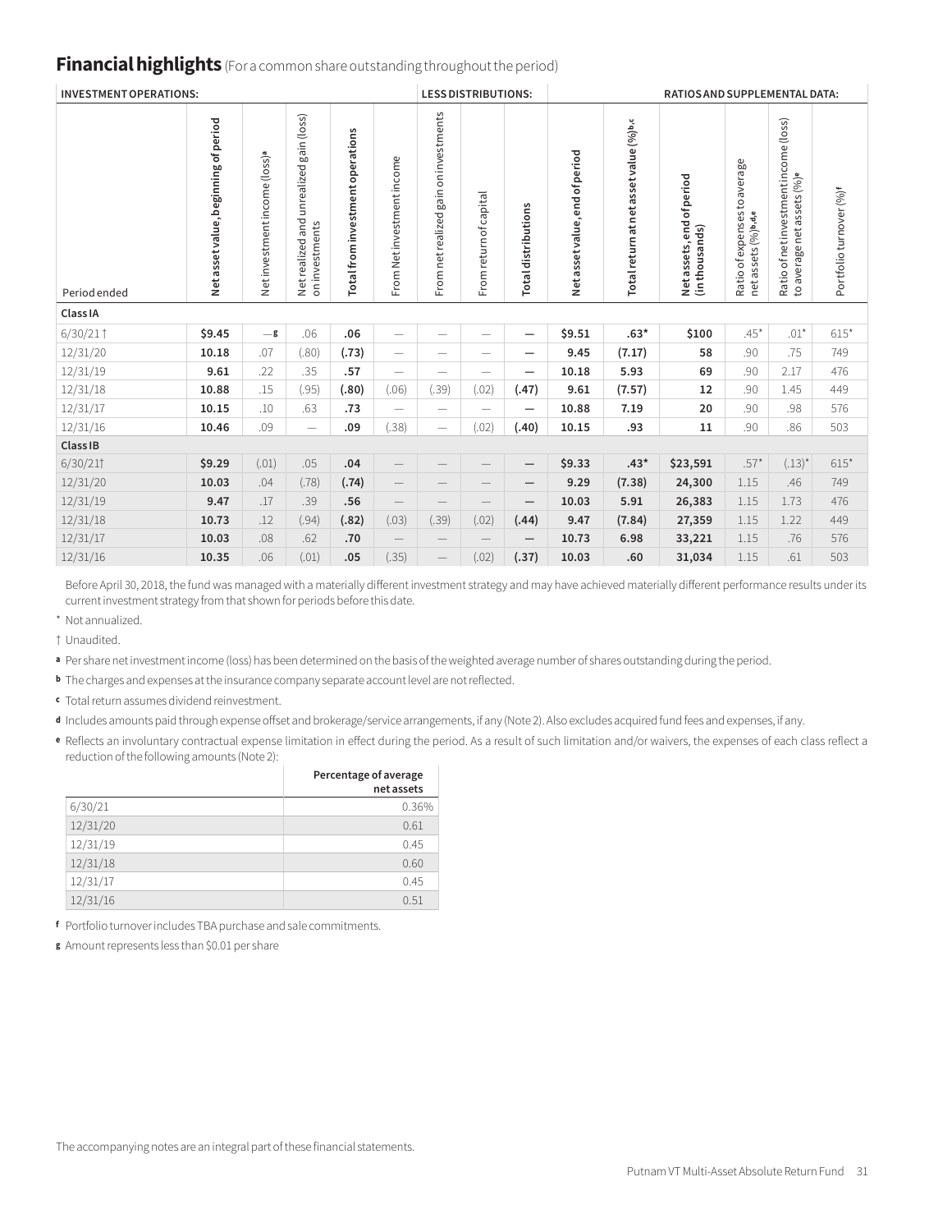## Financial highlights (For a common share outstanding throughout the period)

| INVESTMENT OPERATIONS: | | | | | LESS DISTRIBUTIONS: | | | | RATIOS AND SUPPLEMENTAL DATA: | | | | | |
|---|---|---|---|---|---|---|---|---|---|---|---|---|---|---|
| Period ended | Net asset value, beginning of period | Net investment income (loss)[a] | Net realized and unrealized gain (loss) on investments | Total from investment operations | From Net investment income | From net realized gain on investments | From return of capital | Total distributions | Net asset value, end of period | Total return at net asset value (%)[b,c] | Net assets, end of period (in thousands) | Ratio of expenses to average net assets (%)[b,d,e] | Ratio of net investment income (loss) to average net assets (%)[e] | Portfolio turnover (%)[f] |
| **Class IA** | | | | | | | | | | | | | | |
| 6/30/21 † | **$9.45** | —[g] | .06 | **.06** | — | — | — | **—** | **$9.51** | **.63*** | **$100** | .45* | .01* | 615* |
| 12/31/20 | **10.18** | .07 | (.80) | **(.73)** | — | — | — | **—** | **9.45** | **(7.17)** | **58** | .90 | .75 | 749 |
| 12/31/19 | **9.61** | .22 | .35 | **.57** | — | — | — | **—** | **10.18** | **5.93** | **69** | .90 | 2.17 | 476 |
| 12/31/18 | **10.88** | .15 | (.95) | **(.80)** | (.06) | (.39) | (.02) | **(.47)** | **9.61** | **(7.57)** | **12** | .90 | 1.45 | 449 |
| 12/31/17 | **10.15** | .10 | .63 | **.73** | — | — | — | **—** | **10.88** | **7.19** | **20** | .90 | .98 | 576 |
| 12/31/16 | **10.46** | .09 | — | **.09** | (.38) | — | (.02) | **(.40)** | **10.15** | **.93** | **11** | .90 | .86 | 503 |
| **Class IB** | | | | | | | | | | | | | | |
| 6/30/21† | **$9.29** | (.01) | .05 | **.04** | — | — | — | **—** | **$9.33** | **.43*** | **$23,591** | .57* | (.13)* | 615* |
| 12/31/20 | **10.03** | .04 | (.78) | **(.74)** | — | — | — | **—** | **9.29** | **(7.38)** | **24,300** | 1.15 | .46 | 749 |
| 12/31/19 | **9.47** | .17 | .39 | **.56** | — | — | — | **—** | **10.03** | **5.91** | **26,383** | 1.15 | 1.73 | 476 |
| 12/31/18 | **10.73** | .12 | (.94) | **(.82)** | (.03) | (.39) | (.02) | **(.44)** | **9.47** | **(7.84)** | **27,359** | 1.15 | 1.22 | 449 |
| 12/31/17 | **10.03** | .08 | .62 | **.70** | — | — | — | **—** | **10.73** | **6.98** | **33,221** | 1.15 | .76 | 576 |
| 12/31/16 | **10.35** | .06 | (.01) | **.05** | (.35) | — | (.02) | **(.37)** | **10.03** | **.60** | **31,034** | 1.15 | .61 | 503 |

Before April 30, 2018, the fund was managed with a materially different investment strategy and may have achieved materially different performance results under its current investment strategy from that shown for periods before this date.

\* Not annualized.

† Unaudited.

[a] Per share net investment income (loss) has been determined on the basis of the weighted average number of shares outstanding during the period.

[b] The charges and expenses at the insurance company separate account level are not reflected.

[c] Total return assumes dividend reinvestment.

[d] Includes amounts paid through expense offset and brokerage/service arrangements, if any (Note 2). Also excludes acquired fund fees and expenses, if any.

[e] Reflects an involuntary contractual expense limitation in effect during the period. As a result of such limitation and/or waivers, the expenses of each class reflect a reduction of the following amounts (Note 2):

| | Percentage of average net assets |
|---|---|
| 6/30/21 | 0.36% |
| 12/31/20 | 0.61 |
| 12/31/19 | 0.45 |
| 12/31/18 | 0.60 |
| 12/31/17 | 0.45 |
| 12/31/16 | 0.51 |

[f] Portfolio turnover includes TBA purchase and sale commitments.

[g] Amount represents less than $0.01 per share

The accompanying notes are an integral part of these financial statements.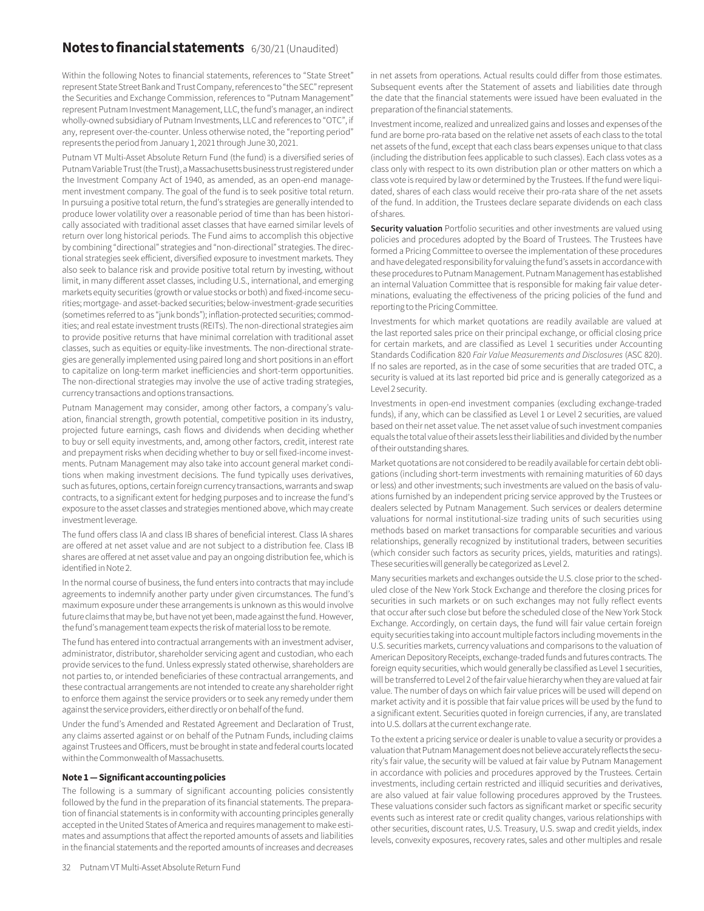# Notes to financial statements 6/30/21 (Unaudited)

Within the following Notes to financial statements, references to "State Street" represent State Street Bank and Trust Company, references to "the SEC" represent the Securities and Exchange Commission, references to "Putnam Management" represent Putnam Investment Management, LLC, the fund's manager, an indirect wholly-owned subsidiary of Putnam Investments, LLC and references to "OTC", if any, represent over-the-counter. Unless otherwise noted, the "reporting period" represents the period from January 1, 2021 through June 30, 2021.

Putnam VT Multi-Asset Absolute Return Fund (the fund) is a diversified series of Putnam Variable Trust (the Trust), a Massachusetts business trust registered under the Investment Company Act of 1940, as amended, as an open-end management investment company. The goal of the fund is to seek positive total return. In pursuing a positive total return, the fund's strategies are generally intended to produce lower volatility over a reasonable period of time than has been historically associated with traditional asset classes that have earned similar levels of return over long historical periods. The Fund aims to accomplish this objective by combining "directional" strategies and "non-directional" strategies. The directional strategies seek efficient, diversified exposure to investment markets. They also seek to balance risk and provide positive total return by investing, without limit, in many different asset classes, including U.S., international, and emerging markets equity securities (growth or value stocks or both) and fixed-income securities; mortgage- and asset-backed securities; below-investment-grade securities (sometimes referred to as "junk bonds"); inflation-protected securities; commodities; and real estate investment trusts (REITs). The non-directional strategies aim to provide positive returns that have minimal correlation with traditional asset classes, such as equities or equity-like investments. The non-directional strategies are generally implemented using paired long and short positions in an effort to capitalize on long-term market inefficiencies and short-term opportunities. The non-directional strategies may involve the use of active trading strategies, currency transactions and options transactions.

Putnam Management may consider, among other factors, a company's valuation, financial strength, growth potential, competitive position in its industry, projected future earnings, cash flows and dividends when deciding whether to buy or sell equity investments, and, among other factors, credit, interest rate and prepayment risks when deciding whether to buy or sell fixed-income investments. Putnam Management may also take into account general market conditions when making investment decisions. The fund typically uses derivatives, such as futures, options, certain foreign currency transactions, warrants and swap contracts, to a significant extent for hedging purposes and to increase the fund's exposure to the asset classes and strategies mentioned above, which may create investment leverage.

The fund offers class IA and class IB shares of beneficial interest. Class IA shares are offered at net asset value and are not subject to a distribution fee. Class IB shares are offered at net asset value and pay an ongoing distribution fee, which is identified in Note 2.

In the normal course of business, the fund enters into contracts that may include agreements to indemnify another party under given circumstances. The fund's maximum exposure under these arrangements is unknown as this would involve future claims that may be, but have not yet been, made against the fund. However, the fund's management team expects the risk of material loss to be remote.

The fund has entered into contractual arrangements with an investment adviser, administrator, distributor, shareholder servicing agent and custodian, who each provide services to the fund. Unless expressly stated otherwise, shareholders are not parties to, or intended beneficiaries of these contractual arrangements, and these contractual arrangements are not intended to create any shareholder right to enforce them against the service providers or to seek any remedy under them against the service providers, either directly or on behalf of the fund.

Under the fund's Amended and Restated Agreement and Declaration of Trust, any claims asserted against or on behalf of the Putnam Funds, including claims against Trustees and Officers, must be brought in state and federal courts located within the Commonwealth of Massachusetts.

### Note 1 — Significant accounting policies

The following is a summary of significant accounting policies consistently followed by the fund in the preparation of its financial statements. The preparation of financial statements is in conformity with accounting principles generally accepted in the United States of America and requires management to make estimates and assumptions that affect the reported amounts of assets and liabilities in the financial statements and the reported amounts of increases and decreases in net assets from operations. Actual results could differ from those estimates. Subsequent events after the Statement of assets and liabilities date through the date that the financial statements were issued have been evaluated in the preparation of the financial statements.

Investment income, realized and unrealized gains and losses and expenses of the fund are borne pro-rata based on the relative net assets of each class to the total net assets of the fund, except that each class bears expenses unique to that class (including the distribution fees applicable to such classes). Each class votes as a class only with respect to its own distribution plan or other matters on which a class vote is required by law or determined by the Trustees. If the fund were liquidated, shares of each class would receive their pro-rata share of the net assets of the fund. In addition, the Trustees declare separate dividends on each class of shares.

**Security valuation** Portfolio securities and other investments are valued using policies and procedures adopted by the Board of Trustees. The Trustees have formed a Pricing Committee to oversee the implementation of these procedures and have delegated responsibility for valuing the fund's assets in accordance with these procedures to Putnam Management. Putnam Management has established an internal Valuation Committee that is responsible for making fair value determinations, evaluating the effectiveness of the pricing policies of the fund and reporting to the Pricing Committee.

Investments for which market quotations are readily available are valued at the last reported sales price on their principal exchange, or official closing price for certain markets, and are classified as Level 1 securities under Accounting Standards Codification 820 *Fair Value Measurements and Disclosures* (ASC 820). If no sales are reported, as in the case of some securities that are traded OTC, a security is valued at its last reported bid price and is generally categorized as a Level 2 security.

Investments in open-end investment companies (excluding exchange-traded funds), if any, which can be classified as Level 1 or Level 2 securities, are valued based on their net asset value. The net asset value of such investment companies equals the total value of their assets less their liabilities and divided by the number of their outstanding shares.

Market quotations are not considered to be readily available for certain debt obligations (including short-term investments with remaining maturities of 60 days or less) and other investments; such investments are valued on the basis of valuations furnished by an independent pricing service approved by the Trustees or dealers selected by Putnam Management. Such services or dealers determine valuations for normal institutional-size trading units of such securities using methods based on market transactions for comparable securities and various relationships, generally recognized by institutional traders, between securities (which consider such factors as security prices, yields, maturities and ratings). These securities will generally be categorized as Level 2.

Many securities markets and exchanges outside the U.S. close prior to the scheduled close of the New York Stock Exchange and therefore the closing prices for securities in such markets or on such exchanges may not fully reflect events that occur after such close but before the scheduled close of the New York Stock Exchange. Accordingly, on certain days, the fund will fair value certain foreign equity securities taking into account multiple factors including movements in the U.S. securities markets, currency valuations and comparisons to the valuation of American Depository Receipts, exchange-traded funds and futures contracts. The foreign equity securities, which would generally be classified as Level 1 securities, will be transferred to Level 2 of the fair value hierarchy when they are valued at fair value. The number of days on which fair value prices will be used will depend on market activity and it is possible that fair value prices will be used by the fund to a significant extent. Securities quoted in foreign currencies, if any, are translated into U.S. dollars at the current exchange rate.

To the extent a pricing service or dealer is unable to value a security or provides a valuation that Putnam Management does not believe accurately reflects the security's fair value, the security will be valued at fair value by Putnam Management in accordance with policies and procedures approved by the Trustees. Certain investments, including certain restricted and illiquid securities and derivatives, are also valued at fair value following procedures approved by the Trustees. These valuations consider such factors as significant market or specific security events such as interest rate or credit quality changes, various relationships with other securities, discount rates, U.S. Treasury, U.S. swap and credit yields, index levels, convexity exposures, recovery rates, sales and other multiples and resale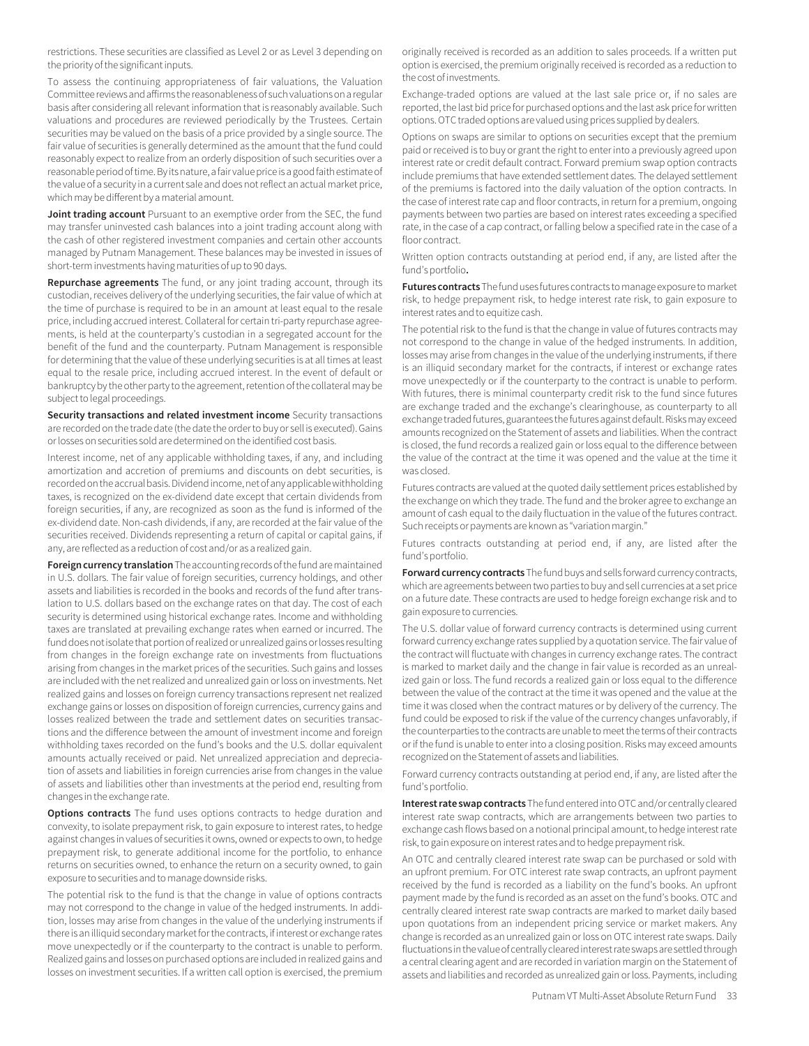restrictions. These securities are classified as Level 2 or as Level 3 depending on the priority of the significant inputs.

To assess the continuing appropriateness of fair valuations, the Valuation Committee reviews and affirms the reasonableness of such valuations on a regular basis after considering all relevant information that is reasonably available. Such valuations and procedures are reviewed periodically by the Trustees. Certain securities may be valued on the basis of a price provided by a single source. The fair value of securities is generally determined as the amount that the fund could reasonably expect to realize from an orderly disposition of such securities over a reasonable period of time. By its nature, a fair value price is a good faith estimate of the value of a security in a current sale and does not reflect an actual market price, which may be different by a material amount.

**Joint trading account** Pursuant to an exemptive order from the SEC, the fund may transfer uninvested cash balances into a joint trading account along with the cash of other registered investment companies and certain other accounts managed by Putnam Management. These balances may be invested in issues of short-term investments having maturities of up to 90 days.

**Repurchase agreements** The fund, or any joint trading account, through its custodian, receives delivery of the underlying securities, the fair value of which at the time of purchase is required to be in an amount at least equal to the resale price, including accrued interest. Collateral for certain tri-party repurchase agreements, is held at the counterparty's custodian in a segregated account for the benefit of the fund and the counterparty. Putnam Management is responsible for determining that the value of these underlying securities is at all times at least equal to the resale price, including accrued interest. In the event of default or bankruptcy by the other party to the agreement, retention of the collateral may be subject to legal proceedings.

**Security transactions and related investment income** Security transactions are recorded on the trade date (the date the order to buy or sell is executed). Gains or losses on securities sold are determined on the identified cost basis.

Interest income, net of any applicable withholding taxes, if any, and including amortization and accretion of premiums and discounts on debt securities, is recorded on the accrual basis. Dividend income, net of any applicable withholding taxes, is recognized on the ex-dividend date except that certain dividends from foreign securities, if any, are recognized as soon as the fund is informed of the ex-dividend date. Non-cash dividends, if any, are recorded at the fair value of the securities received. Dividends representing a return of capital or capital gains, if any, are reflected as a reduction of cost and/or as a realized gain.

**Foreign currency translation** The accounting records of the fund are maintained in U.S. dollars. The fair value of foreign securities, currency holdings, and other assets and liabilities is recorded in the books and records of the fund after translation to U.S. dollars based on the exchange rates on that day. The cost of each security is determined using historical exchange rates. Income and withholding taxes are translated at prevailing exchange rates when earned or incurred. The fund does not isolate that portion of realized or unrealized gains or losses resulting from changes in the foreign exchange rate on investments from fluctuations arising from changes in the market prices of the securities. Such gains and losses are included with the net realized and unrealized gain or loss on investments. Net realized gains and losses on foreign currency transactions represent net realized exchange gains or losses on disposition of foreign currencies, currency gains and losses realized between the trade and settlement dates on securities transactions and the difference between the amount of investment income and foreign withholding taxes recorded on the fund's books and the U.S. dollar equivalent amounts actually received or paid. Net unrealized appreciation and depreciation of assets and liabilities in foreign currencies arise from changes in the value of assets and liabilities other than investments at the period end, resulting from changes in the exchange rate.

**Options contracts** The fund uses options contracts to hedge duration and convexity, to isolate prepayment risk, to gain exposure to interest rates, to hedge against changes in values of securities it owns, owned or expects to own, to hedge prepayment risk, to generate additional income for the portfolio, to enhance returns on securities owned, to enhance the return on a security owned, to gain exposure to securities and to manage downside risks.

The potential risk to the fund is that the change in value of options contracts may not correspond to the change in value of the hedged instruments. In addition, losses may arise from changes in the value of the underlying instruments if there is an illiquid secondary market for the contracts, if interest or exchange rates move unexpectedly or if the counterparty to the contract is unable to perform. Realized gains and losses on purchased options are included in realized gains and losses on investment securities. If a written call option is exercised, the premium originally received is recorded as an addition to sales proceeds. If a written put option is exercised, the premium originally received is recorded as a reduction to the cost of investments.

Exchange-traded options are valued at the last sale price or, if no sales are reported, the last bid price for purchased options and the last ask price for written options. OTC traded options are valued using prices supplied by dealers.

Options on swaps are similar to options on securities except that the premium paid or received is to buy or grant the right to enter into a previously agreed upon interest rate or credit default contract. Forward premium swap option contracts include premiums that have extended settlement dates. The delayed settlement of the premiums is factored into the daily valuation of the option contracts. In the case of interest rate cap and floor contracts, in return for a premium, ongoing payments between two parties are based on interest rates exceeding a specified rate, in the case of a cap contract, or falling below a specified rate in the case of a floor contract.

Written option contracts outstanding at period end, if any, are listed after the fund's portfolio**.**

**Futures contracts** The fund uses futures contracts to manage exposure to market risk, to hedge prepayment risk, to hedge interest rate risk, to gain exposure to interest rates and to equitize cash.

The potential risk to the fund is that the change in value of futures contracts may not correspond to the change in value of the hedged instruments. In addition, losses may arise from changes in the value of the underlying instruments, if there is an illiquid secondary market for the contracts, if interest or exchange rates move unexpectedly or if the counterparty to the contract is unable to perform. With futures, there is minimal counterparty credit risk to the fund since futures are exchange traded and the exchange's clearinghouse, as counterparty to all exchange traded futures, guarantees the futures against default. Risks may exceed amounts recognized on the Statement of assets and liabilities. When the contract is closed, the fund records a realized gain or loss equal to the difference between the value of the contract at the time it was opened and the value at the time it was closed.

Futures contracts are valued at the quoted daily settlement prices established by the exchange on which they trade. The fund and the broker agree to exchange an amount of cash equal to the daily fluctuation in the value of the futures contract. Such receipts or payments are known as "variation margin."

Futures contracts outstanding at period end, if any, are listed after the fund's portfolio.

**Forward currency contracts** The fund buys and sells forward currency contracts, which are agreements between two parties to buy and sell currencies at a set price on a future date. These contracts are used to hedge foreign exchange risk and to gain exposure to currencies.

The U.S. dollar value of forward currency contracts is determined using current forward currency exchange rates supplied by a quotation service. The fair value of the contract will fluctuate with changes in currency exchange rates. The contract is marked to market daily and the change in fair value is recorded as an unrealized gain or loss. The fund records a realized gain or loss equal to the difference between the value of the contract at the time it was opened and the value at the time it was closed when the contract matures or by delivery of the currency. The fund could be exposed to risk if the value of the currency changes unfavorably, if the counterparties to the contracts are unable to meet the terms of their contracts or if the fund is unable to enter into a closing position. Risks may exceed amounts recognized on the Statement of assets and liabilities.

Forward currency contracts outstanding at period end, if any, are listed after the fund's portfolio.

**Interest rate swap contracts** The fund entered into OTC and/or centrally cleared interest rate swap contracts, which are arrangements between two parties to exchange cash flows based on a notional principal amount, to hedge interest rate risk, to gain exposure on interest rates and to hedge prepayment risk.

An OTC and centrally cleared interest rate swap can be purchased or sold with an upfront premium. For OTC interest rate swap contracts, an upfront payment received by the fund is recorded as a liability on the fund's books. An upfront payment made by the fund is recorded as an asset on the fund's books. OTC and centrally cleared interest rate swap contracts are marked to market daily based upon quotations from an independent pricing service or market makers. Any change is recorded as an unrealized gain or loss on OTC interest rate swaps. Daily fluctuations in the value of centrally cleared interest rate swaps are settled through a central clearing agent and are recorded in variation margin on the Statement of assets and liabilities and recorded as unrealized gain or loss. Payments, including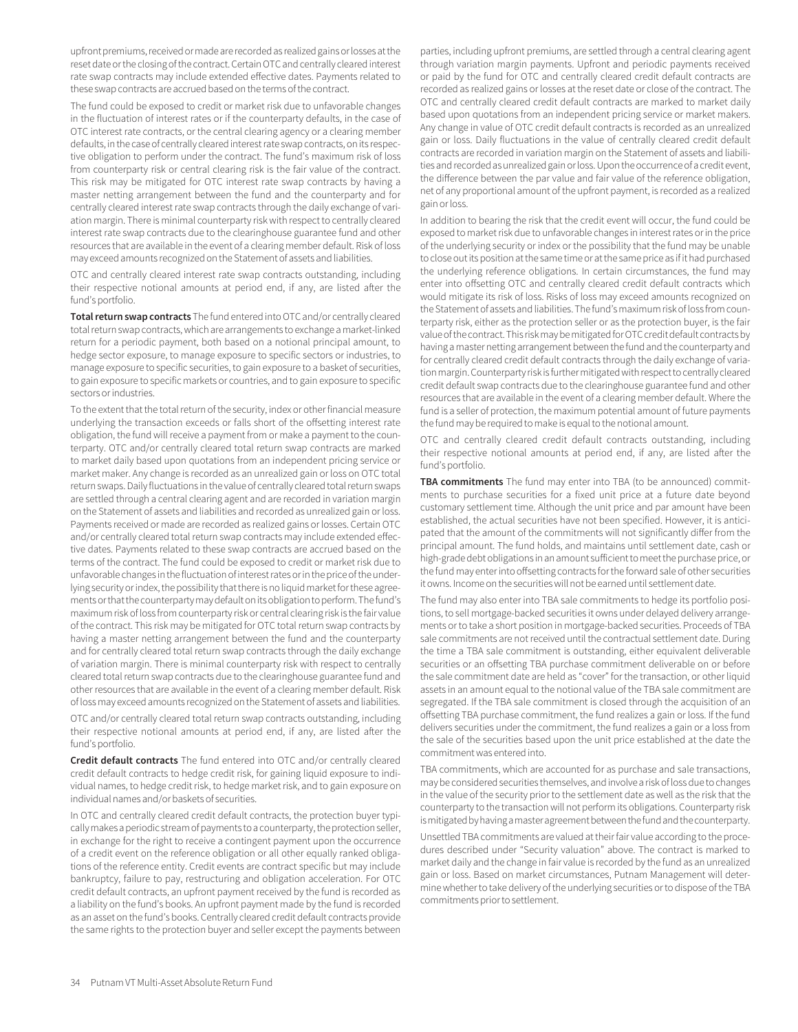upfront premiums, received or made are recorded as realized gains or losses at the reset date or the closing of the contract. Certain OTC and centrally cleared interest rate swap contracts may include extended effective dates. Payments related to these swap contracts are accrued based on the terms of the contract.

The fund could be exposed to credit or market risk due to unfavorable changes in the fluctuation of interest rates or if the counterparty defaults, in the case of OTC interest rate contracts, or the central clearing agency or a clearing member defaults, in the case of centrally cleared interest rate swap contracts, on its respective obligation to perform under the contract. The fund's maximum risk of loss from counterparty risk or central clearing risk is the fair value of the contract. This risk may be mitigated for OTC interest rate swap contracts by having a master netting arrangement between the fund and the counterparty and for centrally cleared interest rate swap contracts through the daily exchange of variation margin. There is minimal counterparty risk with respect to centrally cleared interest rate swap contracts due to the clearinghouse guarantee fund and other resources that are available in the event of a clearing member default. Risk of loss may exceed amounts recognized on the Statement of assets and liabilities.

OTC and centrally cleared interest rate swap contracts outstanding, including their respective notional amounts at period end, if any, are listed after the fund's portfolio.

**Total return swap contracts** The fund entered into OTC and/or centrally cleared total return swap contracts, which are arrangements to exchange a market-linked return for a periodic payment, both based on a notional principal amount, to hedge sector exposure, to manage exposure to specific sectors or industries, to manage exposure to specific securities, to gain exposure to a basket of securities, to gain exposure to specific markets or countries, and to gain exposure to specific sectors or industries.

To the extent that the total return of the security, index or other financial measure underlying the transaction exceeds or falls short of the offsetting interest rate obligation, the fund will receive a payment from or make a payment to the counterparty. OTC and/or centrally cleared total return swap contracts are marked to market daily based upon quotations from an independent pricing service or market maker. Any change is recorded as an unrealized gain or loss on OTC total return swaps. Daily fluctuations in the value of centrally cleared total return swaps are settled through a central clearing agent and are recorded in variation margin on the Statement of assets and liabilities and recorded as unrealized gain or loss. Payments received or made are recorded as realized gains or losses. Certain OTC and/or centrally cleared total return swap contracts may include extended effective dates. Payments related to these swap contracts are accrued based on the terms of the contract. The fund could be exposed to credit or market risk due to unfavorable changes in the fluctuation of interest rates or in the price of the underlying security or index, the possibility that there is no liquid market for these agreements or that the counterparty may default on its obligation to perform. The fund's maximum risk of loss from counterparty risk or central clearing risk is the fair value of the contract. This risk may be mitigated for OTC total return swap contracts by having a master netting arrangement between the fund and the counterparty and for centrally cleared total return swap contracts through the daily exchange of variation margin. There is minimal counterparty risk with respect to centrally cleared total return swap contracts due to the clearinghouse guarantee fund and other resources that are available in the event of a clearing member default. Risk of loss may exceed amounts recognized on the Statement of assets and liabilities.

OTC and/or centrally cleared total return swap contracts outstanding, including their respective notional amounts at period end, if any, are listed after the fund's portfolio.

**Credit default contracts** The fund entered into OTC and/or centrally cleared credit default contracts to hedge credit risk, for gaining liquid exposure to individual names, to hedge credit risk, to hedge market risk, and to gain exposure on individual names and/or baskets of securities.

In OTC and centrally cleared credit default contracts, the protection buyer typically makes a periodic stream of payments to a counterparty, the protection seller, in exchange for the right to receive a contingent payment upon the occurrence of a credit event on the reference obligation or all other equally ranked obligations of the reference entity. Credit events are contract specific but may include bankruptcy, failure to pay, restructuring and obligation acceleration. For OTC credit default contracts, an upfront payment received by the fund is recorded as a liability on the fund's books. An upfront payment made by the fund is recorded as an asset on the fund's books. Centrally cleared credit default contracts provide the same rights to the protection buyer and seller except the payments between parties, including upfront premiums, are settled through a central clearing agent through variation margin payments. Upfront and periodic payments received or paid by the fund for OTC and centrally cleared credit default contracts are recorded as realized gains or losses at the reset date or close of the contract. The OTC and centrally cleared credit default contracts are marked to market daily based upon quotations from an independent pricing service or market makers. Any change in value of OTC credit default contracts is recorded as an unrealized gain or loss. Daily fluctuations in the value of centrally cleared credit default contracts are recorded in variation margin on the Statement of assets and liabilities and recorded as unrealized gain or loss. Upon the occurrence of a credit event, the difference between the par value and fair value of the reference obligation, net of any proportional amount of the upfront payment, is recorded as a realized gain or loss.

In addition to bearing the risk that the credit event will occur, the fund could be exposed to market risk due to unfavorable changes in interest rates or in the price of the underlying security or index or the possibility that the fund may be unable to close out its position at the same time or at the same price as if it had purchased the underlying reference obligations. In certain circumstances, the fund may enter into offsetting OTC and centrally cleared credit default contracts which would mitigate its risk of loss. Risks of loss may exceed amounts recognized on the Statement of assets and liabilities. The fund's maximum risk of loss from counterparty risk, either as the protection seller or as the protection buyer, is the fair value of the contract. This risk may be mitigated for OTC credit default contracts by having a master netting arrangement between the fund and the counterparty and for centrally cleared credit default contracts through the daily exchange of variation margin. Counterparty risk is further mitigated with respect to centrally cleared credit default swap contracts due to the clearinghouse guarantee fund and other resources that are available in the event of a clearing member default. Where the fund is a seller of protection, the maximum potential amount of future payments the fund may be required to make is equal to the notional amount.

OTC and centrally cleared credit default contracts outstanding, including their respective notional amounts at period end, if any, are listed after the fund's portfolio.

**TBA commitments** The fund may enter into TBA (to be announced) commitments to purchase securities for a fixed unit price at a future date beyond customary settlement time. Although the unit price and par amount have been established, the actual securities have not been specified. However, it is anticipated that the amount of the commitments will not significantly differ from the principal amount. The fund holds, and maintains until settlement date, cash or high-grade debt obligations in an amount sufficient to meet the purchase price, or the fund may enter into offsetting contracts for the forward sale of other securities it owns. Income on the securities will not be earned until settlement date.

The fund may also enter into TBA sale commitments to hedge its portfolio positions, to sell mortgage-backed securities it owns under delayed delivery arrangements or to take a short position in mortgage-backed securities. Proceeds of TBA sale commitments are not received until the contractual settlement date. During the time a TBA sale commitment is outstanding, either equivalent deliverable securities or an offsetting TBA purchase commitment deliverable on or before the sale commitment date are held as "cover" for the transaction, or other liquid assets in an amount equal to the notional value of the TBA sale commitment are segregated. If the TBA sale commitment is closed through the acquisition of an offsetting TBA purchase commitment, the fund realizes a gain or loss. If the fund delivers securities under the commitment, the fund realizes a gain or a loss from the sale of the securities based upon the unit price established at the date the commitment was entered into.

TBA commitments, which are accounted for as purchase and sale transactions, may be considered securities themselves, and involve a risk of loss due to changes in the value of the security prior to the settlement date as well as the risk that the counterparty to the transaction will not perform its obligations. Counterparty risk is mitigated by having a master agreement between the fund and the counterparty.

Unsettled TBA commitments are valued at their fair value according to the procedures described under "Security valuation" above. The contract is marked to market daily and the change in fair value is recorded by the fund as an unrealized gain or loss. Based on market circumstances, Putnam Management will determine whether to take delivery of the underlying securities or to dispose of the TBA commitments prior to settlement.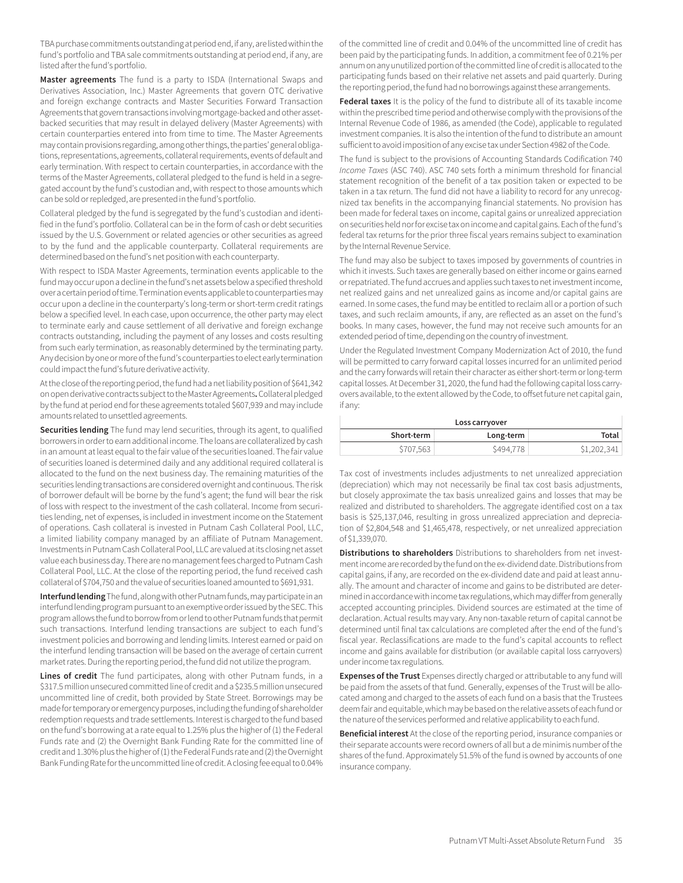TBA purchase commitments outstanding at period end, if any, are listed within the fund's portfolio and TBA sale commitments outstanding at period end, if any, are listed after the fund's portfolio.

**Master agreements** The fund is a party to ISDA (International Swaps and Derivatives Association, Inc.) Master Agreements that govern OTC derivative and foreign exchange contracts and Master Securities Forward Transaction Agreements that govern transactions involving mortgage-backed and other asset-backed securities that may result in delayed delivery (Master Agreements) with certain counterparties entered into from time to time. The Master Agreements may contain provisions regarding, among other things, the parties' general obligations, representations, agreements, collateral requirements, events of default and early termination. With respect to certain counterparties, in accordance with the terms of the Master Agreements, collateral pledged to the fund is held in a segregated account by the fund's custodian and, with respect to those amounts which can be sold or repledged, are presented in the fund's portfolio.

Collateral pledged by the fund is segregated by the fund's custodian and identified in the fund's portfolio. Collateral can be in the form of cash or debt securities issued by the U.S. Government or related agencies or other securities as agreed to by the fund and the applicable counterparty. Collateral requirements are determined based on the fund's net position with each counterparty.

With respect to ISDA Master Agreements, termination events applicable to the fund may occur upon a decline in the fund's net assets below a specified threshold over a certain period of time. Termination events applicable to counterparties may occur upon a decline in the counterparty's long-term or short-term credit ratings below a specified level. In each case, upon occurrence, the other party may elect to terminate early and cause settlement of all derivative and foreign exchange contracts outstanding, including the payment of any losses and costs resulting from such early termination, as reasonably determined by the terminating party. Any decision by one or more of the fund's counterparties to elect early termination could impact the fund's future derivative activity.

At the close of the reporting period, the fund had a net liability position of $641,342 on open derivative contracts subject to the Master Agreements**.** Collateral pledged by the fund at period end for these agreements totaled $607,939 and may include amounts related to unsettled agreements.

**Securities lending** The fund may lend securities, through its agent, to qualified borrowers in order to earn additional income. The loans are collateralized by cash in an amount at least equal to the fair value of the securities loaned. The fair value of securities loaned is determined daily and any additional required collateral is allocated to the fund on the next business day. The remaining maturities of the securities lending transactions are considered overnight and continuous. The risk of borrower default will be borne by the fund's agent; the fund will bear the risk of loss with respect to the investment of the cash collateral. Income from securities lending, net of expenses, is included in investment income on the Statement of operations. Cash collateral is invested in Putnam Cash Collateral Pool, LLC, a limited liability company managed by an affiliate of Putnam Management. Investments in Putnam Cash Collateral Pool, LLC are valued at its closing net asset value each business day. There are no management fees charged to Putnam Cash Collateral Pool, LLC. At the close of the reporting period, the fund received cash collateral of $704,750 and the value of securities loaned amounted to $691,931.

**Interfund lending** The fund, along with other Putnam funds, may participate in an interfund lending program pursuant to an exemptive order issued by the SEC. This program allows the fund to borrow from or lend to other Putnam funds that permit such transactions. Interfund lending transactions are subject to each fund's investment policies and borrowing and lending limits. Interest earned or paid on the interfund lending transaction will be based on the average of certain current market rates. During the reporting period, the fund did not utilize the program.

**Lines of credit** The fund participates, along with other Putnam funds, in a $317.5 million unsecured committed line of credit and a $235.5 million unsecured uncommitted line of credit, both provided by State Street. Borrowings may be made for temporary or emergency purposes, including the funding of shareholder redemption requests and trade settlements. Interest is charged to the fund based on the fund's borrowing at a rate equal to 1.25% plus the higher of (1) the Federal Funds rate and (2) the Overnight Bank Funding Rate for the committed line of credit and 1.30% plus the higher of (1) the Federal Funds rate and (2) the Overnight Bank Funding Rate for the uncommitted line of credit. A closing fee equal to 0.04% of the committed line of credit and 0.04% of the uncommitted line of credit has been paid by the participating funds. In addition, a commitment fee of 0.21% per annum on any unutilized portion of the committed line of credit is allocated to the participating funds based on their relative net assets and paid quarterly. During the reporting period, the fund had no borrowings against these arrangements.

**Federal taxes** It is the policy of the fund to distribute all of its taxable income within the prescribed time period and otherwise comply with the provisions of the Internal Revenue Code of 1986, as amended (the Code), applicable to regulated investment companies. It is also the intention of the fund to distribute an amount sufficient to avoid imposition of any excise tax under Section 4982 of the Code.

The fund is subject to the provisions of Accounting Standards Codification 740 *Income Taxes* (ASC 740). ASC 740 sets forth a minimum threshold for financial statement recognition of the benefit of a tax position taken or expected to be taken in a tax return. The fund did not have a liability to record for any unrecognized tax benefits in the accompanying financial statements. No provision has been made for federal taxes on income, capital gains or unrealized appreciation on securities held nor for excise tax on income and capital gains. Each of the fund's federal tax returns for the prior three fiscal years remains subject to examination by the Internal Revenue Service.

The fund may also be subject to taxes imposed by governments of countries in which it invests. Such taxes are generally based on either income or gains earned or repatriated. The fund accrues and applies such taxes to net investment income, net realized gains and net unrealized gains as income and/or capital gains are earned. In some cases, the fund may be entitled to reclaim all or a portion of such taxes, and such reclaim amounts, if any, are reflected as an asset on the fund's books. In many cases, however, the fund may not receive such amounts for an extended period of time, depending on the country of investment.

Under the Regulated Investment Company Modernization Act of 2010, the fund will be permitted to carry forward capital losses incurred for an unlimited period and the carry forwards will retain their character as either short-term or long-term capital losses. At December 31, 2020, the fund had the following capital loss carryovers available, to the extent allowed by the Code, to offset future net capital gain, if any:

| Loss carryover | | |
|---|---|---|
| Short-term | Long-term | Total |
| $707,563 | $494,778 | $1,202,341 |

Tax cost of investments includes adjustments to net unrealized appreciation (depreciation) which may not necessarily be final tax cost basis adjustments, but closely approximate the tax basis unrealized gains and losses that may be realized and distributed to shareholders. The aggregate identified cost on a tax basis is $25,137,046, resulting in gross unrealized appreciation and depreciation of $2,804,548 and $1,465,478, respectively, or net unrealized appreciation of $1,339,070.

**Distributions to shareholders** Distributions to shareholders from net investment income are recorded by the fund on the ex-dividend date. Distributions from capital gains, if any, are recorded on the ex-dividend date and paid at least annually. The amount and character of income and gains to be distributed are determined in accordance with income tax regulations, which may differ from generally accepted accounting principles. Dividend sources are estimated at the time of declaration. Actual results may vary. Any non-taxable return of capital cannot be determined until final tax calculations are completed after the end of the fund's fiscal year. Reclassifications are made to the fund's capital accounts to reflect income and gains available for distribution (or available capital loss carryovers) under income tax regulations.

**Expenses of the Trust** Expenses directly charged or attributable to any fund will be paid from the assets of that fund. Generally, expenses of the Trust will be allocated among and charged to the assets of each fund on a basis that the Trustees deem fair and equitable, which may be based on the relative assets of each fund or the nature of the services performed and relative applicability to each fund.

**Beneficial interest** At the close of the reporting period, insurance companies or their separate accounts were record owners of all but a de minimis number of the shares of the fund. Approximately 51.5% of the fund is owned by accounts of one insurance company.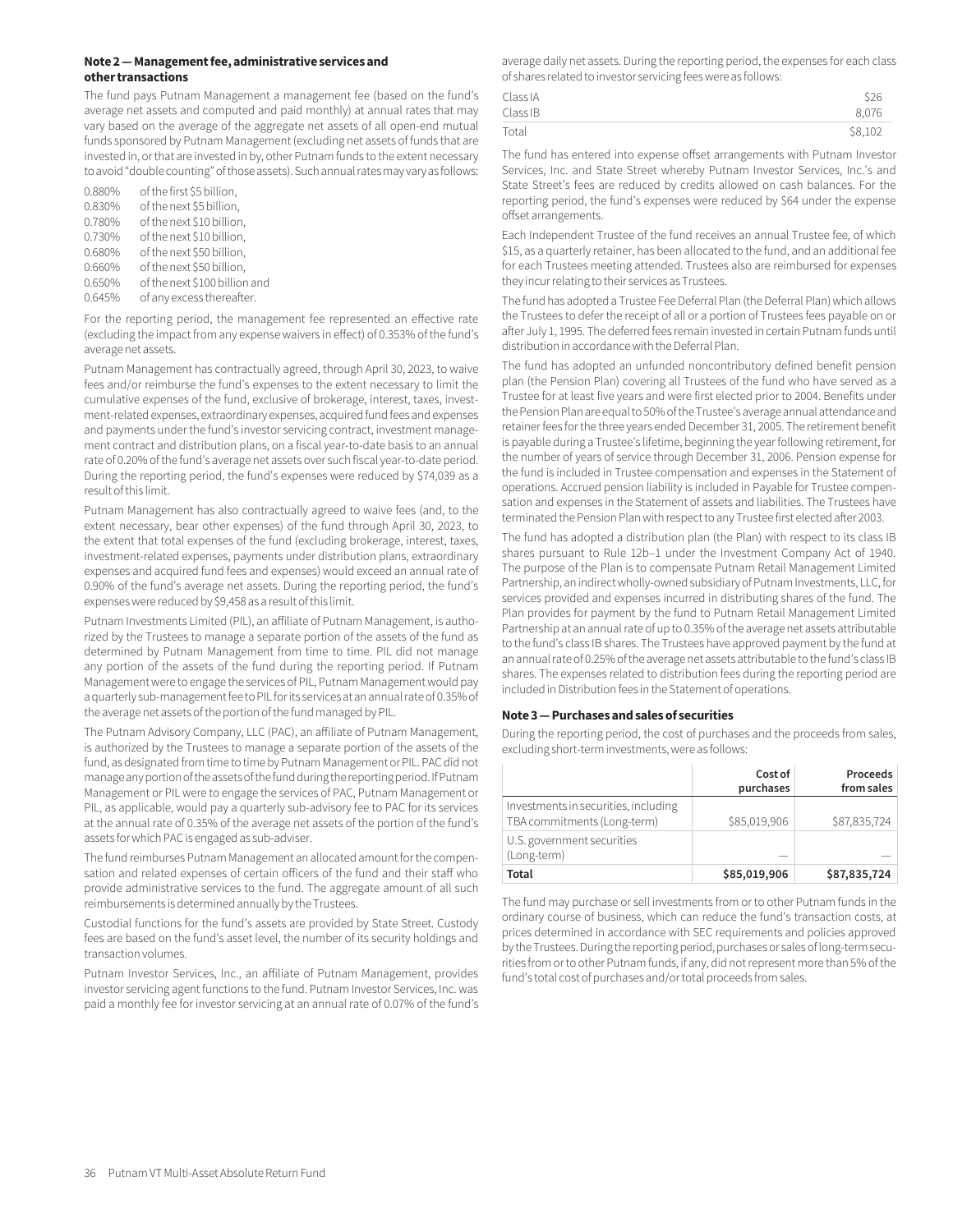### Note 2 — Management fee, administrative services and other transactions

The fund pays Putnam Management a management fee (based on the fund's average net assets and computed and paid monthly) at annual rates that may vary based on the average of the aggregate net assets of all open-end mutual funds sponsored by Putnam Management (excluding net assets of funds that are invested in, or that are invested in by, other Putnam funds to the extent necessary to avoid "double counting" of those assets). Such annual rates may vary as follows:

| | |
|---|---|
| 0.880% | of the first \$5 billion, |
| 0.830% | of the next \$5 billion, |
| 0.780% | of the next \$10 billion, |
| 0.730% | of the next \$10 billion, |
| 0.680% | of the next \$50 billion, |
| 0.660% | of the next \$50 billion, |
| 0.650% | of the next \$100 billion and |
| 0.645% | of any excess thereafter. |

For the reporting period, the management fee represented an effective rate (excluding the impact from any expense waivers in effect) of 0.353% of the fund's average net assets.

Putnam Management has contractually agreed, through April 30, 2023, to waive fees and/or reimburse the fund's expenses to the extent necessary to limit the cumulative expenses of the fund, exclusive of brokerage, interest, taxes, investment-related expenses, extraordinary expenses, acquired fund fees and expenses and payments under the fund's investor servicing contract, investment management contract and distribution plans, on a fiscal year-to-date basis to an annual rate of 0.20% of the fund's average net assets over such fiscal year-to-date period. During the reporting period, the fund's expenses were reduced by \$74,039 as a result of this limit.

Putnam Management has also contractually agreed to waive fees (and, to the extent necessary, bear other expenses) of the fund through April 30, 2023, to the extent that total expenses of the fund (excluding brokerage, interest, taxes, investment-related expenses, payments under distribution plans, extraordinary expenses and acquired fund fees and expenses) would exceed an annual rate of 0.90% of the fund's average net assets. During the reporting period, the fund's expenses were reduced by \$9,458 as a result of this limit.

Putnam Investments Limited (PIL), an affiliate of Putnam Management, is authorized by the Trustees to manage a separate portion of the assets of the fund as determined by Putnam Management from time to time. PIL did not manage any portion of the assets of the fund during the reporting period. If Putnam Management were to engage the services of PIL, Putnam Management would pay a quarterly sub-management fee to PIL for its services at an annual rate of 0.35% of the average net assets of the portion of the fund managed by PIL.

The Putnam Advisory Company, LLC (PAC), an affiliate of Putnam Management, is authorized by the Trustees to manage a separate portion of the assets of the fund, as designated from time to time by Putnam Management or PIL. PAC did not manage any portion of the assets of the fund during the reporting period. If Putnam Management or PIL were to engage the services of PAC, Putnam Management or PIL, as applicable, would pay a quarterly sub-advisory fee to PAC for its services at the annual rate of 0.35% of the average net assets of the portion of the fund's assets for which PAC is engaged as sub-adviser.

The fund reimburses Putnam Management an allocated amount for the compensation and related expenses of certain officers of the fund and their staff who provide administrative services to the fund. The aggregate amount of all such reimbursements is determined annually by the Trustees.

Custodial functions for the fund's assets are provided by State Street. Custody fees are based on the fund's asset level, the number of its security holdings and transaction volumes.

Putnam Investor Services, Inc., an affiliate of Putnam Management, provides investor servicing agent functions to the fund. Putnam Investor Services, Inc. was paid a monthly fee for investor servicing at an annual rate of 0.07% of the fund's average daily net assets. During the reporting period, the expenses for each class of shares related to investor servicing fees were as follows:

| | |
|---|---:|
| Class IA | \$26 |
| Class IB | 8,076 |
| Total | \$8,102 |

The fund has entered into expense offset arrangements with Putnam Investor Services, Inc. and State Street whereby Putnam Investor Services, Inc.'s and State Street's fees are reduced by credits allowed on cash balances. For the reporting period, the fund's expenses were reduced by \$64 under the expense offset arrangements.

Each Independent Trustee of the fund receives an annual Trustee fee, of which \$15, as a quarterly retainer, has been allocated to the fund, and an additional fee for each Trustees meeting attended. Trustees also are reimbursed for expenses they incur relating to their services as Trustees.

The fund has adopted a Trustee Fee Deferral Plan (the Deferral Plan) which allows the Trustees to defer the receipt of all or a portion of Trustees fees payable on or after July 1, 1995. The deferred fees remain invested in certain Putnam funds until distribution in accordance with the Deferral Plan.

The fund has adopted an unfunded noncontributory defined benefit pension plan (the Pension Plan) covering all Trustees of the fund who have served as a Trustee for at least five years and were first elected prior to 2004. Benefits under the Pension Plan are equal to 50% of the Trustee's average annual attendance and retainer fees for the three years ended December 31, 2005. The retirement benefit is payable during a Trustee's lifetime, beginning the year following retirement, for the number of years of service through December 31, 2006. Pension expense for the fund is included in Trustee compensation and expenses in the Statement of operations. Accrued pension liability is included in Payable for Trustee compensation and expenses in the Statement of assets and liabilities. The Trustees have terminated the Pension Plan with respect to any Trustee first elected after 2003.

The fund has adopted a distribution plan (the Plan) with respect to its class IB shares pursuant to Rule 12b–1 under the Investment Company Act of 1940. The purpose of the Plan is to compensate Putnam Retail Management Limited Partnership, an indirect wholly-owned subsidiary of Putnam Investments, LLC, for services provided and expenses incurred in distributing shares of the fund. The Plan provides for payment by the fund to Putnam Retail Management Limited Partnership at an annual rate of up to 0.35% of the average net assets attributable to the fund's class IB shares. The Trustees have approved payment by the fund at an annual rate of 0.25% of the average net assets attributable to the fund's class IB shares. The expenses related to distribution fees during the reporting period are included in Distribution fees in the Statement of operations.

### Note 3 — Purchases and sales of securities

During the reporting period, the cost of purchases and the proceeds from sales, excluding short-term investments, were as follows:

| | Cost of purchases | Proceeds from sales |
|---|---:|---:|
| Investments in securities, including TBA commitments (Long-term) | \$85,019,906 | \$87,835,724 |
| U.S. government securities (Long-term) | — | — |
| **Total** | **\$85,019,906** | **\$87,835,724** |

The fund may purchase or sell investments from or to other Putnam funds in the ordinary course of business, which can reduce the fund's transaction costs, at prices determined in accordance with SEC requirements and policies approved by the Trustees. During the reporting period, purchases or sales of long-term securities from or to other Putnam funds, if any, did not represent more than 5% of the fund's total cost of purchases and/or total proceeds from sales.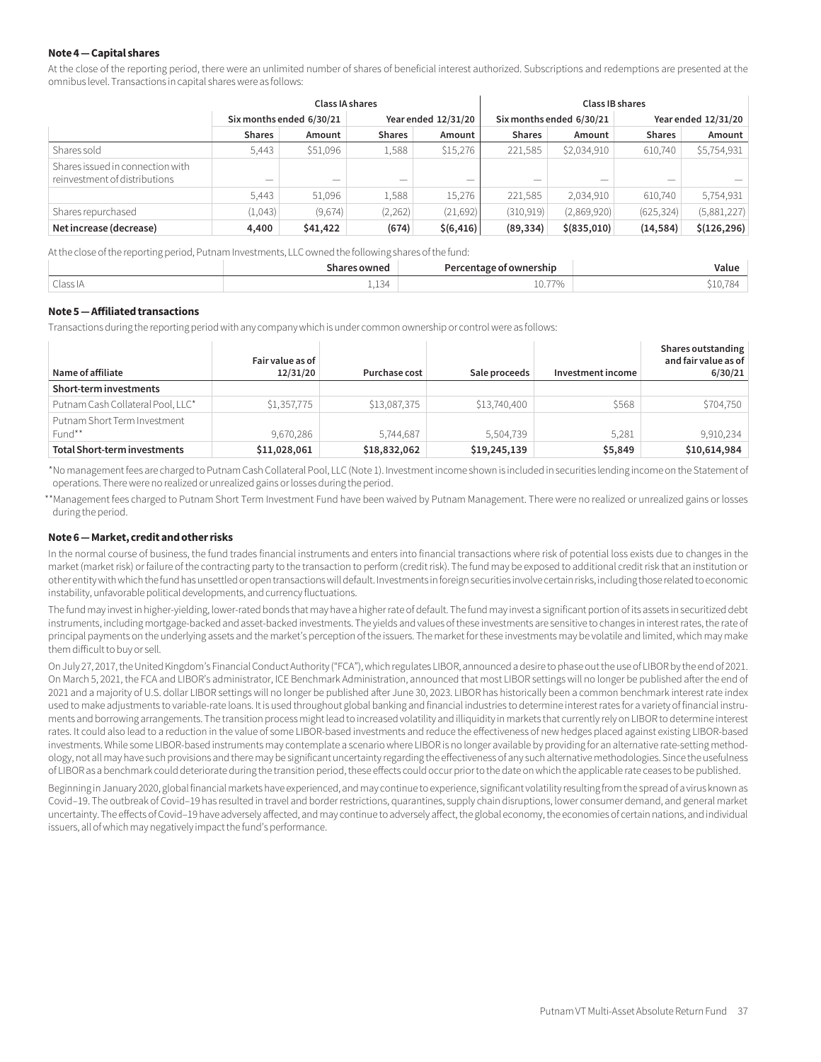**Note 4 — Capital shares**

At the close of the reporting period, there were an unlimited number of shares of beneficial interest authorized. Subscriptions and redemptions are presented at the omnibus level. Transactions in capital shares were as follows:

| | Class IA shares | | | | Class IB shares | | | |
|---|---|---|---|---|---|---|---|---|
| | Six months ended 6/30/21 | | Year ended 12/31/20 | | Six months ended 6/30/21 | | Year ended 12/31/20 | |
| | Shares | Amount | Shares | Amount | Shares | Amount | Shares | Amount |
| Shares sold | 5,443 | $51,096 | 1,588 | $15,276 | 221,585 | $2,034,910 | 610,740 | $5,754,931 |
| Shares issued in connection with reinvestment of distributions | — | — | — | — | — | — | — | — |
| | 5,443 | 51,096 | 1,588 | 15,276 | 221,585 | 2,034,910 | 610,740 | 5,754,931 |
| Shares repurchased | (1,043) | (9,674) | (2,262) | (21,692) | (310,919) | (2,869,920) | (625,324) | (5,881,227) |
| **Net increase (decrease)** | **4,400** | **$41,422** | **(674)** | **$(6,416)** | **(89,334)** | **$(835,010)** | **(14,584)** | **$(126,296)** |

At the close of the reporting period, Putnam Investments, LLC owned the following shares of the fund:

| | Shares owned | Percentage of ownership | Value |
|---|---|---|---|
| Class IA | 1,134 | 10.77% | $10,784 |

**Note 5 — Affiliated transactions**

Transactions during the reporting period with any company which is under common ownership or control were as follows:

| Name of affiliate | Fair value as of 12/31/20 | Purchase cost | Sale proceeds | Investment income | Shares outstanding and fair value as of 6/30/21 |
|---|---|---|---|---|---|
| **Short-term investments** | | | | | |
| Putnam Cash Collateral Pool, LLC* | $1,357,775 | $13,087,375 | $13,740,400 | $568 | $704,750 |
| Putnam Short Term Investment Fund** | 9,670,286 | 5,744,687 | 5,504,739 | 5,281 | 9,910,234 |
| **Total Short-term investments** | **$11,028,061** | **$18,832,062** | **$19,245,139** | **$5,849** | **$10,614,984** |

*No management fees are charged to Putnam Cash Collateral Pool, LLC (Note 1). Investment income shown is included in securities lending income on the Statement of operations. There were no realized or unrealized gains or losses during the period.

**Management fees charged to Putnam Short Term Investment Fund have been waived by Putnam Management. There were no realized or unrealized gains or losses during the period.

**Note 6 — Market, credit and other risks**

In the normal course of business, the fund trades financial instruments and enters into financial transactions where risk of potential loss exists due to changes in the market (market risk) or failure of the contracting party to the transaction to perform (credit risk). The fund may be exposed to additional credit risk that an institution or other entity with which the fund has unsettled or open transactions will default. Investments in foreign securities involve certain risks, including those related to economic instability, unfavorable political developments, and currency fluctuations.

The fund may invest in higher-yielding, lower-rated bonds that may have a higher rate of default. The fund may invest a significant portion of its assets in securitized debt instruments, including mortgage-backed and asset-backed investments. The yields and values of these investments are sensitive to changes in interest rates, the rate of principal payments on the underlying assets and the market's perception of the issuers. The market for these investments may be volatile and limited, which may make them difficult to buy or sell.

On July 27, 2017, the United Kingdom's Financial Conduct Authority ("FCA"), which regulates LIBOR, announced a desire to phase out the use of LIBOR by the end of 2021. On March 5, 2021, the FCA and LIBOR's administrator, ICE Benchmark Administration, announced that most LIBOR settings will no longer be published after the end of 2021 and a majority of U.S. dollar LIBOR settings will no longer be published after June 30, 2023. LIBOR has historically been a common benchmark interest rate index used to make adjustments to variable-rate loans. It is used throughout global banking and financial industries to determine interest rates for a variety of financial instruments and borrowing arrangements. The transition process might lead to increased volatility and illiquidity in markets that currently rely on LIBOR to determine interest rates. It could also lead to a reduction in the value of some LIBOR-based investments and reduce the effectiveness of new hedges placed against existing LIBOR-based investments. While some LIBOR-based instruments may contemplate a scenario where LIBOR is no longer available by providing for an alternative rate-setting methodology, not all may have such provisions and there may be significant uncertainty regarding the effectiveness of any such alternative methodologies. Since the usefulness of LIBOR as a benchmark could deteriorate during the transition period, these effects could occur prior to the date on which the applicable rate ceases to be published.

Beginning in January 2020, global financial markets have experienced, and may continue to experience, significant volatility resulting from the spread of a virus known as Covid–19. The outbreak of Covid–19 has resulted in travel and border restrictions, quarantines, supply chain disruptions, lower consumer demand, and general market uncertainty. The effects of Covid–19 have adversely affected, and may continue to adversely affect, the global economy, the economies of certain nations, and individual issuers, all of which may negatively impact the fund's performance.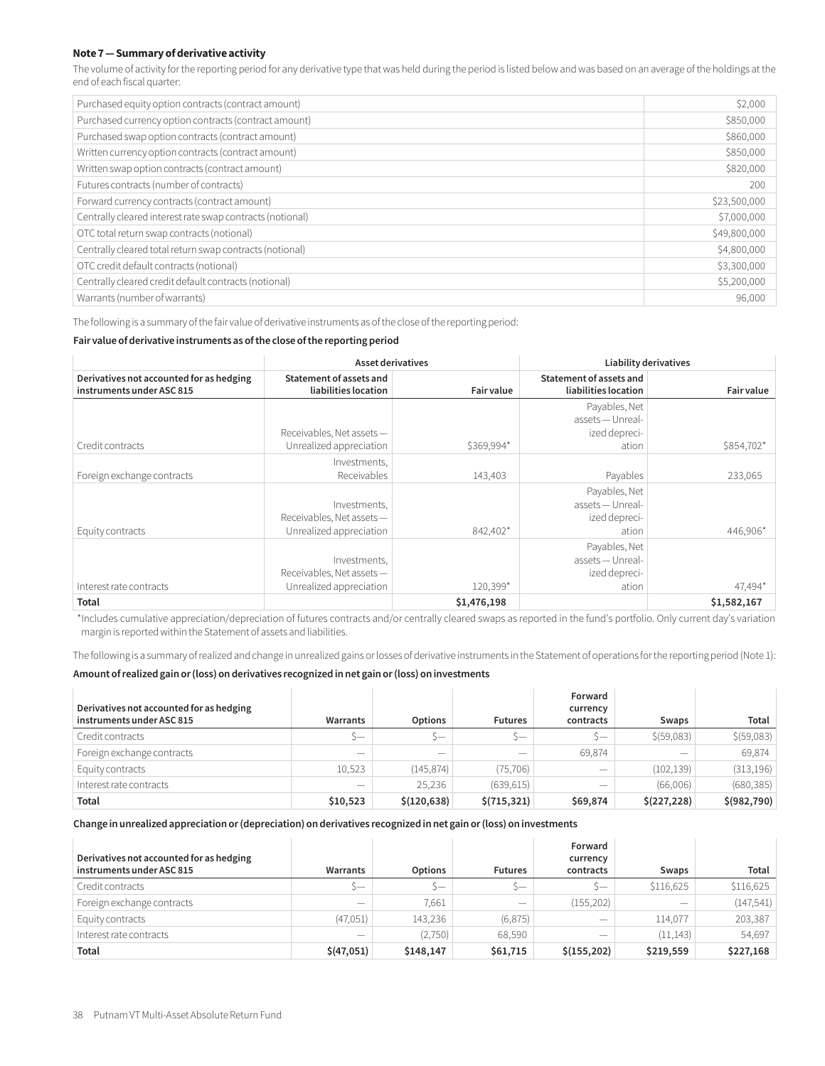### Note 7 — Summary of derivative activity

The volume of activity for the reporting period for any derivative type that was held during the period is listed below and was based on an average of the holdings at the end of each fiscal quarter:

| | |
|---|---|
| Purchased equity option contracts (contract amount) | $2,000 |
| Purchased currency option contracts (contract amount) | $850,000 |
| Purchased swap option contracts (contract amount) | $860,000 |
| Written currency option contracts (contract amount) | $850,000 |
| Written swap option contracts (contract amount) | $820,000 |
| Futures contracts (number of contracts) | 200 |
| Forward currency contracts (contract amount) | $23,500,000 |
| Centrally cleared interest rate swap contracts (notional) | $7,000,000 |
| OTC total return swap contracts (notional) | $49,800,000 |
| Centrally cleared total return swap contracts (notional) | $4,800,000 |
| OTC credit default contracts (notional) | $3,300,000 |
| Centrally cleared credit default contracts (notional) | $5,200,000 |
| Warrants (number of warrants) | 96,000 |

The following is a summary of the fair value of derivative instruments as of the close of the reporting period:

**Fair value of derivative instruments as of the close of the reporting period**

| | Asset derivatives | | Liability derivatives | |
|---|---|---|---|---|
| **Derivatives not accounted for as hedging instruments under ASC 815** | **Statement of assets and liabilities location** | **Fair value** | **Statement of assets and liabilities location** | **Fair value** |
| Credit contracts | Receivables, Net assets — Unrealized appreciation | $369,994* | Payables, Net assets — Unrealized depreciation | $854,702* |
| Foreign exchange contracts | Investments, Receivables | 143,403 | Payables | 233,065 |
| Equity contracts | Investments, Receivables, Net assets — Unrealized appreciation | 842,402* | Payables, Net assets — Unrealized depreciation | 446,906* |
| Interest rate contracts | Investments, Receivables, Net assets — Unrealized appreciation | 120,399* | Payables, Net assets — Unrealized depreciation | 47,494* |
| **Total** | | **$1,476,198** | | **$1,582,167** |

*Includes cumulative appreciation/depreciation of futures contracts and/or centrally cleared swaps as reported in the fund's portfolio. Only current day's variation margin is reported within the Statement of assets and liabilities.

The following is a summary of realized and change in unrealized gains or losses of derivative instruments in the Statement of operations for the reporting period (Note 1):

**Amount of realized gain or (loss) on derivatives recognized in net gain or (loss) on investments**

| Derivatives not accounted for as hedging instruments under ASC 815 | Warrants | Options | Futures | Forward currency contracts | Swaps | Total |
|---|---|---|---|---|---|---|
| Credit contracts | $— | $— | $— | $— | $(59,083) | $(59,083) |
| Foreign exchange contracts | — | — | — | 69,874 | — | 69,874 |
| Equity contracts | 10,523 | (145,874) | (75,706) | — | (102,139) | (313,196) |
| Interest rate contracts | — | 25,236 | (639,615) | — | (66,006) | (680,385) |
| **Total** | **$10,523** | **$(120,638)** | **$(715,321)** | **$69,874** | **$(227,228)** | **$(982,790)** |

**Change in unrealized appreciation or (depreciation) on derivatives recognized in net gain or (loss) on investments**

| Derivatives not accounted for as hedging instruments under ASC 815 | Warrants | Options | Futures | Forward currency contracts | Swaps | Total |
|---|---|---|---|---|---|---|
| Credit contracts | $— | $— | $— | $— | $116,625 | $116,625 |
| Foreign exchange contracts | — | 7,661 | — | (155,202) | — | (147,541) |
| Equity contracts | (47,051) | 143,236 | (6,875) | — | 114,077 | 203,387 |
| Interest rate contracts | — | (2,750) | 68,590 | — | (11,143) | 54,697 |
| **Total** | **$(47,051)** | **$148,147** | **$61,715** | **$(155,202)** | **$219,559** | **$227,168** |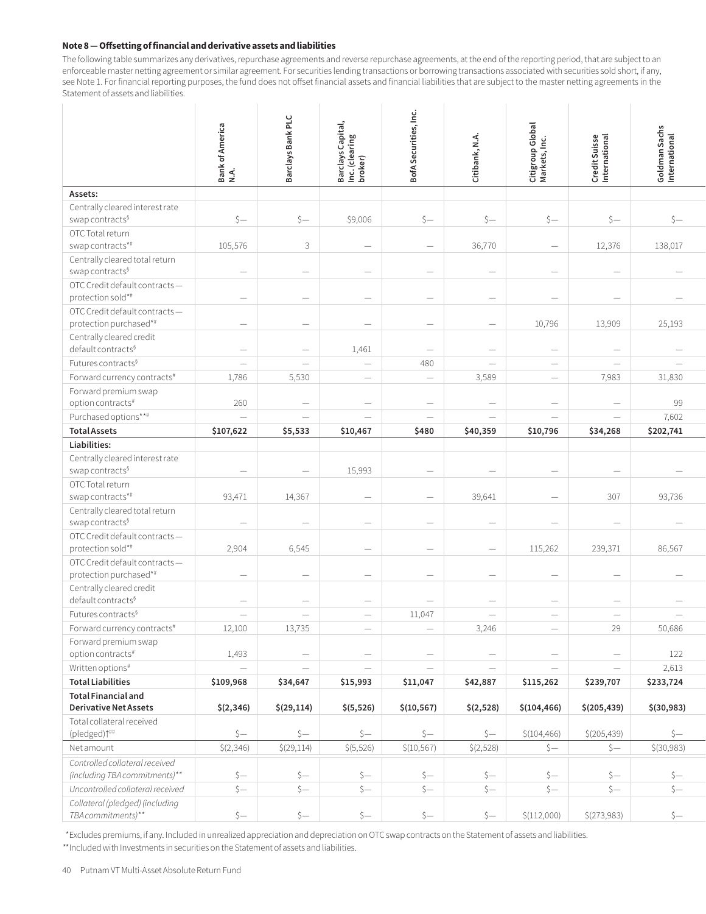**Note 8 — Offsetting of financial and derivative assets and liabilities**

The following table summarizes any derivatives, repurchase agreements and reverse repurchase agreements, at the end of the reporting period, that are subject to an enforceable master netting agreement or similar agreement. For securities lending transactions or borrowing transactions associated with securities sold short, if any, see Note 1. For financial reporting purposes, the fund does not offset financial assets and financial liabilities that are subject to the master netting agreements in the Statement of assets and liabilities.

| | Bank of America N.A. | Barclays Bank PLC | Barclays Capital, Inc. (clearing broker) | BofA Securities, Inc. | Citibank, N.A. | Citigroup Global Markets, Inc. | Credit Suisse International | Goldman Sachs International |
|---|---|---|---|---|---|---|---|---|
| **Assets:** | | | | | | | | |
| Centrally cleared interest rate swap contracts§ | $— | $— | $9,006 | $— | $— | $— | $— | $— |
| OTC Total return swap contracts*# | 105,576 | 3 | — | — | 36,770 | — | 12,376 | 138,017 |
| Centrally cleared total return swap contracts§ | — | — | — | — | — | — | — | — |
| OTC Credit default contracts — protection sold*# | — | — | — | — | — | — | — | — |
| OTC Credit default contracts — protection purchased*# | — | — | — | — | — | 10,796 | 13,909 | 25,193 |
| Centrally cleared credit default contracts§ | — | — | 1,461 | — | — | — | — | — |
| Futures contracts§ | — | — | — | 480 | — | — | — | — |
| Forward currency contracts# | 1,786 | 5,530 | — | — | 3,589 | — | 7,983 | 31,830 |
| Forward premium swap option contracts# | 260 | — | — | — | — | — | — | 99 |
| Purchased options**# | — | — | — | — | — | — | — | 7,602 |
| **Total Assets** | **$107,622** | **$5,533** | **$10,467** | **$480** | **$40,359** | **$10,796** | **$34,268** | **$202,741** |
| **Liabilities:** | | | | | | | | |
| Centrally cleared interest rate swap contracts§ | — | — | 15,993 | — | — | — | — | — |
| OTC Total return swap contracts*# | 93,471 | 14,367 | — | — | 39,641 | — | 307 | 93,736 |
| Centrally cleared total return swap contracts§ | — | — | — | — | — | — | — | — |
| OTC Credit default contracts — protection sold*# | 2,904 | 6,545 | — | — | — | 115,262 | 239,371 | 86,567 |
| OTC Credit default contracts — protection purchased*# | — | — | — | — | — | — | — | — |
| Centrally cleared credit default contracts§ | — | — | — | — | — | — | — | — |
| Futures contracts§ | — | — | — | 11,047 | — | — | — | — |
| Forward currency contracts# | 12,100 | 13,735 | — | — | 3,246 | — | 29 | 50,686 |
| Forward premium swap option contracts# | 1,493 | — | — | — | — | — | — | 122 |
| Written options# | — | — | — | — | — | — | — | 2,613 |
| **Total Liabilities** | **$109,968** | **$34,647** | **$15,993** | **$11,047** | **$42,887** | **$115,262** | **$239,707** | **$233,724** |
| **Total Financial and Derivative Net Assets** | **$(2,346)** | **$(29,114)** | **$(5,526)** | **$(10,567)** | **$(2,528)** | **$(104,466)** | **$(205,439)** | **$(30,983)** |
| Total collateral received (pledged)†## | $— | $— | $— | $— | $— | $(104,466) | $(205,439) | $— |
| Net amount | $(2,346) | $(29,114) | $(5,526) | $(10,567) | $(2,528) | $— | $— | $(30,983) |
| *Controlled collateral received (including TBA commitments)*** | $— | $— | $— | $— | $— | $— | $— | $— |
| *Uncontrolled collateral received* | $— | $— | $— | $— | $— | $— | $— | $— |
| *Collateral (pledged) (including TBA commitments)*** | $— | $— | $— | $— | $— | $(112,000) | $(273,983) | $— |

*Excludes premiums, if any. Included in unrealized appreciation and depreciation on OTC swap contracts on the Statement of assets and liabilities.

**Included with Investments in securities on the Statement of assets and liabilities.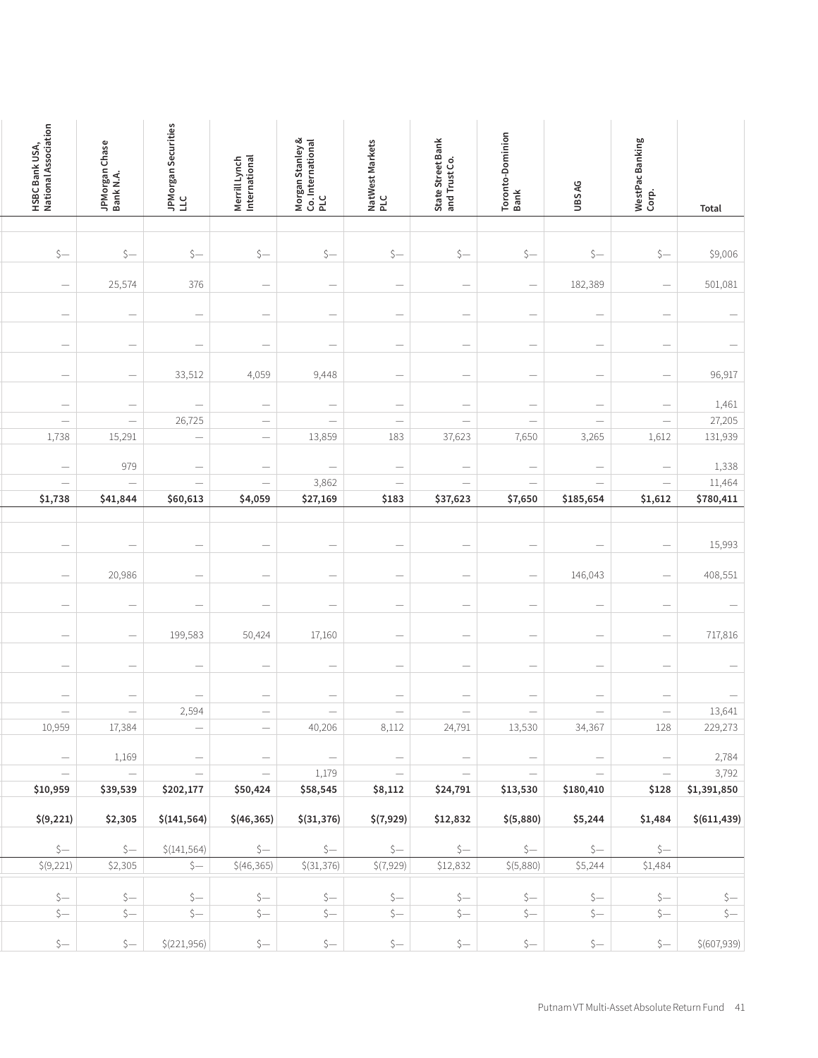| HSBC Bank USA, National Association | JPMorgan Chase Bank N.A. | JPMorgan Securities LLC | Merrill Lynch International | Morgan Stanley & Co. International PLC | NatWest Markets PLC | State Street Bank and Trust Co. | Toronto-Dominion Bank | UBS AG | WestPac Banking Corp. | Total |
|---|---|---|---|---|---|---|---|---|---|---|
| | | | | | | | | | | |
| $— | $— | $— | $— | $— | $— | $— | $— | $— | $— | $9,006 |
| — | 25,574 | 376 | — | — | — | — | — | 182,389 | — | 501,081 |
| — | — | — | — | — | — | — | — | — | — | — |
| — | — | — | — | — | — | — | — | — | — | — |
| — | — | 33,512 | 4,059 | 9,448 | — | — | — | — | — | 96,917 |
| — | — | — | — | — | — | — | — | — | — | 1,461 |
| — | — | 26,725 | — | — | — | — | — | — | — | 27,205 |
| 1,738 | 15,291 | — | — | 13,859 | 183 | 37,623 | 7,650 | 3,265 | 1,612 | 131,939 |
| — | 979 | — | — | — | — | — | — | — | — | 1,338 |
| — | — | — | — | 3,862 | — | — | — | — | — | 11,464 |
| **$1,738** | **$41,844** | **$60,613** | **$4,059** | **$27,169** | **$183** | **$37,623** | **$7,650** | **$185,654** | **$1,612** | **$780,411** |
| | | | | | | | | | | |
| — | — | — | — | — | — | — | — | — | — | 15,993 |
| — | 20,986 | — | — | — | — | — | — | 146,043 | — | 408,551 |
| — | — | — | — | — | — | — | — | — | — | — |
| — | — | 199,583 | 50,424 | 17,160 | — | — | — | — | — | 717,816 |
| — | — | — | — | — | — | — | — | — | — | — |
| — | — | — | — | — | — | — | — | — | — | — |
| — | — | 2,594 | — | — | — | — | — | — | — | 13,641 |
| 10,959 | 17,384 | — | — | 40,206 | 8,112 | 24,791 | 13,530 | 34,367 | 128 | 229,273 |
| — | 1,169 | — | — | — | — | — | — | — | — | 2,784 |
| — | — | — | — | 1,179 | — | — | — | — | — | 3,792 |
| **$10,959** | **$39,539** | **$202,177** | **$50,424** | **$58,545** | **$8,112** | **$24,791** | **$13,530** | **$180,410** | **$128** | **$1,391,850** |
| **$(9,221)** | **$2,305** | **$(141,564)** | **$(46,365)** | **$(31,376)** | **$(7,929)** | **$12,832** | **$(5,880)** | **$5,244** | **$1,484** | **$(611,439)** |
| $— | $— | $(141,564) | $— | $— | $— | $— | $— | $— | $— | |
| $(9,221) | $2,305 | $— | $(46,365) | $(31,376) | $(7,929) | $12,832 | $(5,880) | $5,244 | $1,484 | |
| | | | | | | | | | | |
| $— | $— | $— | $— | $— | $— | $— | $— | $— | $— | $— |
| $— | $— | $— | $— | $— | $— | $— | $— | $— | $— | $— |
| $— | $— | $(221,956) | $— | $— | $— | $— | $— | $— | $— | $(607,939) |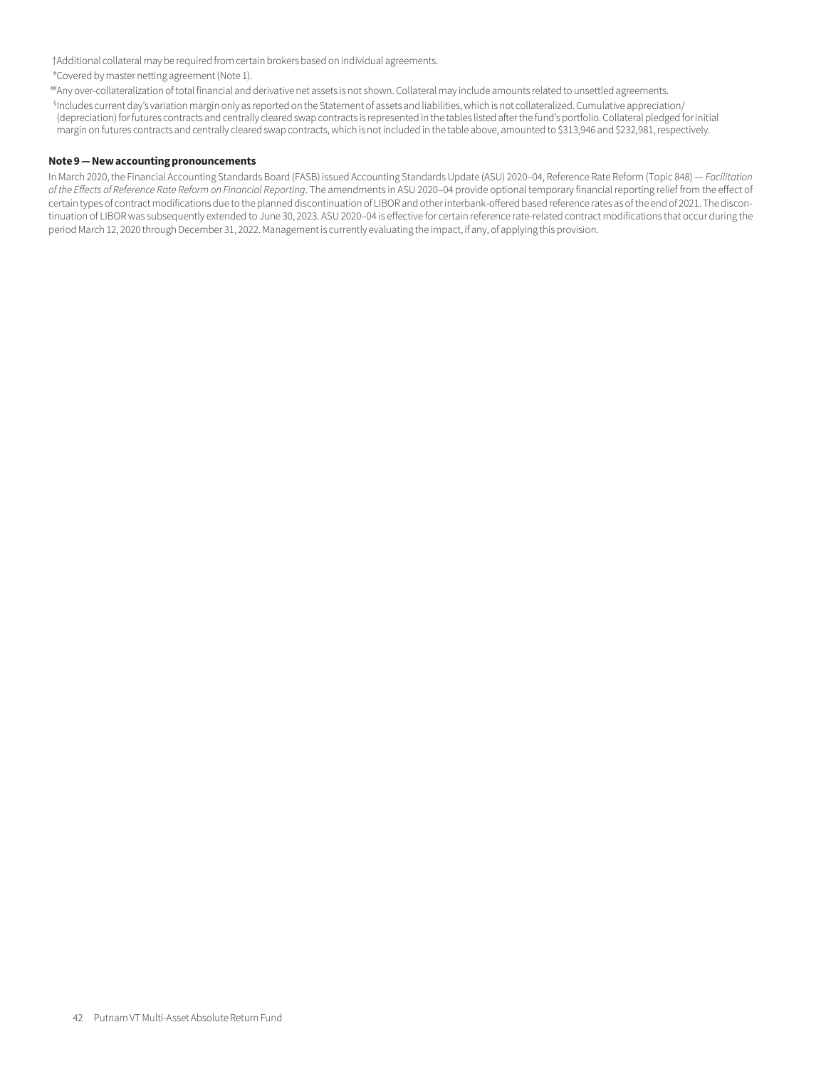†Additional collateral may be required from certain brokers based on individual agreements.

#Covered by master netting agreement (Note 1).

##Any over-collateralization of total financial and derivative net assets is not shown. Collateral may include amounts related to unsettled agreements.

§Includes current day's variation margin only as reported on the Statement of assets and liabilities, which is not collateralized. Cumulative appreciation/ (depreciation) for futures contracts and centrally cleared swap contracts is represented in the tables listed after the fund's portfolio. Collateral pledged for initial margin on futures contracts and centrally cleared swap contracts, which is not included in the table above, amounted to $313,946 and $232,981, respectively.

**Note 9 — New accounting pronouncements**

In March 2020, the Financial Accounting Standards Board (FASB) issued Accounting Standards Update (ASU) 2020–04, Reference Rate Reform (Topic 848) — *Facilitation of the Effects of Reference Rate Reform on Financial Reporting*. The amendments in ASU 2020–04 provide optional temporary financial reporting relief from the effect of certain types of contract modifications due to the planned discontinuation of LIBOR and other interbank-offered based reference rates as of the end of 2021. The discontinuation of LIBOR was subsequently extended to June 30, 2023. ASU 2020–04 is effective for certain reference rate-related contract modifications that occur during the period March 12, 2020 through December 31, 2022. Management is currently evaluating the impact, if any, of applying this provision.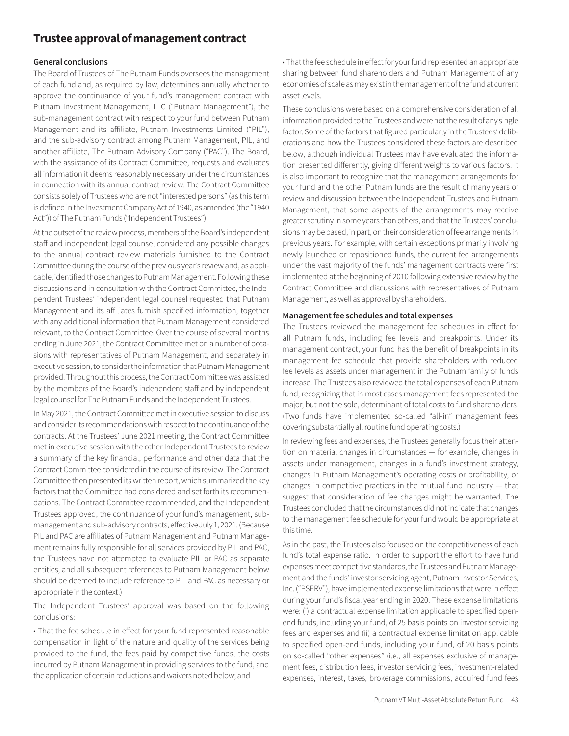# Trustee approval of management contract

### General conclusions

The Board of Trustees of The Putnam Funds oversees the management of each fund and, as required by law, determines annually whether to approve the continuance of your fund's management contract with Putnam Investment Management, LLC ("Putnam Management"), the sub-management contract with respect to your fund between Putnam Management and its affiliate, Putnam Investments Limited ("PIL"), and the sub-advisory contract among Putnam Management, PIL, and another affiliate, The Putnam Advisory Company ("PAC"). The Board, with the assistance of its Contract Committee, requests and evaluates all information it deems reasonably necessary under the circumstances in connection with its annual contract review. The Contract Committee consists solely of Trustees who are not "interested persons" (as this term is defined in the Investment Company Act of 1940, as amended (the "1940 Act")) of The Putnam Funds ("Independent Trustees").

At the outset of the review process, members of the Board's independent staff and independent legal counsel considered any possible changes to the annual contract review materials furnished to the Contract Committee during the course of the previous year's review and, as applicable, identified those changes to Putnam Management. Following these discussions and in consultation with the Contract Committee, the Independent Trustees' independent legal counsel requested that Putnam Management and its affiliates furnish specified information, together with any additional information that Putnam Management considered relevant, to the Contract Committee. Over the course of several months ending in June 2021, the Contract Committee met on a number of occasions with representatives of Putnam Management, and separately in executive session, to consider the information that Putnam Management provided. Throughout this process, the Contract Committee was assisted by the members of the Board's independent staff and by independent legal counsel for The Putnam Funds and the Independent Trustees.

In May 2021, the Contract Committee met in executive session to discuss and consider its recommendations with respect to the continuance of the contracts. At the Trustees' June 2021 meeting, the Contract Committee met in executive session with the other Independent Trustees to review a summary of the key financial, performance and other data that the Contract Committee considered in the course of its review. The Contract Committee then presented its written report, which summarized the key factors that the Committee had considered and set forth its recommendations. The Contract Committee recommended, and the Independent Trustees approved, the continuance of your fund's management, sub-management and sub-advisory contracts, effective July 1, 2021. (Because PIL and PAC are affiliates of Putnam Management and Putnam Management remains fully responsible for all services provided by PIL and PAC, the Trustees have not attempted to evaluate PIL or PAC as separate entities, and all subsequent references to Putnam Management below should be deemed to include reference to PIL and PAC as necessary or appropriate in the context.)

The Independent Trustees' approval was based on the following conclusions:

- That the fee schedule in effect for your fund represented reasonable compensation in light of the nature and quality of the services being provided to the fund, the fees paid by competitive funds, the costs incurred by Putnam Management in providing services to the fund, and the application of certain reductions and waivers noted below; and
- That the fee schedule in effect for your fund represented an appropriate sharing between fund shareholders and Putnam Management of any economies of scale as may exist in the management of the fund at current asset levels.

These conclusions were based on a comprehensive consideration of all information provided to the Trustees and were not the result of any single factor. Some of the factors that figured particularly in the Trustees' deliberations and how the Trustees considered these factors are described below, although individual Trustees may have evaluated the information presented differently, giving different weights to various factors. It is also important to recognize that the management arrangements for your fund and the other Putnam funds are the result of many years of review and discussion between the Independent Trustees and Putnam Management, that some aspects of the arrangements may receive greater scrutiny in some years than others, and that the Trustees' conclusions may be based, in part, on their consideration of fee arrangements in previous years. For example, with certain exceptions primarily involving newly launched or repositioned funds, the current fee arrangements under the vast majority of the funds' management contracts were first implemented at the beginning of 2010 following extensive review by the Contract Committee and discussions with representatives of Putnam Management, as well as approval by shareholders.

### Management fee schedules and total expenses

The Trustees reviewed the management fee schedules in effect for all Putnam funds, including fee levels and breakpoints. Under its management contract, your fund has the benefit of breakpoints in its management fee schedule that provide shareholders with reduced fee levels as assets under management in the Putnam family of funds increase. The Trustees also reviewed the total expenses of each Putnam fund, recognizing that in most cases management fees represented the major, but not the sole, determinant of total costs to fund shareholders. (Two funds have implemented so-called "all-in" management fees covering substantially all routine fund operating costs.)

In reviewing fees and expenses, the Trustees generally focus their attention on material changes in circumstances — for example, changes in assets under management, changes in a fund's investment strategy, changes in Putnam Management's operating costs or profitability, or changes in competitive practices in the mutual fund industry — that suggest that consideration of fee changes might be warranted. The Trustees concluded that the circumstances did not indicate that changes to the management fee schedule for your fund would be appropriate at this time.

As in the past, the Trustees also focused on the competitiveness of each fund's total expense ratio. In order to support the effort to have fund expenses meet competitive standards, the Trustees and Putnam Management and the funds' investor servicing agent, Putnam Investor Services, Inc. ("PSERV"), have implemented expense limitations that were in effect during your fund's fiscal year ending in 2020. These expense limitations were: (i) a contractual expense limitation applicable to specified open-end funds, including your fund, of 25 basis points on investor servicing fees and expenses and (ii) a contractual expense limitation applicable to specified open-end funds, including your fund, of 20 basis points on so-called "other expenses" (i.e., all expenses exclusive of management fees, distribution fees, investor servicing fees, investment-related expenses, interest, taxes, brokerage commissions, acquired fund fees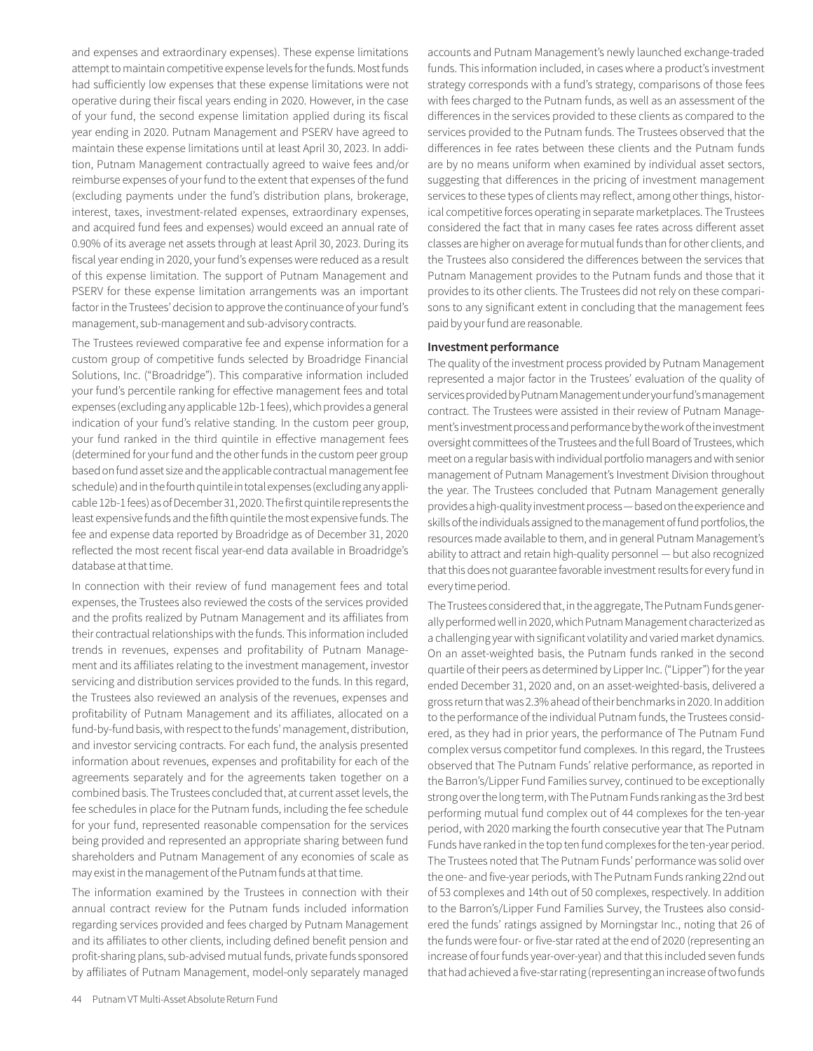and expenses and extraordinary expenses). These expense limitations attempt to maintain competitive expense levels for the funds. Most funds had sufficiently low expenses that these expense limitations were not operative during their fiscal years ending in 2020. However, in the case of your fund, the second expense limitation applied during its fiscal year ending in 2020. Putnam Management and PSERV have agreed to maintain these expense limitations until at least April 30, 2023. In addition, Putnam Management contractually agreed to waive fees and/or reimburse expenses of your fund to the extent that expenses of the fund (excluding payments under the fund's distribution plans, brokerage, interest, taxes, investment-related expenses, extraordinary expenses, and acquired fund fees and expenses) would exceed an annual rate of 0.90% of its average net assets through at least April 30, 2023. During its fiscal year ending in 2020, your fund's expenses were reduced as a result of this expense limitation. The support of Putnam Management and PSERV for these expense limitation arrangements was an important factor in the Trustees' decision to approve the continuance of your fund's management, sub-management and sub-advisory contracts.

The Trustees reviewed comparative fee and expense information for a custom group of competitive funds selected by Broadridge Financial Solutions, Inc. ("Broadridge"). This comparative information included your fund's percentile ranking for effective management fees and total expenses (excluding any applicable 12b-1 fees), which provides a general indication of your fund's relative standing. In the custom peer group, your fund ranked in the third quintile in effective management fees (determined for your fund and the other funds in the custom peer group based on fund asset size and the applicable contractual management fee schedule) and in the fourth quintile in total expenses (excluding any applicable 12b-1 fees) as of December 31, 2020. The first quintile represents the least expensive funds and the fifth quintile the most expensive funds. The fee and expense data reported by Broadridge as of December 31, 2020 reflected the most recent fiscal year-end data available in Broadridge's database at that time.

In connection with their review of fund management fees and total expenses, the Trustees also reviewed the costs of the services provided and the profits realized by Putnam Management and its affiliates from their contractual relationships with the funds. This information included trends in revenues, expenses and profitability of Putnam Management and its affiliates relating to the investment management, investor servicing and distribution services provided to the funds. In this regard, the Trustees also reviewed an analysis of the revenues, expenses and profitability of Putnam Management and its affiliates, allocated on a fund-by-fund basis, with respect to the funds' management, distribution, and investor servicing contracts. For each fund, the analysis presented information about revenues, expenses and profitability for each of the agreements separately and for the agreements taken together on a combined basis. The Trustees concluded that, at current asset levels, the fee schedules in place for the Putnam funds, including the fee schedule for your fund, represented reasonable compensation for the services being provided and represented an appropriate sharing between fund shareholders and Putnam Management of any economies of scale as may exist in the management of the Putnam funds at that time.

The information examined by the Trustees in connection with their annual contract review for the Putnam funds included information regarding services provided and fees charged by Putnam Management and its affiliates to other clients, including defined benefit pension and profit-sharing plans, sub-advised mutual funds, private funds sponsored by affiliates of Putnam Management, model-only separately managed accounts and Putnam Management's newly launched exchange-traded funds. This information included, in cases where a product's investment strategy corresponds with a fund's strategy, comparisons of those fees with fees charged to the Putnam funds, as well as an assessment of the differences in the services provided to these clients as compared to the services provided to the Putnam funds. The Trustees observed that the differences in fee rates between these clients and the Putnam funds are by no means uniform when examined by individual asset sectors, suggesting that differences in the pricing of investment management services to these types of clients may reflect, among other things, historical competitive forces operating in separate marketplaces. The Trustees considered the fact that in many cases fee rates across different asset classes are higher on average for mutual funds than for other clients, and the Trustees also considered the differences between the services that Putnam Management provides to the Putnam funds and those that it provides to its other clients. The Trustees did not rely on these comparisons to any significant extent in concluding that the management fees paid by your fund are reasonable.

**Investment performance**

The quality of the investment process provided by Putnam Management represented a major factor in the Trustees' evaluation of the quality of services provided by Putnam Management under your fund's management contract. The Trustees were assisted in their review of Putnam Management's investment process and performance by the work of the investment oversight committees of the Trustees and the full Board of Trustees, which meet on a regular basis with individual portfolio managers and with senior management of Putnam Management's Investment Division throughout the year. The Trustees concluded that Putnam Management generally provides a high-quality investment process — based on the experience and skills of the individuals assigned to the management of fund portfolios, the resources made available to them, and in general Putnam Management's ability to attract and retain high-quality personnel — but also recognized that this does not guarantee favorable investment results for every fund in every time period.

The Trustees considered that, in the aggregate, The Putnam Funds generally performed well in 2020, which Putnam Management characterized as a challenging year with significant volatility and varied market dynamics. On an asset-weighted basis, the Putnam funds ranked in the second quartile of their peers as determined by Lipper Inc. ("Lipper") for the year ended December 31, 2020 and, on an asset-weighted-basis, delivered a gross return that was 2.3% ahead of their benchmarks in 2020. In addition to the performance of the individual Putnam funds, the Trustees considered, as they had in prior years, the performance of The Putnam Fund complex versus competitor fund complexes. In this regard, the Trustees observed that The Putnam Funds' relative performance, as reported in the Barron's/Lipper Fund Families survey, continued to be exceptionally strong over the long term, with The Putnam Funds ranking as the 3rd best performing mutual fund complex out of 44 complexes for the ten-year period, with 2020 marking the fourth consecutive year that The Putnam Funds have ranked in the top ten fund complexes for the ten-year period. The Trustees noted that The Putnam Funds' performance was solid over the one- and five-year periods, with The Putnam Funds ranking 22nd out of 53 complexes and 14th out of 50 complexes, respectively. In addition to the Barron's/Lipper Fund Families Survey, the Trustees also considered the funds' ratings assigned by Morningstar Inc., noting that 26 of the funds were four- or five-star rated at the end of 2020 (representing an increase of four funds year-over-year) and that this included seven funds that had achieved a five-star rating (representing an increase of two funds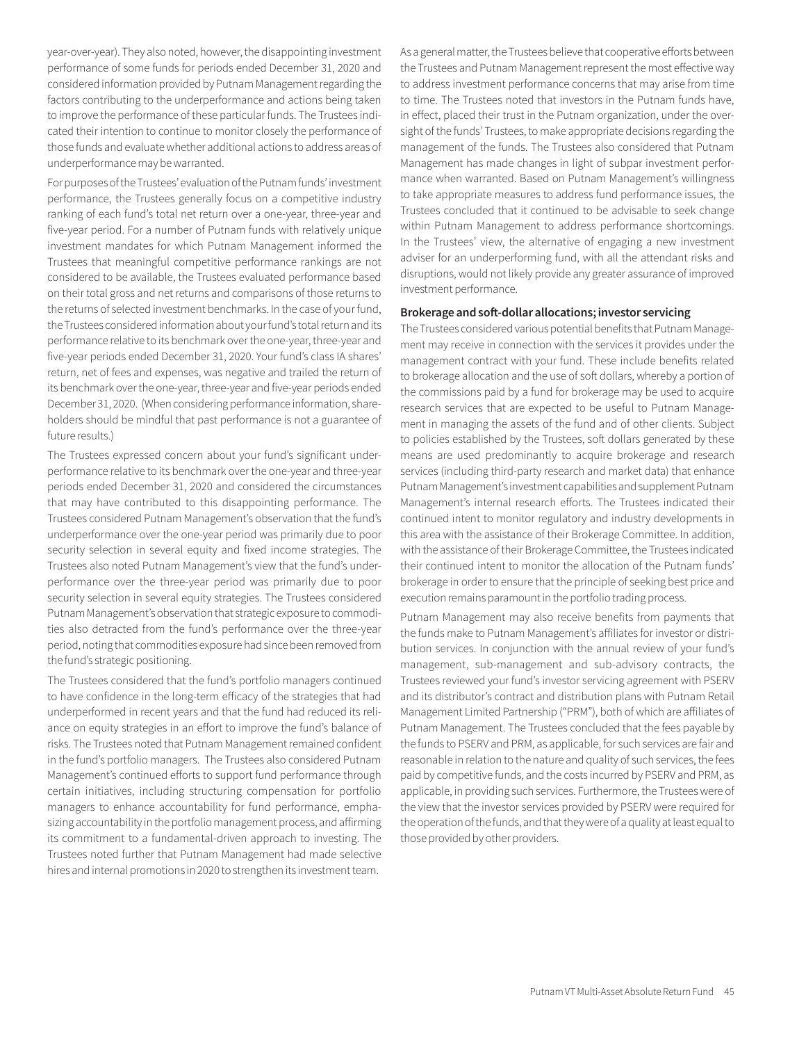year-over-year). They also noted, however, the disappointing investment performance of some funds for periods ended December 31, 2020 and considered information provided by Putnam Management regarding the factors contributing to the underperformance and actions being taken to improve the performance of these particular funds. The Trustees indicated their intention to continue to monitor closely the performance of those funds and evaluate whether additional actions to address areas of underperformance may be warranted.

For purposes of the Trustees' evaluation of the Putnam funds' investment performance, the Trustees generally focus on a competitive industry ranking of each fund's total net return over a one-year, three-year and five-year period. For a number of Putnam funds with relatively unique investment mandates for which Putnam Management informed the Trustees that meaningful competitive performance rankings are not considered to be available, the Trustees evaluated performance based on their total gross and net returns and comparisons of those returns to the returns of selected investment benchmarks. In the case of your fund, the Trustees considered information about your fund's total return and its performance relative to its benchmark over the one-year, three-year and five-year periods ended December 31, 2020. Your fund's class IA shares' return, net of fees and expenses, was negative and trailed the return of its benchmark over the one-year, three-year and five-year periods ended December 31, 2020. (When considering performance information, shareholders should be mindful that past performance is not a guarantee of future results.)

The Trustees expressed concern about your fund's significant underperformance relative to its benchmark over the one-year and three-year periods ended December 31, 2020 and considered the circumstances that may have contributed to this disappointing performance. The Trustees considered Putnam Management's observation that the fund's underperformance over the one-year period was primarily due to poor security selection in several equity and fixed income strategies. The Trustees also noted Putnam Management's view that the fund's underperformance over the three-year period was primarily due to poor security selection in several equity strategies. The Trustees considered Putnam Management's observation that strategic exposure to commodities also detracted from the fund's performance over the three-year period, noting that commodities exposure had since been removed from the fund's strategic positioning.

The Trustees considered that the fund's portfolio managers continued to have confidence in the long-term efficacy of the strategies that had underperformed in recent years and that the fund had reduced its reliance on equity strategies in an effort to improve the fund's balance of risks. The Trustees noted that Putnam Management remained confident in the fund's portfolio managers. The Trustees also considered Putnam Management's continued efforts to support fund performance through certain initiatives, including structuring compensation for portfolio managers to enhance accountability for fund performance, emphasizing accountability in the portfolio management process, and affirming its commitment to a fundamental-driven approach to investing. The Trustees noted further that Putnam Management had made selective hires and internal promotions in 2020 to strengthen its investment team.

As a general matter, the Trustees believe that cooperative efforts between the Trustees and Putnam Management represent the most effective way to address investment performance concerns that may arise from time to time. The Trustees noted that investors in the Putnam funds have, in effect, placed their trust in the Putnam organization, under the oversight of the funds' Trustees, to make appropriate decisions regarding the management of the funds. The Trustees also considered that Putnam Management has made changes in light of subpar investment performance when warranted. Based on Putnam Management's willingness to take appropriate measures to address fund performance issues, the Trustees concluded that it continued to be advisable to seek change within Putnam Management to address performance shortcomings. In the Trustees' view, the alternative of engaging a new investment adviser for an underperforming fund, with all the attendant risks and disruptions, would not likely provide any greater assurance of improved investment performance.

**Brokerage and soft-dollar allocations; investor servicing**

The Trustees considered various potential benefits that Putnam Management may receive in connection with the services it provides under the management contract with your fund. These include benefits related to brokerage allocation and the use of soft dollars, whereby a portion of the commissions paid by a fund for brokerage may be used to acquire research services that are expected to be useful to Putnam Management in managing the assets of the fund and of other clients. Subject to policies established by the Trustees, soft dollars generated by these means are used predominantly to acquire brokerage and research services (including third-party research and market data) that enhance Putnam Management's investment capabilities and supplement Putnam Management's internal research efforts. The Trustees indicated their continued intent to monitor regulatory and industry developments in this area with the assistance of their Brokerage Committee. In addition, with the assistance of their Brokerage Committee, the Trustees indicated their continued intent to monitor the allocation of the Putnam funds' brokerage in order to ensure that the principle of seeking best price and execution remains paramount in the portfolio trading process.

Putnam Management may also receive benefits from payments that the funds make to Putnam Management's affiliates for investor or distribution services. In conjunction with the annual review of your fund's management, sub-management and sub-advisory contracts, the Trustees reviewed your fund's investor servicing agreement with PSERV and its distributor's contract and distribution plans with Putnam Retail Management Limited Partnership ("PRM"), both of which are affiliates of Putnam Management. The Trustees concluded that the fees payable by the funds to PSERV and PRM, as applicable, for such services are fair and reasonable in relation to the nature and quality of such services, the fees paid by competitive funds, and the costs incurred by PSERV and PRM, as applicable, in providing such services. Furthermore, the Trustees were of the view that the investor services provided by PSERV were required for the operation of the funds, and that they were of a quality at least equal to those provided by other providers.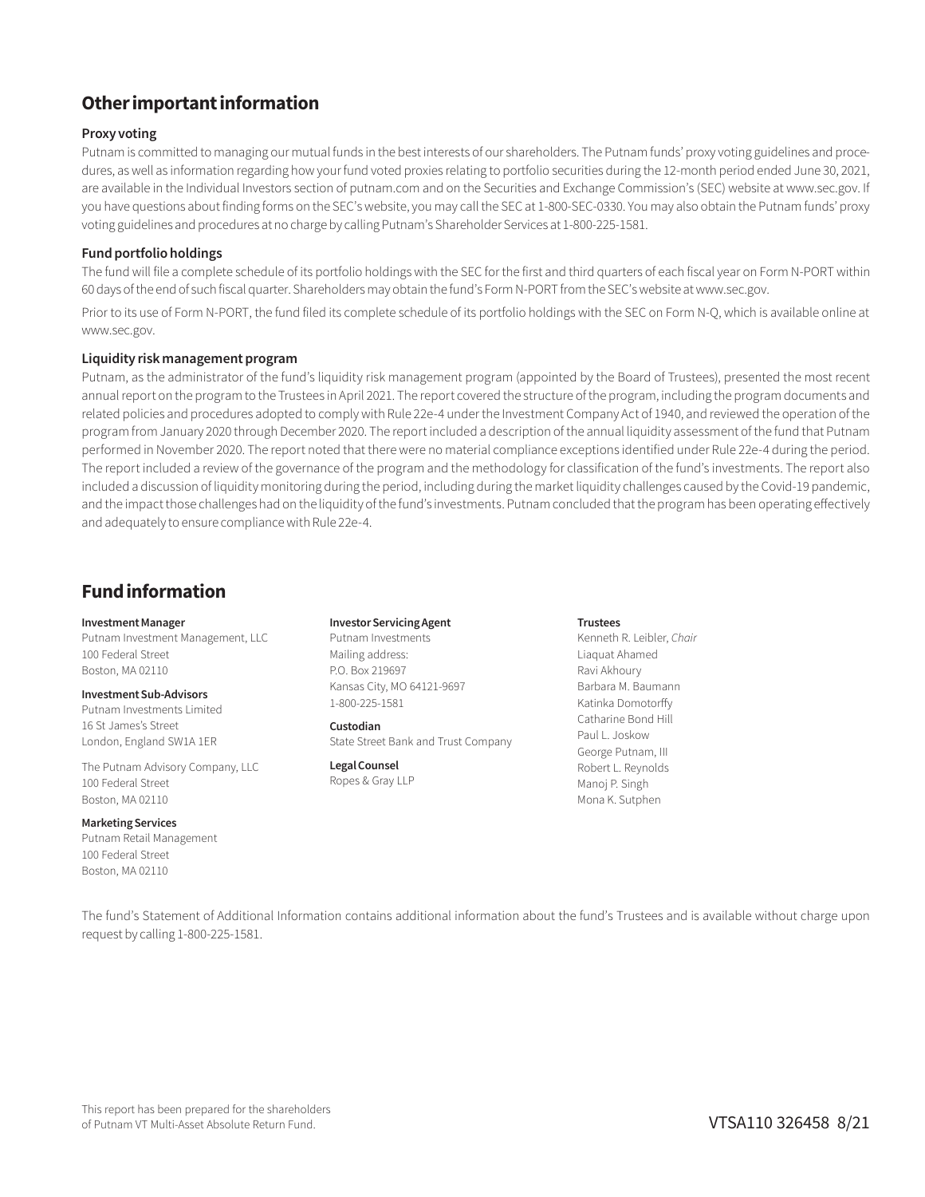## Other important information

### Proxy voting

Putnam is committed to managing our mutual funds in the best interests of our shareholders. The Putnam funds' proxy voting guidelines and procedures, as well as information regarding how your fund voted proxies relating to portfolio securities during the 12-month period ended June 30, 2021, are available in the Individual Investors section of putnam.com and on the Securities and Exchange Commission's (SEC) website at www.sec.gov. If you have questions about finding forms on the SEC's website, you may call the SEC at 1-800-SEC-0330. You may also obtain the Putnam funds' proxy voting guidelines and procedures at no charge by calling Putnam's Shareholder Services at 1-800-225-1581.

### Fund portfolio holdings

The fund will file a complete schedule of its portfolio holdings with the SEC for the first and third quarters of each fiscal year on Form N-PORT within 60 days of the end of such fiscal quarter. Shareholders may obtain the fund's Form N-PORT from the SEC's website at www.sec.gov.

Prior to its use of Form N-PORT, the fund filed its complete schedule of its portfolio holdings with the SEC on Form N-Q, which is available online at www.sec.gov.

### Liquidity risk management program

Putnam, as the administrator of the fund's liquidity risk management program (appointed by the Board of Trustees), presented the most recent annual report on the program to the Trustees in April 2021. The report covered the structure of the program, including the program documents and related policies and procedures adopted to comply with Rule 22e-4 under the Investment Company Act of 1940, and reviewed the operation of the program from January 2020 through December 2020. The report included a description of the annual liquidity assessment of the fund that Putnam performed in November 2020. The report noted that there were no material compliance exceptions identified under Rule 22e-4 during the period. The report included a review of the governance of the program and the methodology for classification of the fund's investments. The report also included a discussion of liquidity monitoring during the period, including during the market liquidity challenges caused by the Covid-19 pandemic, and the impact those challenges had on the liquidity of the fund's investments. Putnam concluded that the program has been operating effectively and adequately to ensure compliance with Rule 22e-4.

## Fund information

**Investment Manager**
Putnam Investment Management, LLC
100 Federal Street
Boston, MA 02110

**Investment Sub-Advisors**
Putnam Investments Limited
16 St James's Street
London, England SW1A 1ER

The Putnam Advisory Company, LLC
100 Federal Street
Boston, MA 02110

**Marketing Services**
Putnam Retail Management
100 Federal Street
Boston, MA 02110

**Investor Servicing Agent**
Putnam Investments
Mailing address:
P.O. Box 219697
Kansas City, MO 64121-9697
1-800-225-1581

**Custodian**
State Street Bank and Trust Company

**Legal Counsel**
Ropes & Gray LLP

**Trustees**
Kenneth R. Leibler, *Chair*
Liaquat Ahamed
Ravi Akhoury
Barbara M. Baumann
Katinka Domotorffy
Catharine Bond Hill
Paul L. Joskow
George Putnam, III
Robert L. Reynolds
Manoj P. Singh
Mona K. Sutphen

The fund's Statement of Additional Information contains additional information about the fund's Trustees and is available without charge upon request by calling 1-800-225-1581.

This report has been prepared for the shareholders of Putnam VT Multi-Asset Absolute Return Fund.

VTSA110 326458 8/21